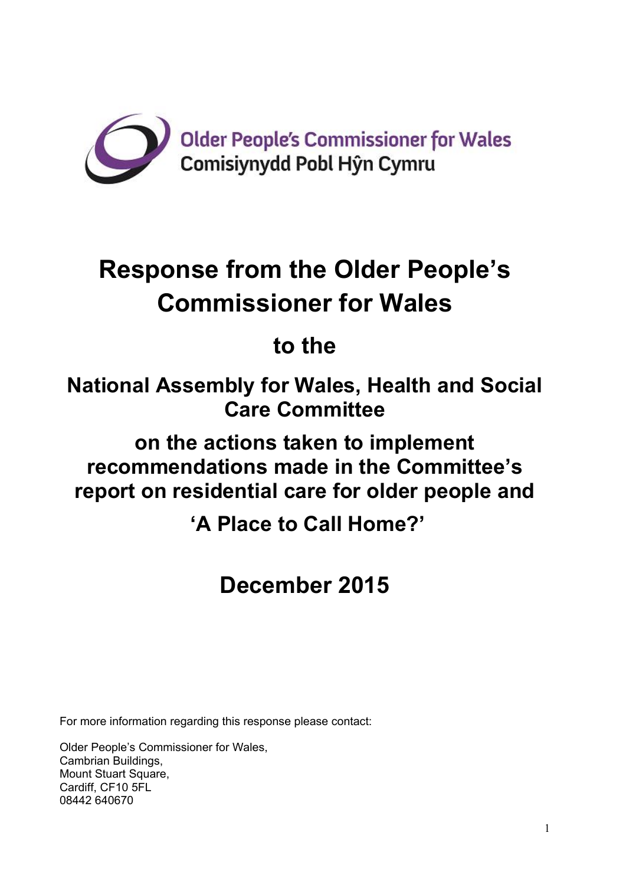Older People's Commissioner for Wales
Comisiynydd Pobl Hŷn Cymru

# Response from the Older People's Commissioner for Wales

## to the

## National Assembly for Wales, Health and Social Care Committee

## on the actions taken to implement recommendations made in the Committee's report on residential care for older people and 'A Place to Call Home?'

## December 2015

For more information regarding this response please contact:

Older People's Commissioner for Wales,
Cambrian Buildings,
Mount Stuart Square,
Cardiff, CF10 5FL
08442 640670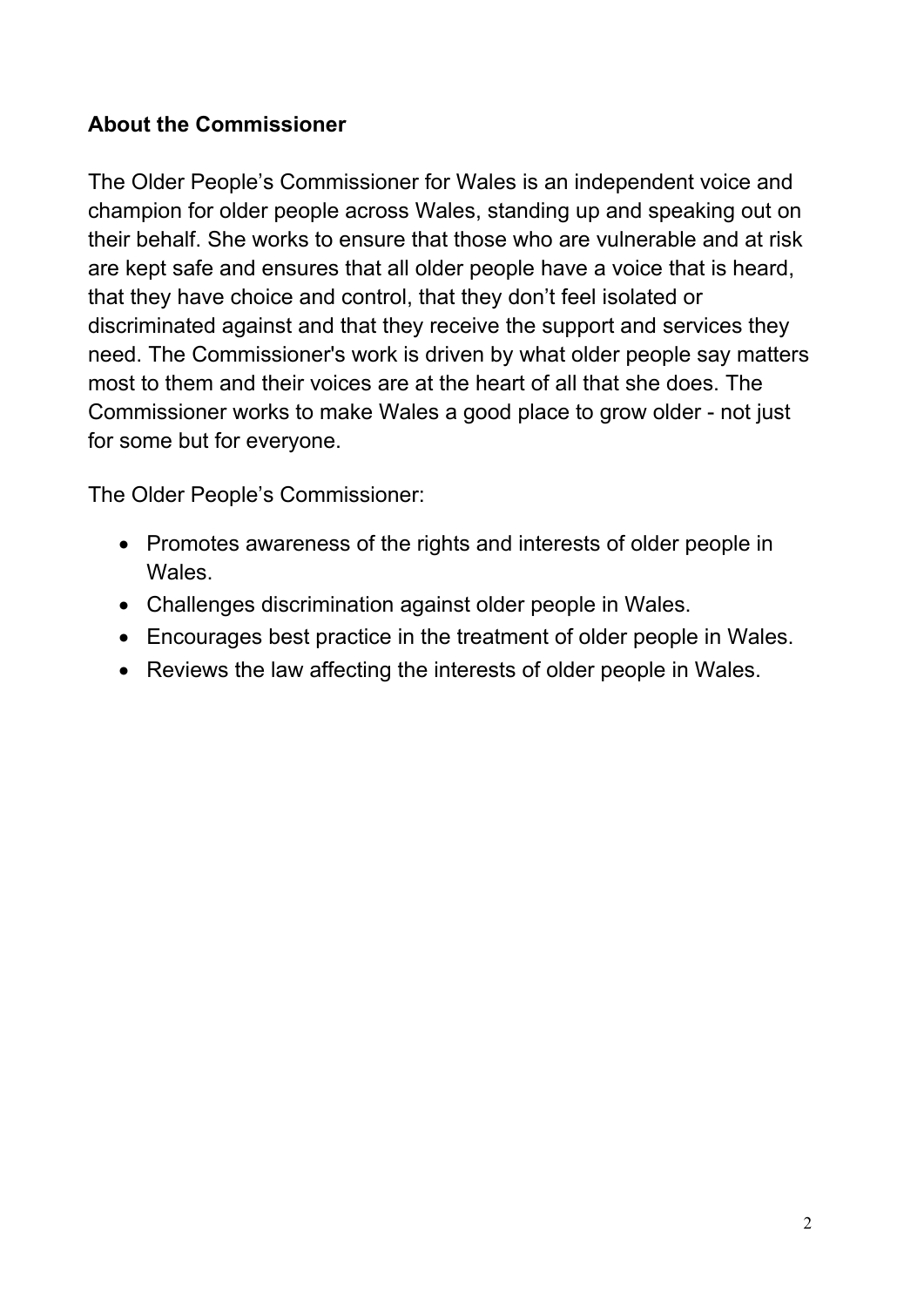## About the Commissioner

The Older People's Commissioner for Wales is an independent voice and champion for older people across Wales, standing up and speaking out on their behalf. She works to ensure that those who are vulnerable and at risk are kept safe and ensures that all older people have a voice that is heard, that they have choice and control, that they don't feel isolated or discriminated against and that they receive the support and services they need. The Commissioner's work is driven by what older people say matters most to them and their voices are at the heart of all that she does. The Commissioner works to make Wales a good place to grow older - not just for some but for everyone.

The Older People's Commissioner:

- Promotes awareness of the rights and interests of older people in Wales.
- Challenges discrimination against older people in Wales.
- Encourages best practice in the treatment of older people in Wales.
- Reviews the law affecting the interests of older people in Wales.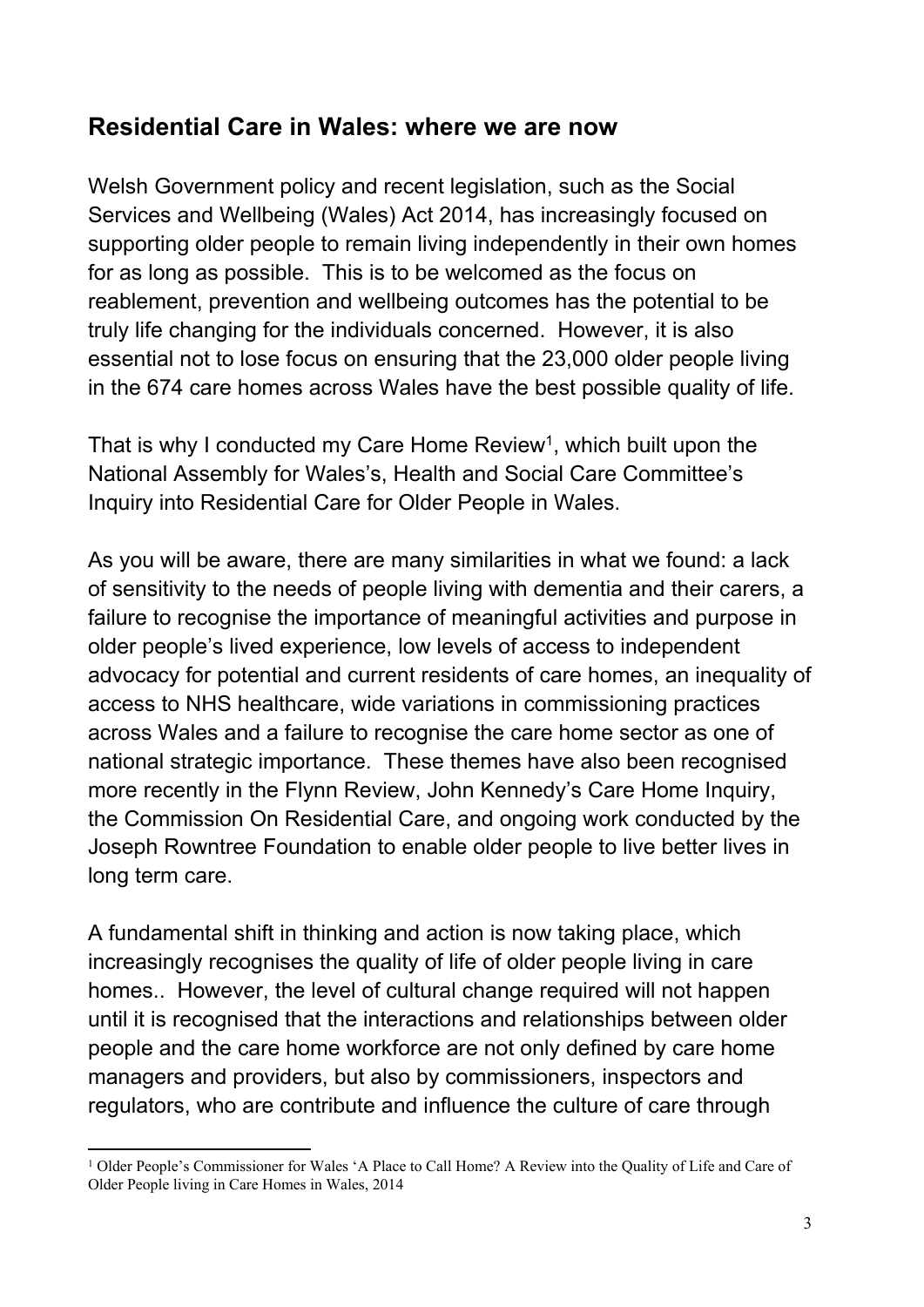## Residential Care in Wales: where we are now

Welsh Government policy and recent legislation, such as the Social Services and Wellbeing (Wales) Act 2014, has increasingly focused on supporting older people to remain living independently in their own homes for as long as possible. This is to be welcomed as the focus on reablement, prevention and wellbeing outcomes has the potential to be truly life changing for the individuals concerned. However, it is also essential not to lose focus on ensuring that the 23,000 older people living in the 674 care homes across Wales have the best possible quality of life.

That is why I conducted my Care Home Review[1], which built upon the National Assembly for Wales's, Health and Social Care Committee's Inquiry into Residential Care for Older People in Wales.

As you will be aware, there are many similarities in what we found: a lack of sensitivity to the needs of people living with dementia and their carers, a failure to recognise the importance of meaningful activities and purpose in older people's lived experience, low levels of access to independent advocacy for potential and current residents of care homes, an inequality of access to NHS healthcare, wide variations in commissioning practices across Wales and a failure to recognise the care home sector as one of national strategic importance. These themes have also been recognised more recently in the Flynn Review, John Kennedy's Care Home Inquiry, the Commission On Residential Care, and ongoing work conducted by the Joseph Rowntree Foundation to enable older people to live better lives in long term care.

A fundamental shift in thinking and action is now taking place, which increasingly recognises the quality of life of older people living in care homes.. However, the level of cultural change required will not happen until it is recognised that the interactions and relationships between older people and the care home workforce are not only defined by care home managers and providers, but also by commissioners, inspectors and regulators, who are contribute and influence the culture of care through

[1] Older People's Commissioner for Wales 'A Place to Call Home? A Review into the Quality of Life and Care of Older People living in Care Homes in Wales, 2014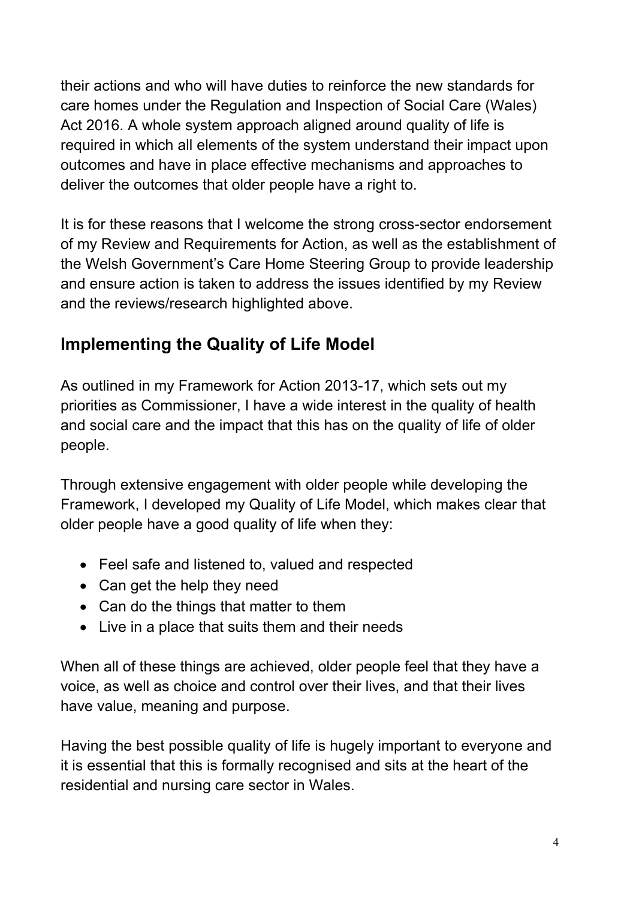their actions and who will have duties to reinforce the new standards for care homes under the Regulation and Inspection of Social Care (Wales) Act 2016. A whole system approach aligned around quality of life is required in which all elements of the system understand their impact upon outcomes and have in place effective mechanisms and approaches to deliver the outcomes that older people have a right to.

It is for these reasons that I welcome the strong cross-sector endorsement of my Review and Requirements for Action, as well as the establishment of the Welsh Government's Care Home Steering Group to provide leadership and ensure action is taken to address the issues identified by my Review and the reviews/research highlighted above.

## Implementing the Quality of Life Model

As outlined in my Framework for Action 2013-17, which sets out my priorities as Commissioner, I have a wide interest in the quality of health and social care and the impact that this has on the quality of life of older people.

Through extensive engagement with older people while developing the Framework, I developed my Quality of Life Model, which makes clear that older people have a good quality of life when they:

- Feel safe and listened to, valued and respected
- Can get the help they need
- Can do the things that matter to them
- Live in a place that suits them and their needs

When all of these things are achieved, older people feel that they have a voice, as well as choice and control over their lives, and that their lives have value, meaning and purpose.

Having the best possible quality of life is hugely important to everyone and it is essential that this is formally recognised and sits at the heart of the residential and nursing care sector in Wales.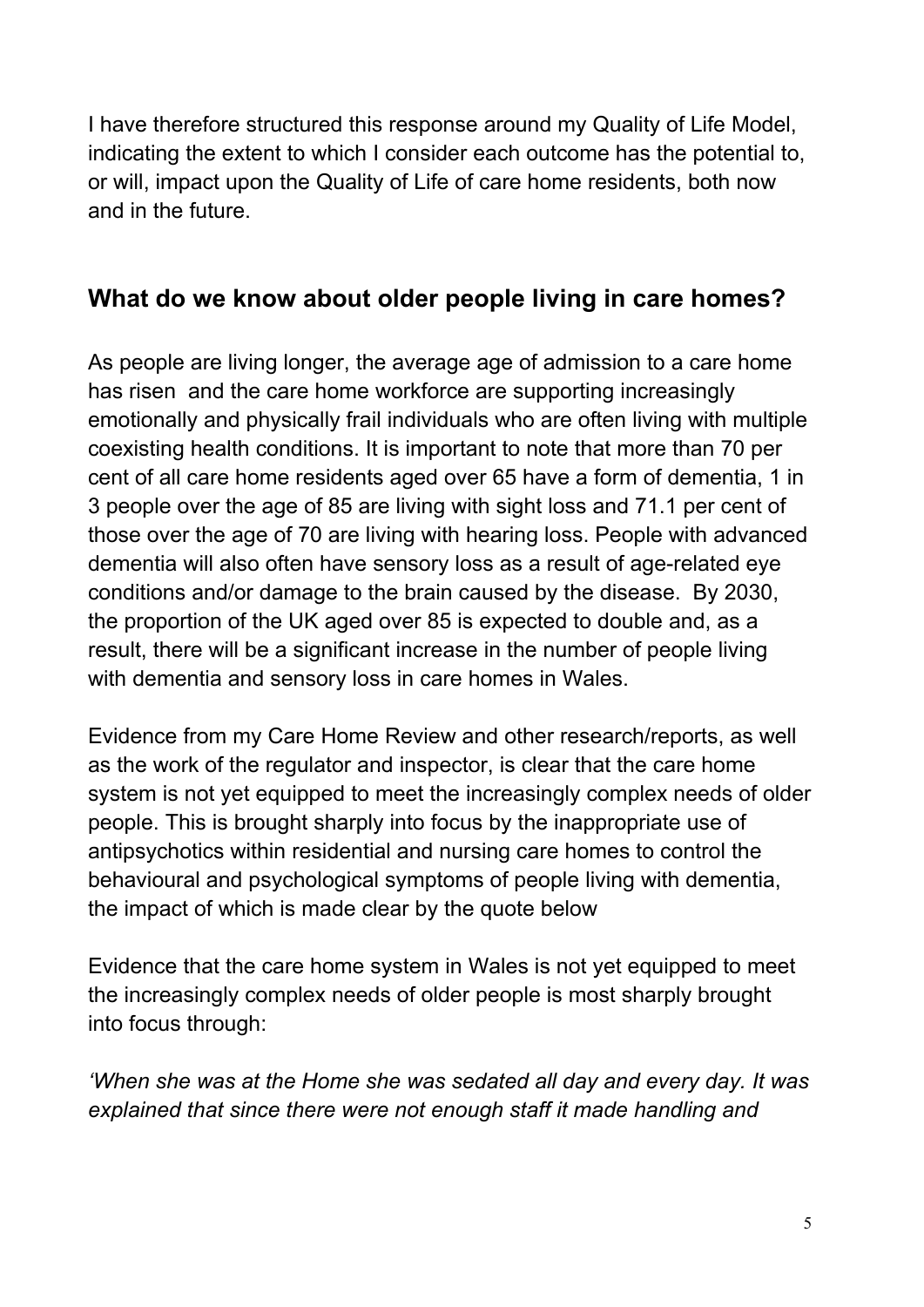I have therefore structured this response around my Quality of Life Model, indicating the extent to which I consider each outcome has the potential to, or will, impact upon the Quality of Life of care home residents, both now and in the future.

## What do we know about older people living in care homes?

As people are living longer, the average age of admission to a care home has risen and the care home workforce are supporting increasingly emotionally and physically frail individuals who are often living with multiple coexisting health conditions. It is important to note that more than 70 per cent of all care home residents aged over 65 have a form of dementia, 1 in 3 people over the age of 85 are living with sight loss and 71.1 per cent of those over the age of 70 are living with hearing loss. People with advanced dementia will also often have sensory loss as a result of age-related eye conditions and/or damage to the brain caused by the disease. By 2030, the proportion of the UK aged over 85 is expected to double and, as a result, there will be a significant increase in the number of people living with dementia and sensory loss in care homes in Wales.

Evidence from my Care Home Review and other research/reports, as well as the work of the regulator and inspector, is clear that the care home system is not yet equipped to meet the increasingly complex needs of older people. This is brought sharply into focus by the inappropriate use of antipsychotics within residential and nursing care homes to control the behavioural and psychological symptoms of people living with dementia, the impact of which is made clear by the quote below

Evidence that the care home system in Wales is not yet equipped to meet the increasingly complex needs of older people is most sharply brought into focus through:

*'When she was at the Home she was sedated all day and every day. It was explained that since there were not enough staff it made handling and*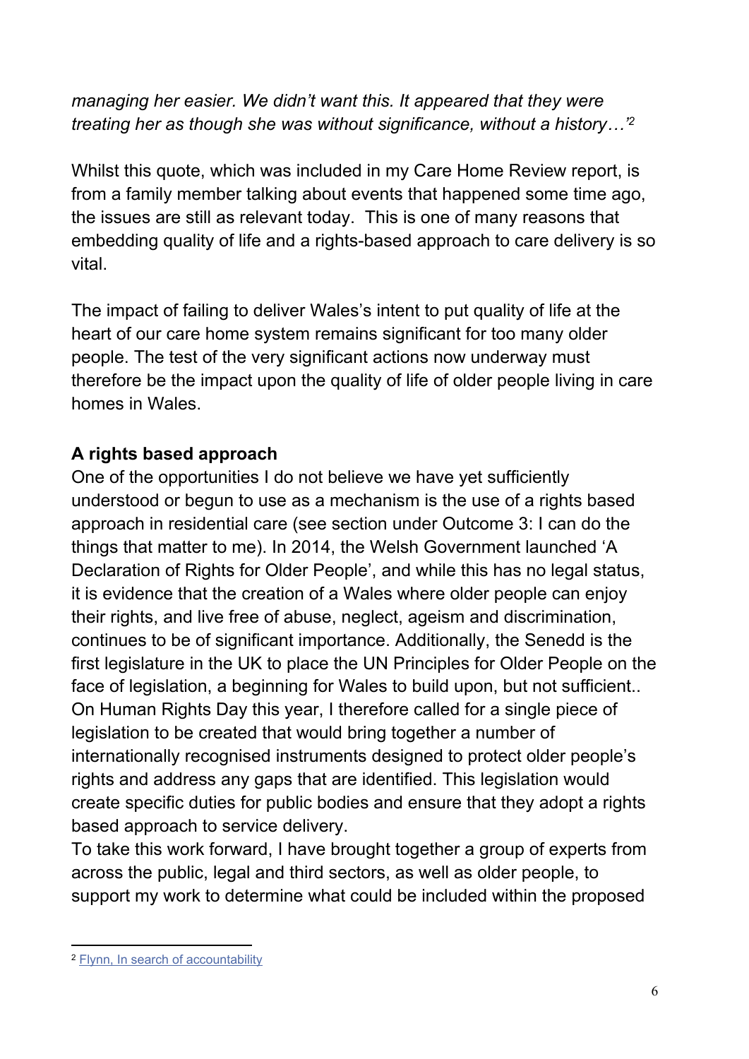*managing her easier. We didn't want this. It appeared that they were treating her as though she was without significance, without a history…'*[2]

Whilst this quote, which was included in my Care Home Review report, is from a family member talking about events that happened some time ago, the issues are still as relevant today. This is one of many reasons that embedding quality of life and a rights-based approach to care delivery is so vital.

The impact of failing to deliver Wales's intent to put quality of life at the heart of our care home system remains significant for too many older people. The test of the very significant actions now underway must therefore be the impact upon the quality of life of older people living in care homes in Wales.

**A rights based approach**

One of the opportunities I do not believe we have yet sufficiently understood or begun to use as a mechanism is the use of a rights based approach in residential care (see section under Outcome 3: I can do the things that matter to me). In 2014, the Welsh Government launched 'A Declaration of Rights for Older People', and while this has no legal status, it is evidence that the creation of a Wales where older people can enjoy their rights, and live free of abuse, neglect, ageism and discrimination, continues to be of significant importance. Additionally, the Senedd is the first legislature in the UK to place the UN Principles for Older People on the face of legislation, a beginning for Wales to build upon, but not sufficient.. On Human Rights Day this year, I therefore called for a single piece of legislation to be created that would bring together a number of internationally recognised instruments designed to protect older people's rights and address any gaps that are identified. This legislation would create specific duties for public bodies and ensure that they adopt a rights based approach to service delivery.

To take this work forward, I have brought together a group of experts from across the public, legal and third sectors, as well as older people, to support my work to determine what could be included within the proposed

---

[2] Flynn, In search of accountability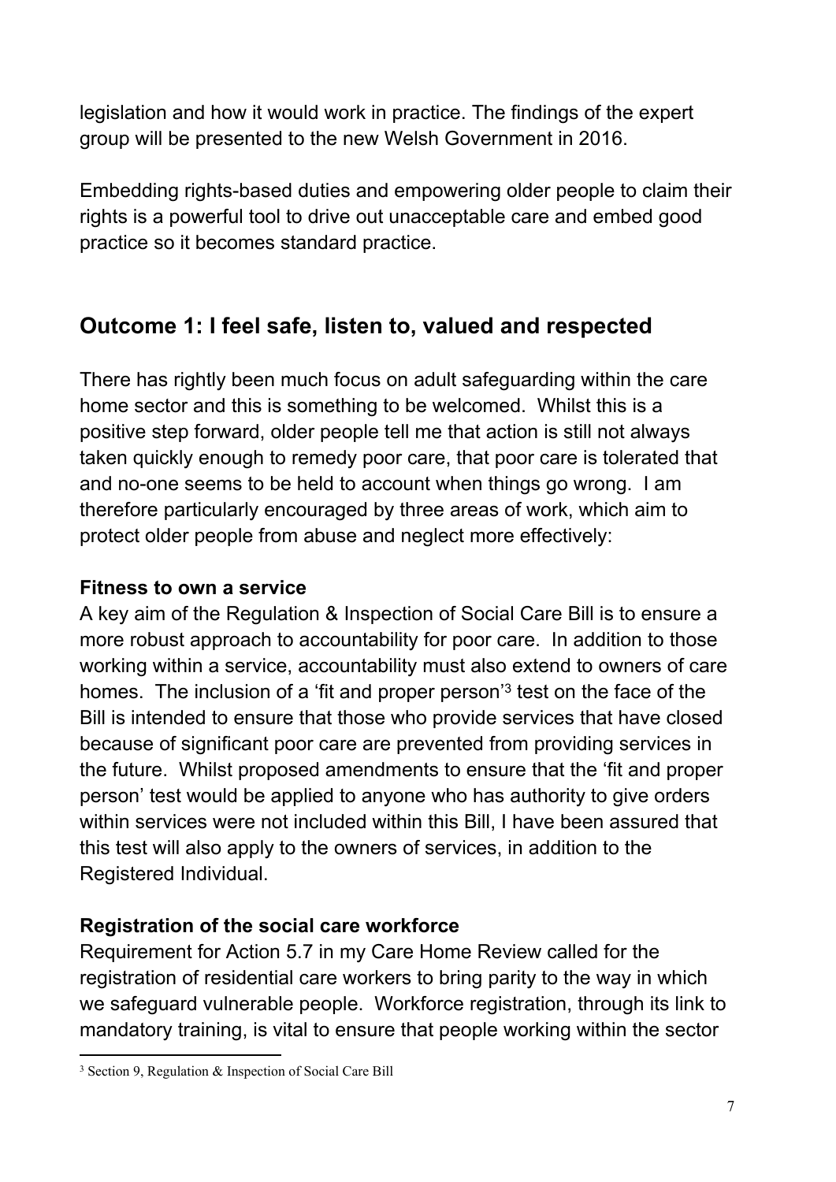legislation and how it would work in practice. The findings of the expert group will be presented to the new Welsh Government in 2016.

Embedding rights-based duties and empowering older people to claim their rights is a powerful tool to drive out unacceptable care and embed good practice so it becomes standard practice.

## Outcome 1: I feel safe, listen to, valued and respected

There has rightly been much focus on adult safeguarding within the care home sector and this is something to be welcomed. Whilst this is a positive step forward, older people tell me that action is still not always taken quickly enough to remedy poor care, that poor care is tolerated that and no-one seems to be held to account when things go wrong. I am therefore particularly encouraged by three areas of work, which aim to protect older people from abuse and neglect more effectively:

**Fitness to own a service**

A key aim of the Regulation & Inspection of Social Care Bill is to ensure a more robust approach to accountability for poor care. In addition to those working within a service, accountability must also extend to owners of care homes. The inclusion of a 'fit and proper person'[3] test on the face of the Bill is intended to ensure that those who provide services that have closed because of significant poor care are prevented from providing services in the future. Whilst proposed amendments to ensure that the 'fit and proper person' test would be applied to anyone who has authority to give orders within services were not included within this Bill, I have been assured that this test will also apply to the owners of services, in addition to the Registered Individual.

**Registration of the social care workforce**

Requirement for Action 5.7 in my Care Home Review called for the registration of residential care workers to bring parity to the way in which we safeguard vulnerable people. Workforce registration, through its link to mandatory training, is vital to ensure that people working within the sector

[3] Section 9, Regulation & Inspection of Social Care Bill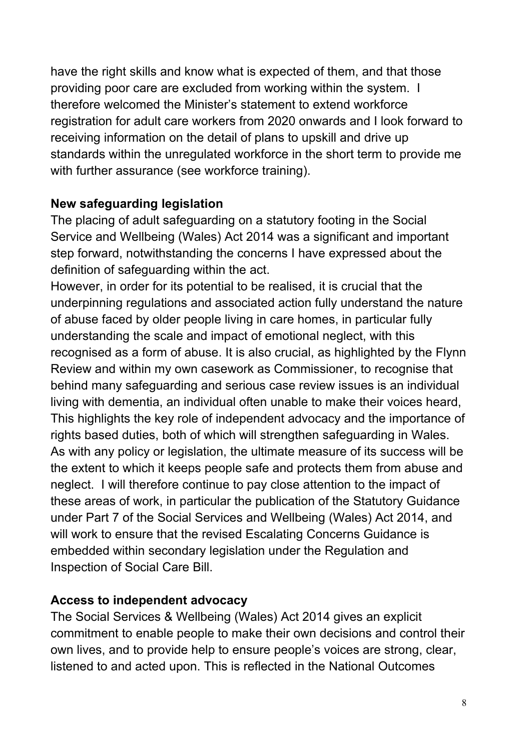have the right skills and know what is expected of them, and that those providing poor care are excluded from working within the system. I therefore welcomed the Minister's statement to extend workforce registration for adult care workers from 2020 onwards and I look forward to receiving information on the detail of plans to upskill and drive up standards within the unregulated workforce in the short term to provide me with further assurance (see workforce training).

**New safeguarding legislation**

The placing of adult safeguarding on a statutory footing in the Social Service and Wellbeing (Wales) Act 2014 was a significant and important step forward, notwithstanding the concerns I have expressed about the definition of safeguarding within the act.

However, in order for its potential to be realised, it is crucial that the underpinning regulations and associated action fully understand the nature of abuse faced by older people living in care homes, in particular fully understanding the scale and impact of emotional neglect, with this recognised as a form of abuse. It is also crucial, as highlighted by the Flynn Review and within my own casework as Commissioner, to recognise that behind many safeguarding and serious case review issues is an individual living with dementia, an individual often unable to make their voices heard, This highlights the key role of independent advocacy and the importance of rights based duties, both of which will strengthen safeguarding in Wales. As with any policy or legislation, the ultimate measure of its success will be the extent to which it keeps people safe and protects them from abuse and neglect. I will therefore continue to pay close attention to the impact of these areas of work, in particular the publication of the Statutory Guidance under Part 7 of the Social Services and Wellbeing (Wales) Act 2014, and will work to ensure that the revised Escalating Concerns Guidance is embedded within secondary legislation under the Regulation and Inspection of Social Care Bill.

**Access to independent advocacy**

The Social Services & Wellbeing (Wales) Act 2014 gives an explicit commitment to enable people to make their own decisions and control their own lives, and to provide help to ensure people's voices are strong, clear, listened to and acted upon. This is reflected in the National Outcomes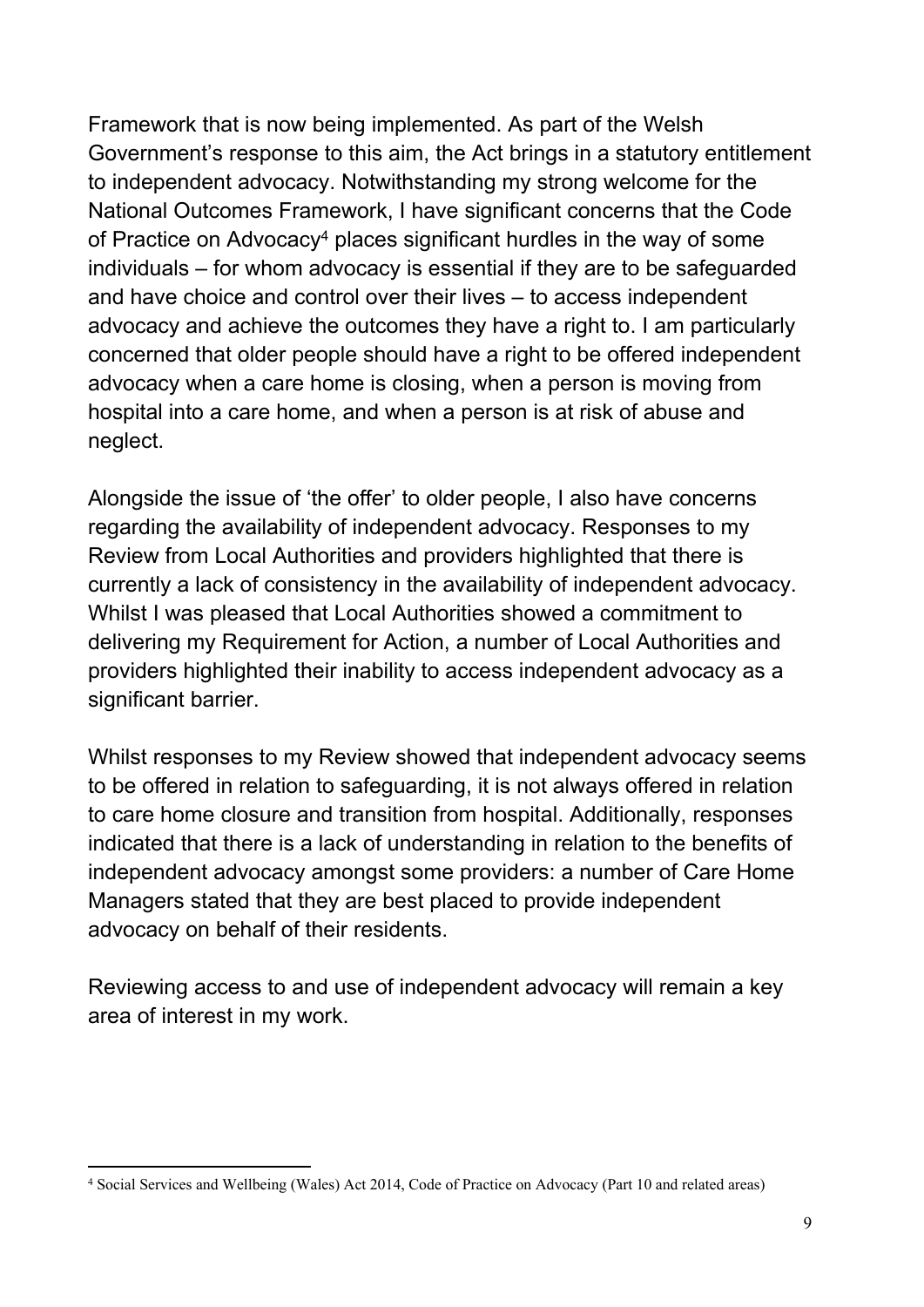Framework that is now being implemented. As part of the Welsh Government's response to this aim, the Act brings in a statutory entitlement to independent advocacy. Notwithstanding my strong welcome for the National Outcomes Framework, I have significant concerns that the Code of Practice on Advocacy[4] places significant hurdles in the way of some individuals – for whom advocacy is essential if they are to be safeguarded and have choice and control over their lives – to access independent advocacy and achieve the outcomes they have a right to. I am particularly concerned that older people should have a right to be offered independent advocacy when a care home is closing, when a person is moving from hospital into a care home, and when a person is at risk of abuse and neglect.

Alongside the issue of 'the offer' to older people, I also have concerns regarding the availability of independent advocacy. Responses to my Review from Local Authorities and providers highlighted that there is currently a lack of consistency in the availability of independent advocacy. Whilst I was pleased that Local Authorities showed a commitment to delivering my Requirement for Action, a number of Local Authorities and providers highlighted their inability to access independent advocacy as a significant barrier.

Whilst responses to my Review showed that independent advocacy seems to be offered in relation to safeguarding, it is not always offered in relation to care home closure and transition from hospital. Additionally, responses indicated that there is a lack of understanding in relation to the benefits of independent advocacy amongst some providers: a number of Care Home Managers stated that they are best placed to provide independent advocacy on behalf of their residents.

Reviewing access to and use of independent advocacy will remain a key area of interest in my work.

[4] Social Services and Wellbeing (Wales) Act 2014, Code of Practice on Advocacy (Part 10 and related areas)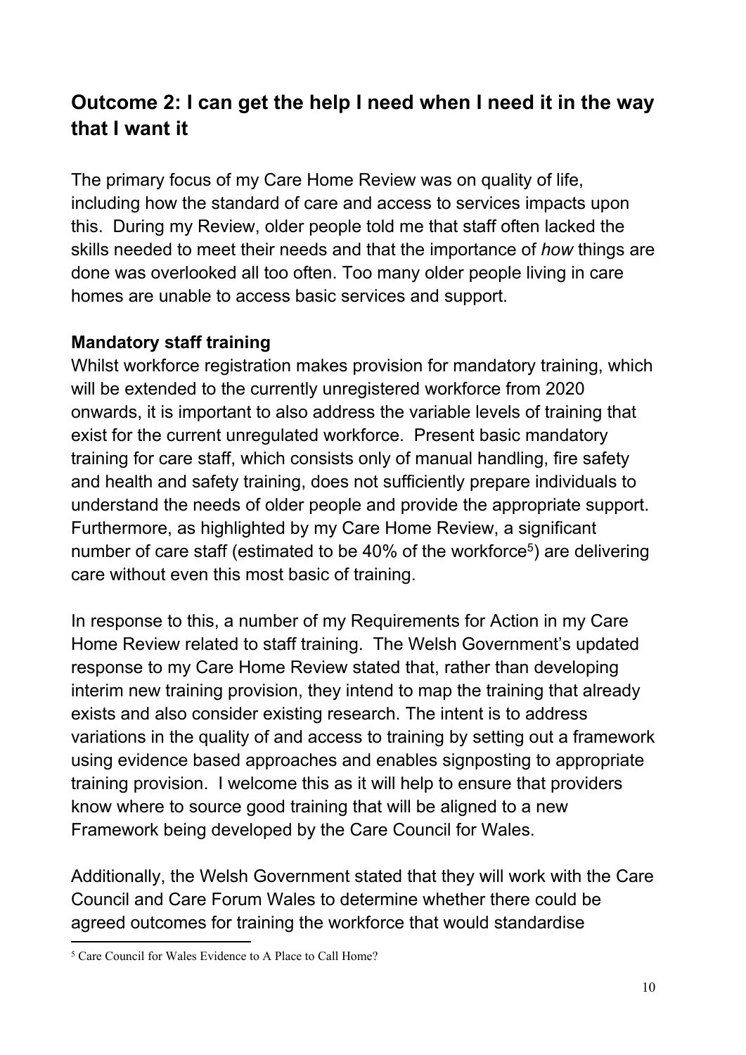## Outcome 2: I can get the help I need when I need it in the way that I want it

The primary focus of my Care Home Review was on quality of life, including how the standard of care and access to services impacts upon this. During my Review, older people told me that staff often lacked the skills needed to meet their needs and that the importance of *how* things are done was overlooked all too often. Too many older people living in care homes are unable to access basic services and support.

**Mandatory staff training**

Whilst workforce registration makes provision for mandatory training, which will be extended to the currently unregistered workforce from 2020 onwards, it is important to also address the variable levels of training that exist for the current unregulated workforce. Present basic mandatory training for care staff, which consists only of manual handling, fire safety and health and safety training, does not sufficiently prepare individuals to understand the needs of older people and provide the appropriate support. Furthermore, as highlighted by my Care Home Review, a significant number of care staff (estimated to be 40% of the workforce[5]) are delivering care without even this most basic of training.

In response to this, a number of my Requirements for Action in my Care Home Review related to staff training. The Welsh Government's updated response to my Care Home Review stated that, rather than developing interim new training provision, they intend to map the training that already exists and also consider existing research. The intent is to address variations in the quality of and access to training by setting out a framework using evidence based approaches and enables signposting to appropriate training provision. I welcome this as it will help to ensure that providers know where to source good training that will be aligned to a new Framework being developed by the Care Council for Wales.

Additionally, the Welsh Government stated that they will work with the Care Council and Care Forum Wales to determine whether there could be agreed outcomes for training the workforce that would standardise

[5] Care Council for Wales Evidence to A Place to Call Home?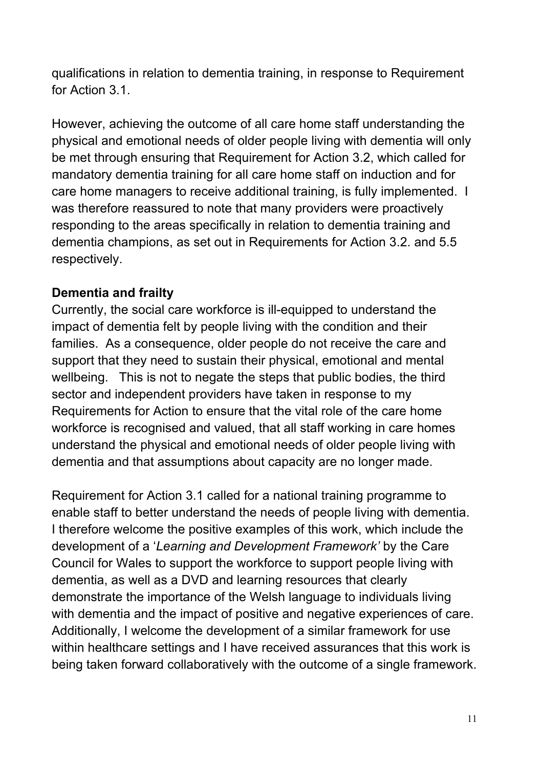qualifications in relation to dementia training, in response to Requirement for Action 3.1.

However, achieving the outcome of all care home staff understanding the physical and emotional needs of older people living with dementia will only be met through ensuring that Requirement for Action 3.2, which called for mandatory dementia training for all care home staff on induction and for care home managers to receive additional training, is fully implemented. I was therefore reassured to note that many providers were proactively responding to the areas specifically in relation to dementia training and dementia champions, as set out in Requirements for Action 3.2. and 5.5 respectively.

**Dementia and frailty**

Currently, the social care workforce is ill-equipped to understand the impact of dementia felt by people living with the condition and their families. As a consequence, older people do not receive the care and support that they need to sustain their physical, emotional and mental wellbeing. This is not to negate the steps that public bodies, the third sector and independent providers have taken in response to my Requirements for Action to ensure that the vital role of the care home workforce is recognised and valued, that all staff working in care homes understand the physical and emotional needs of older people living with dementia and that assumptions about capacity are no longer made.

Requirement for Action 3.1 called for a national training programme to enable staff to better understand the needs of people living with dementia. I therefore welcome the positive examples of this work, which include the development of a '*Learning and Development Framework'* by the Care Council for Wales to support the workforce to support people living with dementia, as well as a DVD and learning resources that clearly demonstrate the importance of the Welsh language to individuals living with dementia and the impact of positive and negative experiences of care. Additionally, I welcome the development of a similar framework for use within healthcare settings and I have received assurances that this work is being taken forward collaboratively with the outcome of a single framework.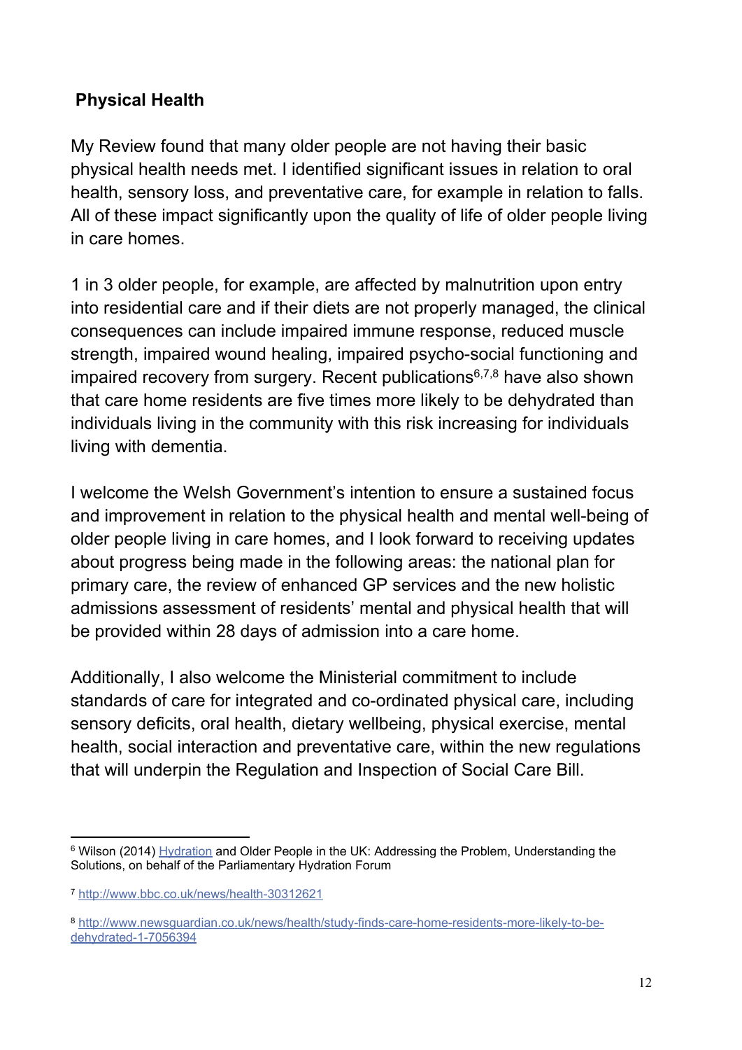## Physical Health

My Review found that many older people are not having their basic physical health needs met. I identified significant issues in relation to oral health, sensory loss, and preventative care, for example in relation to falls. All of these impact significantly upon the quality of life of older people living in care homes.

1 in 3 older people, for example, are affected by malnutrition upon entry into residential care and if their diets are not properly managed, the clinical consequences can include impaired immune response, reduced muscle strength, impaired wound healing, impaired psycho-social functioning and impaired recovery from surgery. Recent publications[6,7,8] have also shown that care home residents are five times more likely to be dehydrated than individuals living in the community with this risk increasing for individuals living with dementia.

I welcome the Welsh Government's intention to ensure a sustained focus and improvement in relation to the physical health and mental well-being of older people living in care homes, and I look forward to receiving updates about progress being made in the following areas: the national plan for primary care, the review of enhanced GP services and the new holistic admissions assessment of residents' mental and physical health that will be provided within 28 days of admission into a care home.

Additionally, I also welcome the Ministerial commitment to include standards of care for integrated and co-ordinated physical care, including sensory deficits, oral health, dietary wellbeing, physical exercise, mental health, social interaction and preventative care, within the new regulations that will underpin the Regulation and Inspection of Social Care Bill.

---

[6] Wilson (2014) Hydration and Older People in the UK: Addressing the Problem, Understanding the Solutions, on behalf of the Parliamentary Hydration Forum

[7] http://www.bbc.co.uk/news/health-30312621

[8] http://www.newsguardian.co.uk/news/health/study-finds-care-home-residents-more-likely-to-be-dehydrated-1-7056394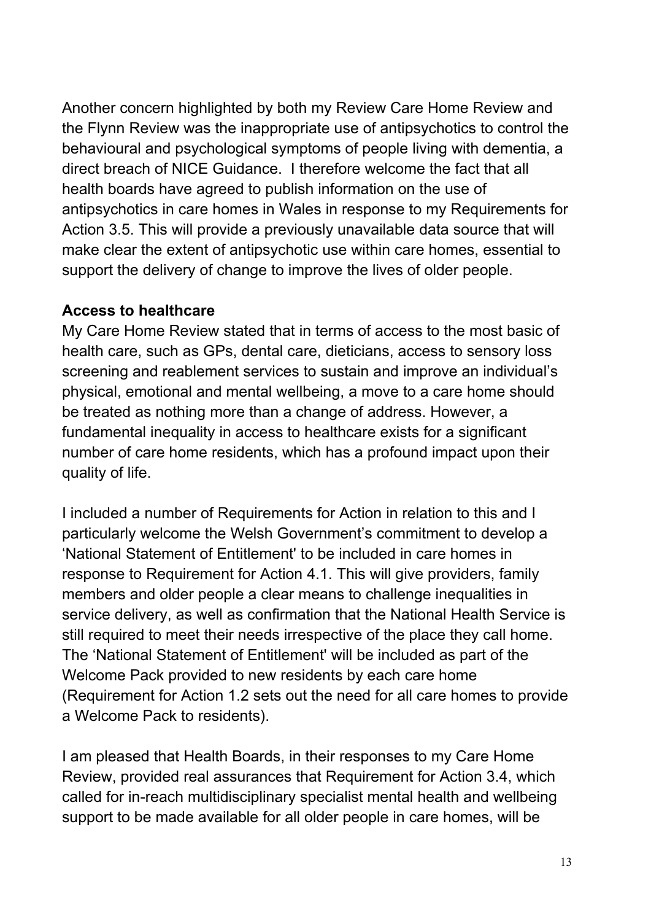Another concern highlighted by both my Review Care Home Review and the Flynn Review was the inappropriate use of antipsychotics to control the behavioural and psychological symptoms of people living with dementia, a direct breach of NICE Guidance. I therefore welcome the fact that all health boards have agreed to publish information on the use of antipsychotics in care homes in Wales in response to my Requirements for Action 3.5. This will provide a previously unavailable data source that will make clear the extent of antipsychotic use within care homes, essential to support the delivery of change to improve the lives of older people.

**Access to healthcare**

My Care Home Review stated that in terms of access to the most basic of health care, such as GPs, dental care, dieticians, access to sensory loss screening and reablement services to sustain and improve an individual's physical, emotional and mental wellbeing, a move to a care home should be treated as nothing more than a change of address. However, a fundamental inequality in access to healthcare exists for a significant number of care home residents, which has a profound impact upon their quality of life.

I included a number of Requirements for Action in relation to this and I particularly welcome the Welsh Government's commitment to develop a 'National Statement of Entitlement' to be included in care homes in response to Requirement for Action 4.1. This will give providers, family members and older people a clear means to challenge inequalities in service delivery, as well as confirmation that the National Health Service is still required to meet their needs irrespective of the place they call home. The 'National Statement of Entitlement' will be included as part of the Welcome Pack provided to new residents by each care home (Requirement for Action 1.2 sets out the need for all care homes to provide a Welcome Pack to residents).

I am pleased that Health Boards, in their responses to my Care Home Review, provided real assurances that Requirement for Action 3.4, which called for in-reach multidisciplinary specialist mental health and wellbeing support to be made available for all older people in care homes, will be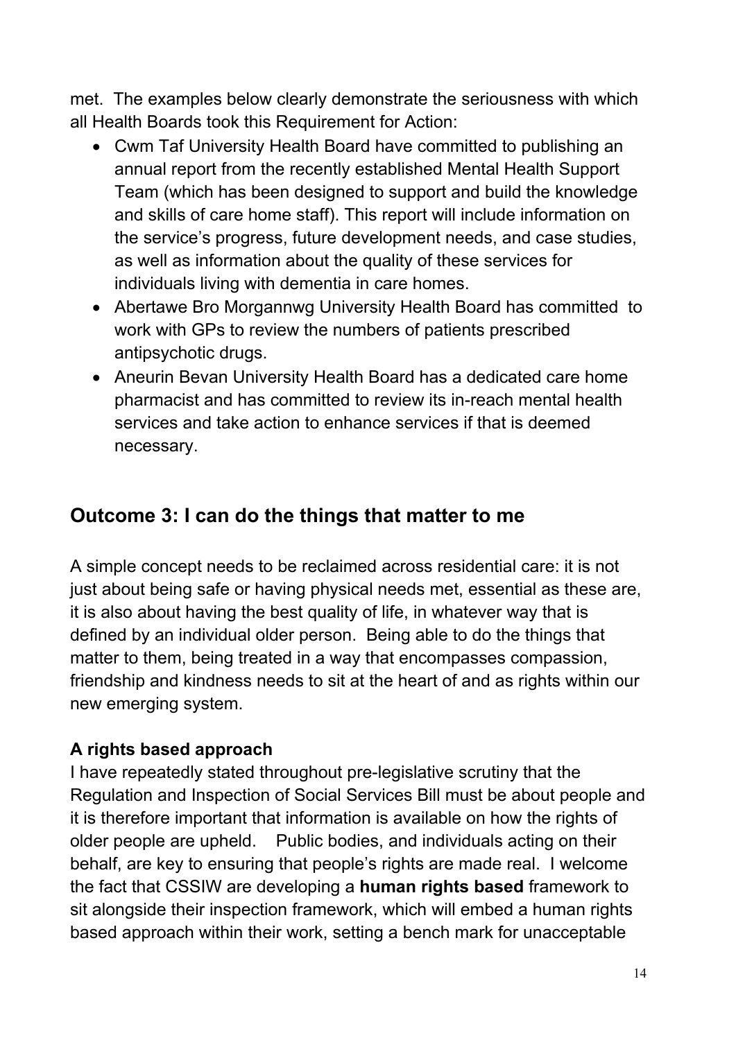met. The examples below clearly demonstrate the seriousness with which all Health Boards took this Requirement for Action:

- Cwm Taf University Health Board have committed to publishing an annual report from the recently established Mental Health Support Team (which has been designed to support and build the knowledge and skills of care home staff). This report will include information on the service's progress, future development needs, and case studies, as well as information about the quality of these services for individuals living with dementia in care homes.
- Abertawe Bro Morgannwg University Health Board has committed to work with GPs to review the numbers of patients prescribed antipsychotic drugs.
- Aneurin Bevan University Health Board has a dedicated care home pharmacist and has committed to review its in-reach mental health services and take action to enhance services if that is deemed necessary.

## Outcome 3: I can do the things that matter to me

A simple concept needs to be reclaimed across residential care: it is not just about being safe or having physical needs met, essential as these are, it is also about having the best quality of life, in whatever way that is defined by an individual older person. Being able to do the things that matter to them, being treated in a way that encompasses compassion, friendship and kindness needs to sit at the heart of and as rights within our new emerging system.

**A rights based approach**

I have repeatedly stated throughout pre-legislative scrutiny that the Regulation and Inspection of Social Services Bill must be about people and it is therefore important that information is available on how the rights of older people are upheld. Public bodies, and individuals acting on their behalf, are key to ensuring that people's rights are made real. I welcome the fact that CSSIW are developing a **human rights based** framework to sit alongside their inspection framework, which will embed a human rights based approach within their work, setting a bench mark for unacceptable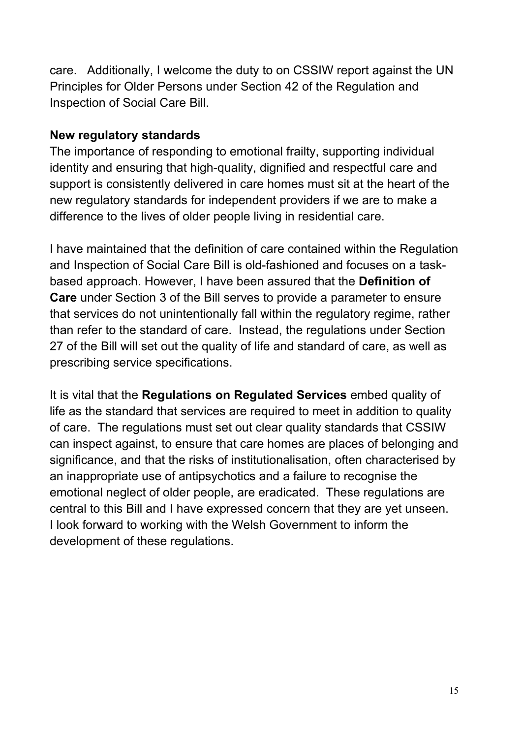care. Additionally, I welcome the duty to on CSSIW report against the UN Principles for Older Persons under Section 42 of the Regulation and Inspection of Social Care Bill.

**New regulatory standards**

The importance of responding to emotional frailty, supporting individual identity and ensuring that high-quality, dignified and respectful care and support is consistently delivered in care homes must sit at the heart of the new regulatory standards for independent providers if we are to make a difference to the lives of older people living in residential care.

I have maintained that the definition of care contained within the Regulation and Inspection of Social Care Bill is old-fashioned and focuses on a task-based approach. However, I have been assured that the **Definition of Care** under Section 3 of the Bill serves to provide a parameter to ensure that services do not unintentionally fall within the regulatory regime, rather than refer to the standard of care. Instead, the regulations under Section 27 of the Bill will set out the quality of life and standard of care, as well as prescribing service specifications.

It is vital that the **Regulations on Regulated Services** embed quality of life as the standard that services are required to meet in addition to quality of care. The regulations must set out clear quality standards that CSSIW can inspect against, to ensure that care homes are places of belonging and significance, and that the risks of institutionalisation, often characterised by an inappropriate use of antipsychotics and a failure to recognise the emotional neglect of older people, are eradicated. These regulations are central to this Bill and I have expressed concern that they are yet unseen. I look forward to working with the Welsh Government to inform the development of these regulations.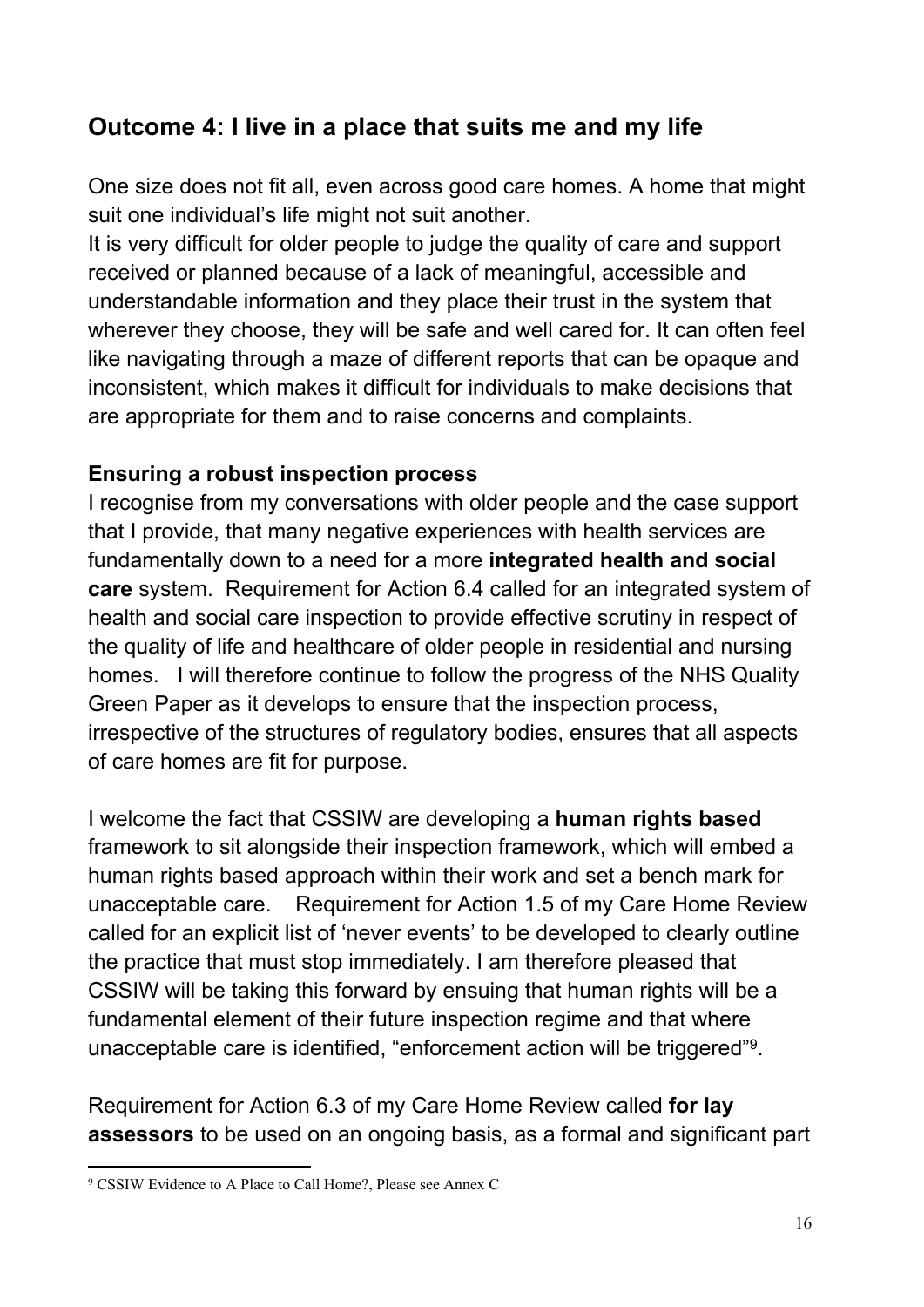## Outcome 4: I live in a place that suits me and my life

One size does not fit all, even across good care homes. A home that might suit one individual's life might not suit another.
It is very difficult for older people to judge the quality of care and support received or planned because of a lack of meaningful, accessible and understandable information and they place their trust in the system that wherever they choose, they will be safe and well cared for. It can often feel like navigating through a maze of different reports that can be opaque and inconsistent, which makes it difficult for individuals to make decisions that are appropriate for them and to raise concerns and complaints.

**Ensuring a robust inspection process**
I recognise from my conversations with older people and the case support that I provide, that many negative experiences with health services are fundamentally down to a need for a more **integrated health and social care** system. Requirement for Action 6.4 called for an integrated system of health and social care inspection to provide effective scrutiny in respect of the quality of life and healthcare of older people in residential and nursing homes. I will therefore continue to follow the progress of the NHS Quality Green Paper as it develops to ensure that the inspection process, irrespective of the structures of regulatory bodies, ensures that all aspects of care homes are fit for purpose.

I welcome the fact that CSSIW are developing a **human rights based** framework to sit alongside their inspection framework, which will embed a human rights based approach within their work and set a bench mark for unacceptable care. Requirement for Action 1.5 of my Care Home Review called for an explicit list of 'never events' to be developed to clearly outline the practice that must stop immediately. I am therefore pleased that CSSIW will be taking this forward by ensuing that human rights will be a fundamental element of their future inspection regime and that where unacceptable care is identified, "enforcement action will be triggered"[9].

Requirement for Action 6.3 of my Care Home Review called **for lay assessors** to be used on an ongoing basis, as a formal and significant part

[9] CSSIW Evidence to A Place to Call Home?, Please see Annex C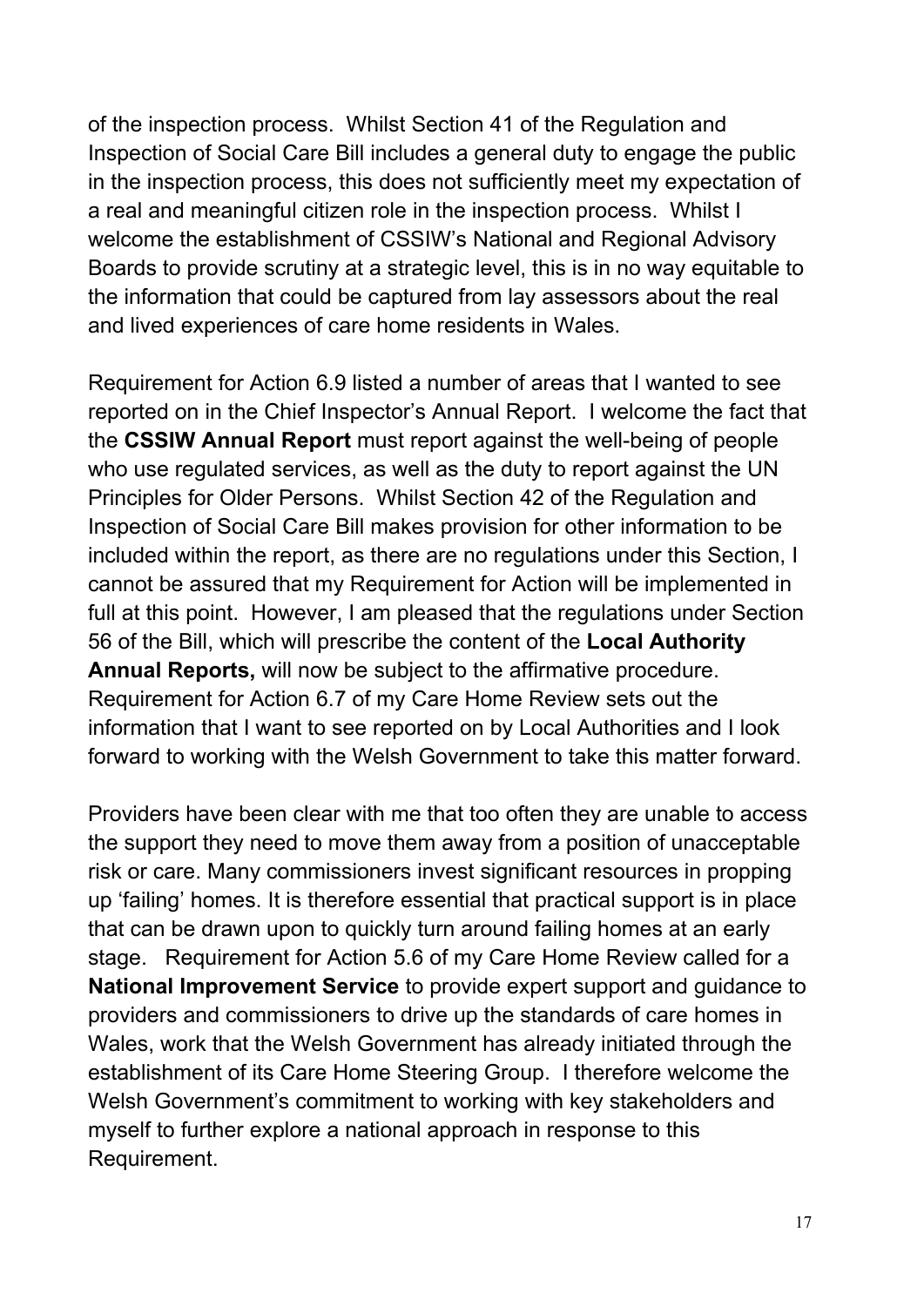of the inspection process. Whilst Section 41 of the Regulation and Inspection of Social Care Bill includes a general duty to engage the public in the inspection process, this does not sufficiently meet my expectation of a real and meaningful citizen role in the inspection process. Whilst I welcome the establishment of CSSIW's National and Regional Advisory Boards to provide scrutiny at a strategic level, this is in no way equitable to the information that could be captured from lay assessors about the real and lived experiences of care home residents in Wales.

Requirement for Action 6.9 listed a number of areas that I wanted to see reported on in the Chief Inspector's Annual Report. I welcome the fact that the **CSSIW Annual Report** must report against the well-being of people who use regulated services, as well as the duty to report against the UN Principles for Older Persons. Whilst Section 42 of the Regulation and Inspection of Social Care Bill makes provision for other information to be included within the report, as there are no regulations under this Section, I cannot be assured that my Requirement for Action will be implemented in full at this point. However, I am pleased that the regulations under Section 56 of the Bill, which will prescribe the content of the **Local Authority Annual Reports,** will now be subject to the affirmative procedure. Requirement for Action 6.7 of my Care Home Review sets out the information that I want to see reported on by Local Authorities and I look forward to working with the Welsh Government to take this matter forward.

Providers have been clear with me that too often they are unable to access the support they need to move them away from a position of unacceptable risk or care. Many commissioners invest significant resources in propping up 'failing' homes. It is therefore essential that practical support is in place that can be drawn upon to quickly turn around failing homes at an early stage. Requirement for Action 5.6 of my Care Home Review called for a **National Improvement Service** to provide expert support and guidance to providers and commissioners to drive up the standards of care homes in Wales, work that the Welsh Government has already initiated through the establishment of its Care Home Steering Group. I therefore welcome the Welsh Government's commitment to working with key stakeholders and myself to further explore a national approach in response to this Requirement.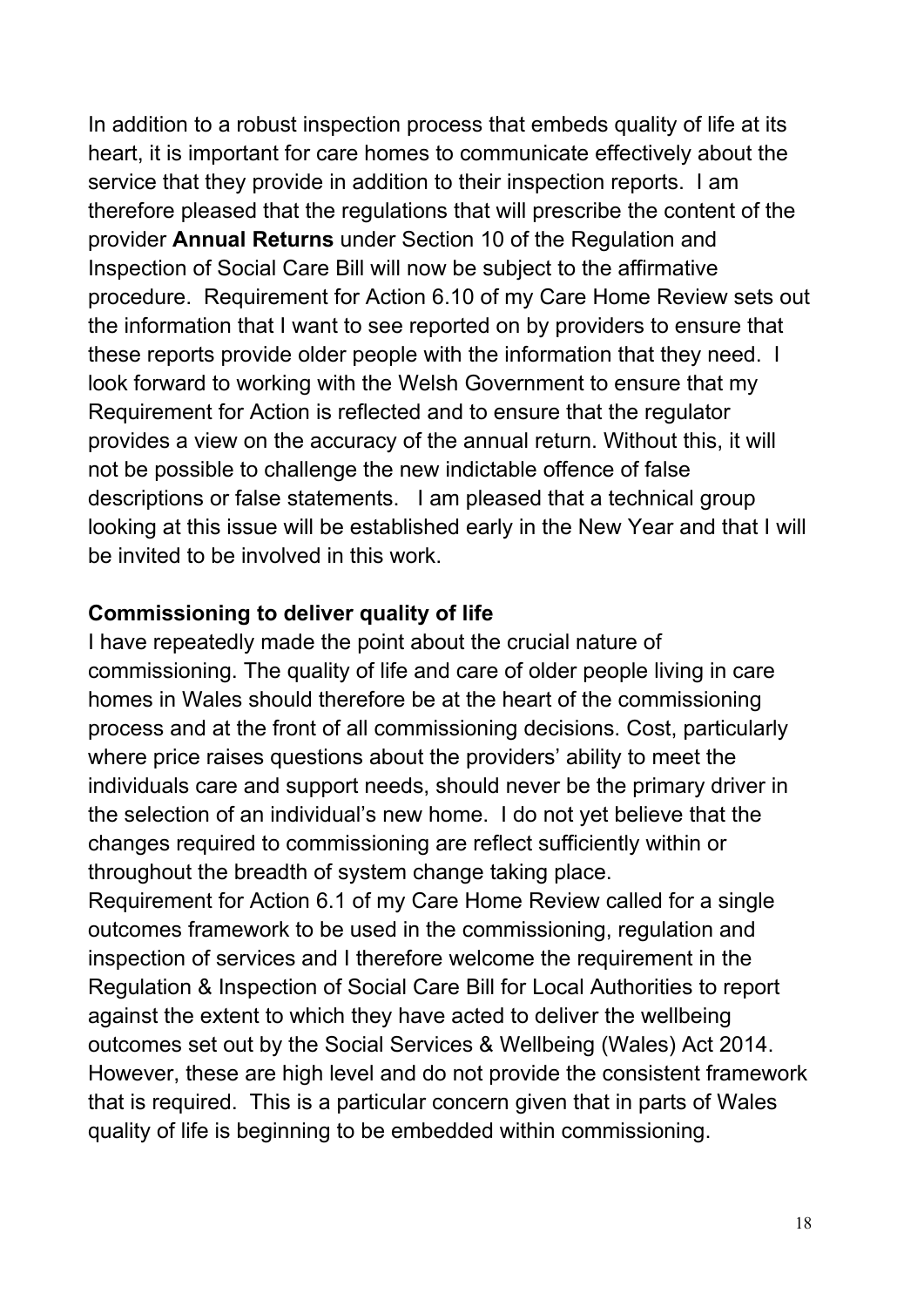In addition to a robust inspection process that embeds quality of life at its heart, it is important for care homes to communicate effectively about the service that they provide in addition to their inspection reports. I am therefore pleased that the regulations that will prescribe the content of the provider **Annual Returns** under Section 10 of the Regulation and Inspection of Social Care Bill will now be subject to the affirmative procedure. Requirement for Action 6.10 of my Care Home Review sets out the information that I want to see reported on by providers to ensure that these reports provide older people with the information that they need. I look forward to working with the Welsh Government to ensure that my Requirement for Action is reflected and to ensure that the regulator provides a view on the accuracy of the annual return. Without this, it will not be possible to challenge the new indictable offence of false descriptions or false statements. I am pleased that a technical group looking at this issue will be established early in the New Year and that I will be invited to be involved in this work.

**Commissioning to deliver quality of life**

I have repeatedly made the point about the crucial nature of commissioning. The quality of life and care of older people living in care homes in Wales should therefore be at the heart of the commissioning process and at the front of all commissioning decisions. Cost, particularly where price raises questions about the providers' ability to meet the individuals care and support needs, should never be the primary driver in the selection of an individual's new home. I do not yet believe that the changes required to commissioning are reflect sufficiently within or throughout the breadth of system change taking place.

Requirement for Action 6.1 of my Care Home Review called for a single outcomes framework to be used in the commissioning, regulation and inspection of services and I therefore welcome the requirement in the Regulation & Inspection of Social Care Bill for Local Authorities to report against the extent to which they have acted to deliver the wellbeing outcomes set out by the Social Services & Wellbeing (Wales) Act 2014. However, these are high level and do not provide the consistent framework that is required. This is a particular concern given that in parts of Wales quality of life is beginning to be embedded within commissioning.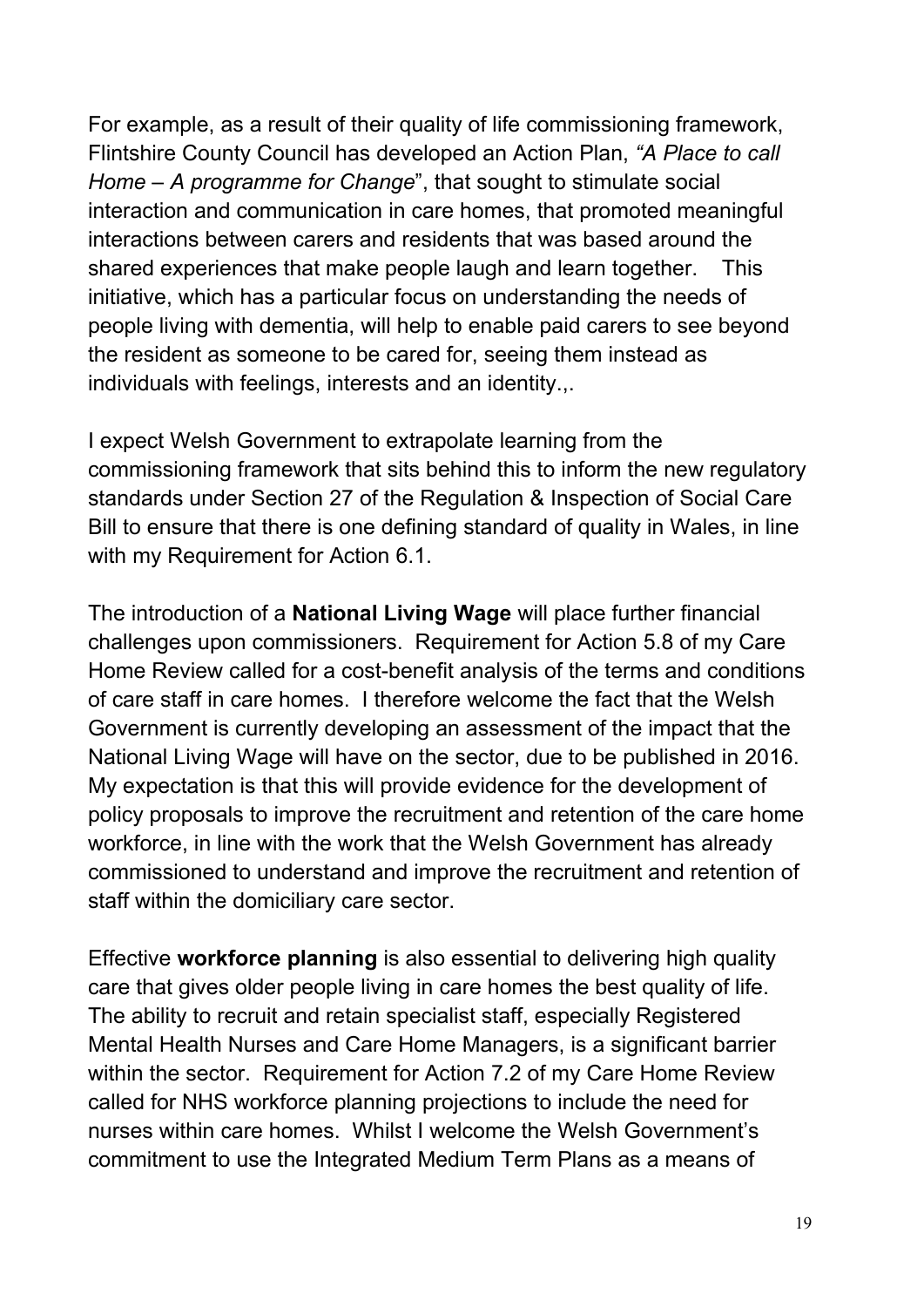For example, as a result of their quality of life commissioning framework, Flintshire County Council has developed an Action Plan, *"A Place to call Home – A programme for Change*", that sought to stimulate social interaction and communication in care homes, that promoted meaningful interactions between carers and residents that was based around the shared experiences that make people laugh and learn together. This initiative, which has a particular focus on understanding the needs of people living with dementia, will help to enable paid carers to see beyond the resident as someone to be cared for, seeing them instead as individuals with feelings, interests and an identity.,.

I expect Welsh Government to extrapolate learning from the commissioning framework that sits behind this to inform the new regulatory standards under Section 27 of the Regulation & Inspection of Social Care Bill to ensure that there is one defining standard of quality in Wales, in line with my Requirement for Action 6.1.

The introduction of a **National Living Wage** will place further financial challenges upon commissioners. Requirement for Action 5.8 of my Care Home Review called for a cost-benefit analysis of the terms and conditions of care staff in care homes. I therefore welcome the fact that the Welsh Government is currently developing an assessment of the impact that the National Living Wage will have on the sector, due to be published in 2016. My expectation is that this will provide evidence for the development of policy proposals to improve the recruitment and retention of the care home workforce, in line with the work that the Welsh Government has already commissioned to understand and improve the recruitment and retention of staff within the domiciliary care sector.

Effective **workforce planning** is also essential to delivering high quality care that gives older people living in care homes the best quality of life. The ability to recruit and retain specialist staff, especially Registered Mental Health Nurses and Care Home Managers, is a significant barrier within the sector. Requirement for Action 7.2 of my Care Home Review called for NHS workforce planning projections to include the need for nurses within care homes. Whilst I welcome the Welsh Government's commitment to use the Integrated Medium Term Plans as a means of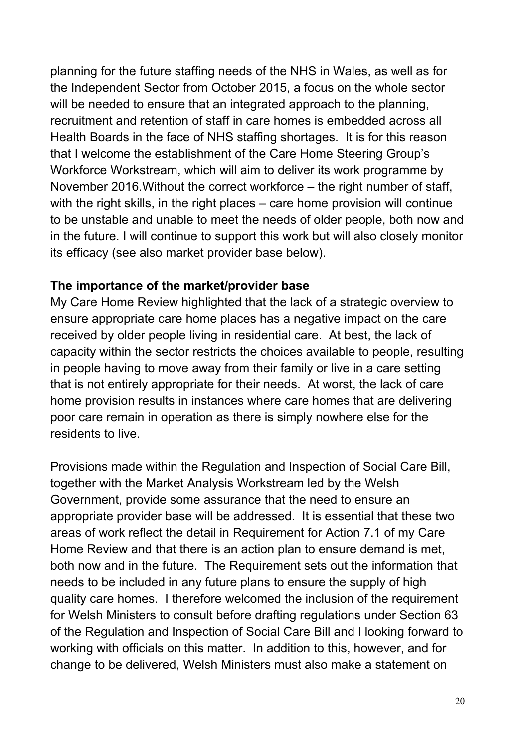planning for the future staffing needs of the NHS in Wales, as well as for the Independent Sector from October 2015, a focus on the whole sector will be needed to ensure that an integrated approach to the planning, recruitment and retention of staff in care homes is embedded across all Health Boards in the face of NHS staffing shortages. It is for this reason that I welcome the establishment of the Care Home Steering Group's Workforce Workstream, which will aim to deliver its work programme by November 2016.Without the correct workforce – the right number of staff, with the right skills, in the right places – care home provision will continue to be unstable and unable to meet the needs of older people, both now and in the future. I will continue to support this work but will also closely monitor its efficacy (see also market provider base below).

**The importance of the market/provider base**

My Care Home Review highlighted that the lack of a strategic overview to ensure appropriate care home places has a negative impact on the care received by older people living in residential care. At best, the lack of capacity within the sector restricts the choices available to people, resulting in people having to move away from their family or live in a care setting that is not entirely appropriate for their needs. At worst, the lack of care home provision results in instances where care homes that are delivering poor care remain in operation as there is simply nowhere else for the residents to live.

Provisions made within the Regulation and Inspection of Social Care Bill, together with the Market Analysis Workstream led by the Welsh Government, provide some assurance that the need to ensure an appropriate provider base will be addressed. It is essential that these two areas of work reflect the detail in Requirement for Action 7.1 of my Care Home Review and that there is an action plan to ensure demand is met, both now and in the future. The Requirement sets out the information that needs to be included in any future plans to ensure the supply of high quality care homes. I therefore welcomed the inclusion of the requirement for Welsh Ministers to consult before drafting regulations under Section 63 of the Regulation and Inspection of Social Care Bill and I looking forward to working with officials on this matter. In addition to this, however, and for change to be delivered, Welsh Ministers must also make a statement on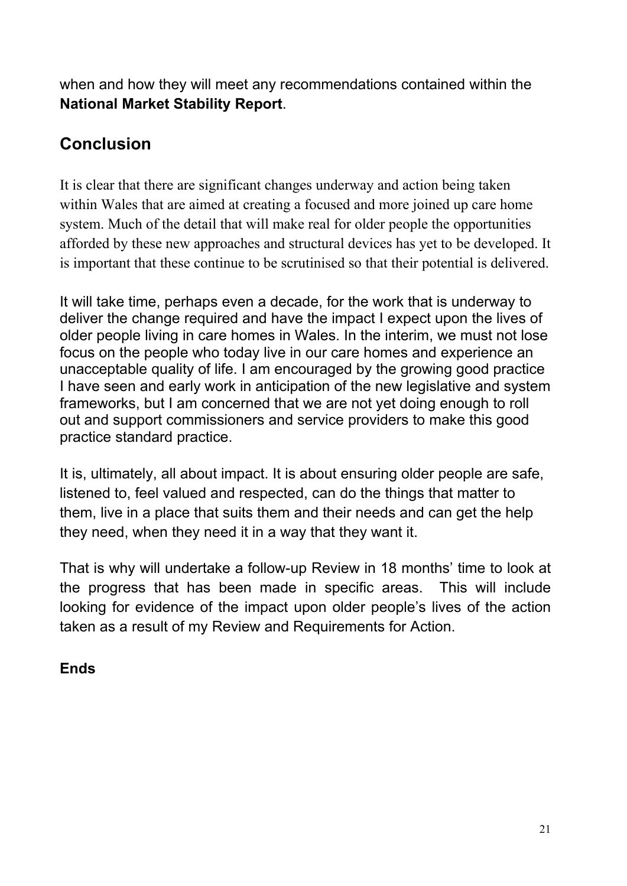when and how they will meet any recommendations contained within the **National Market Stability Report**.

## Conclusion

It is clear that there are significant changes underway and action being taken within Wales that are aimed at creating a focused and more joined up care home system. Much of the detail that will make real for older people the opportunities afforded by these new approaches and structural devices has yet to be developed. It is important that these continue to be scrutinised so that their potential is delivered.

It will take time, perhaps even a decade, for the work that is underway to deliver the change required and have the impact I expect upon the lives of older people living in care homes in Wales. In the interim, we must not lose focus on the people who today live in our care homes and experience an unacceptable quality of life. I am encouraged by the growing good practice I have seen and early work in anticipation of the new legislative and system frameworks, but I am concerned that we are not yet doing enough to roll out and support commissioners and service providers to make this good practice standard practice.

It is, ultimately, all about impact. It is about ensuring older people are safe, listened to, feel valued and respected, can do the things that matter to them, live in a place that suits them and their needs and can get the help they need, when they need it in a way that they want it.

That is why will undertake a follow-up Review in 18 months' time to look at the progress that has been made in specific areas. This will include looking for evidence of the impact upon older people's lives of the action taken as a result of my Review and Requirements for Action.

**Ends**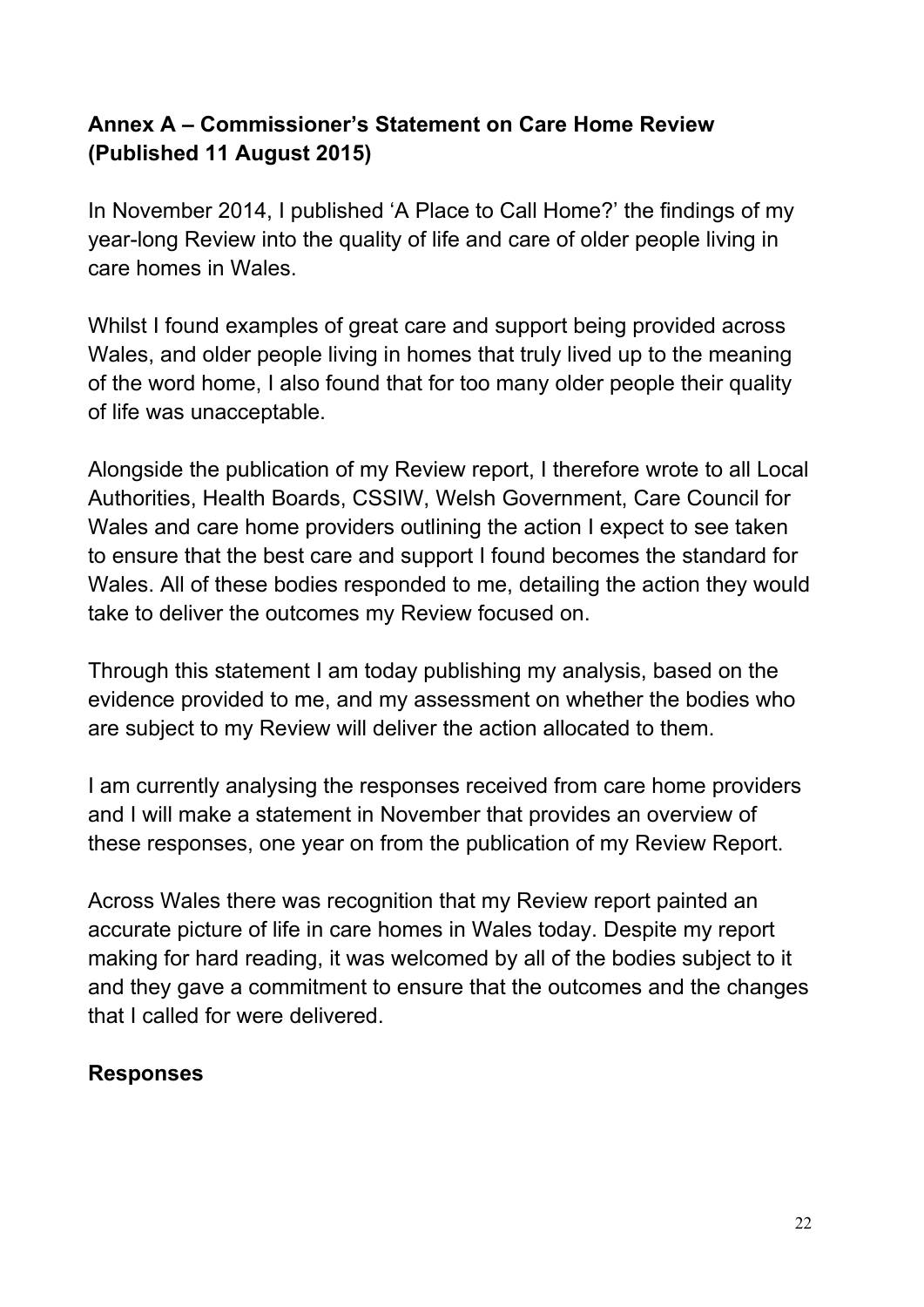**Annex A – Commissioner's Statement on Care Home Review (Published 11 August 2015)**

In November 2014, I published 'A Place to Call Home?' the findings of my year-long Review into the quality of life and care of older people living in care homes in Wales.

Whilst I found examples of great care and support being provided across Wales, and older people living in homes that truly lived up to the meaning of the word home, I also found that for too many older people their quality of life was unacceptable.

Alongside the publication of my Review report, I therefore wrote to all Local Authorities, Health Boards, CSSIW, Welsh Government, Care Council for Wales and care home providers outlining the action I expect to see taken to ensure that the best care and support I found becomes the standard for Wales. All of these bodies responded to me, detailing the action they would take to deliver the outcomes my Review focused on.

Through this statement I am today publishing my analysis, based on the evidence provided to me, and my assessment on whether the bodies who are subject to my Review will deliver the action allocated to them.

I am currently analysing the responses received from care home providers and I will make a statement in November that provides an overview of these responses, one year on from the publication of my Review Report.

Across Wales there was recognition that my Review report painted an accurate picture of life in care homes in Wales today. Despite my report making for hard reading, it was welcomed by all of the bodies subject to it and they gave a commitment to ensure that the outcomes and the changes that I called for were delivered.

**Responses**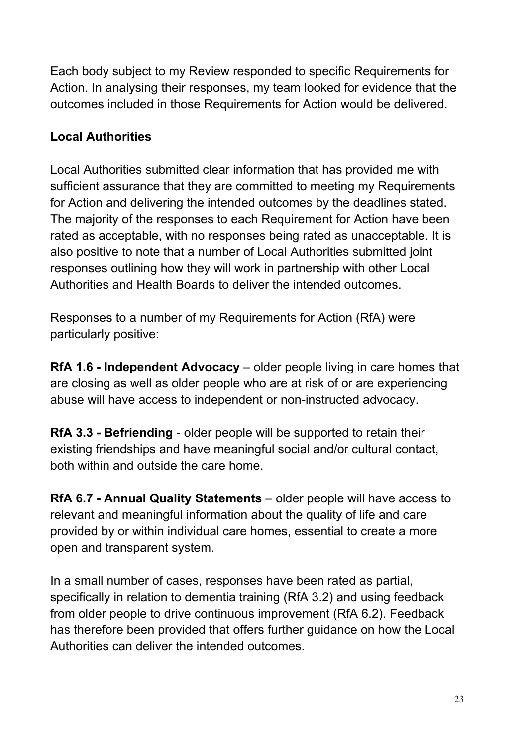Each body subject to my Review responded to specific Requirements for Action. In analysing their responses, my team looked for evidence that the outcomes included in those Requirements for Action would be delivered.

**Local Authorities**

Local Authorities submitted clear information that has provided me with sufficient assurance that they are committed to meeting my Requirements for Action and delivering the intended outcomes by the deadlines stated. The majority of the responses to each Requirement for Action have been rated as acceptable, with no responses being rated as unacceptable. It is also positive to note that a number of Local Authorities submitted joint responses outlining how they will work in partnership with other Local Authorities and Health Boards to deliver the intended outcomes.

Responses to a number of my Requirements for Action (RfA) were particularly positive:

**RfA 1.6 - Independent Advocacy** – older people living in care homes that are closing as well as older people who are at risk of or are experiencing abuse will have access to independent or non-instructed advocacy.

**RfA 3.3 - Befriending** - older people will be supported to retain their existing friendships and have meaningful social and/or cultural contact, both within and outside the care home.

**RfA 6.7 - Annual Quality Statements** – older people will have access to relevant and meaningful information about the quality of life and care provided by or within individual care homes, essential to create a more open and transparent system.

In a small number of cases, responses have been rated as partial, specifically in relation to dementia training (RfA 3.2) and using feedback from older people to drive continuous improvement (RfA 6.2). Feedback has therefore been provided that offers further guidance on how the Local Authorities can deliver the intended outcomes.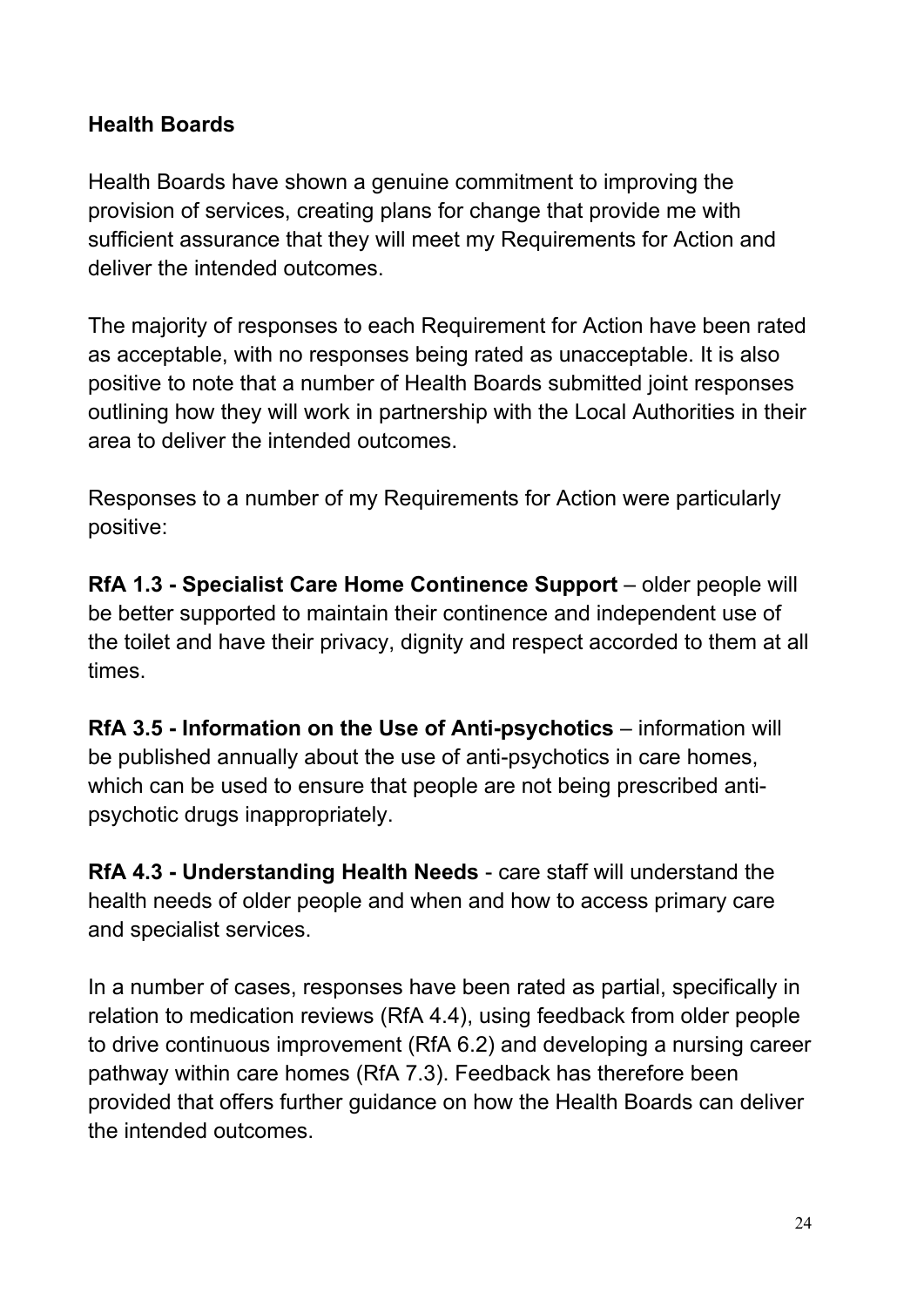**Health Boards**

Health Boards have shown a genuine commitment to improving the provision of services, creating plans for change that provide me with sufficient assurance that they will meet my Requirements for Action and deliver the intended outcomes.

The majority of responses to each Requirement for Action have been rated as acceptable, with no responses being rated as unacceptable. It is also positive to note that a number of Health Boards submitted joint responses outlining how they will work in partnership with the Local Authorities in their area to deliver the intended outcomes.

Responses to a number of my Requirements for Action were particularly positive:

**RfA 1.3 - Specialist Care Home Continence Support** – older people will be better supported to maintain their continence and independent use of the toilet and have their privacy, dignity and respect accorded to them at all times.

**RfA 3.5 - Information on the Use of Anti-psychotics** – information will be published annually about the use of anti-psychotics in care homes, which can be used to ensure that people are not being prescribed anti-psychotic drugs inappropriately.

**RfA 4.3 - Understanding Health Needs** - care staff will understand the health needs of older people and when and how to access primary care and specialist services.

In a number of cases, responses have been rated as partial, specifically in relation to medication reviews (RfA 4.4), using feedback from older people to drive continuous improvement (RfA 6.2) and developing a nursing career pathway within care homes (RfA 7.3). Feedback has therefore been provided that offers further guidance on how the Health Boards can deliver the intended outcomes.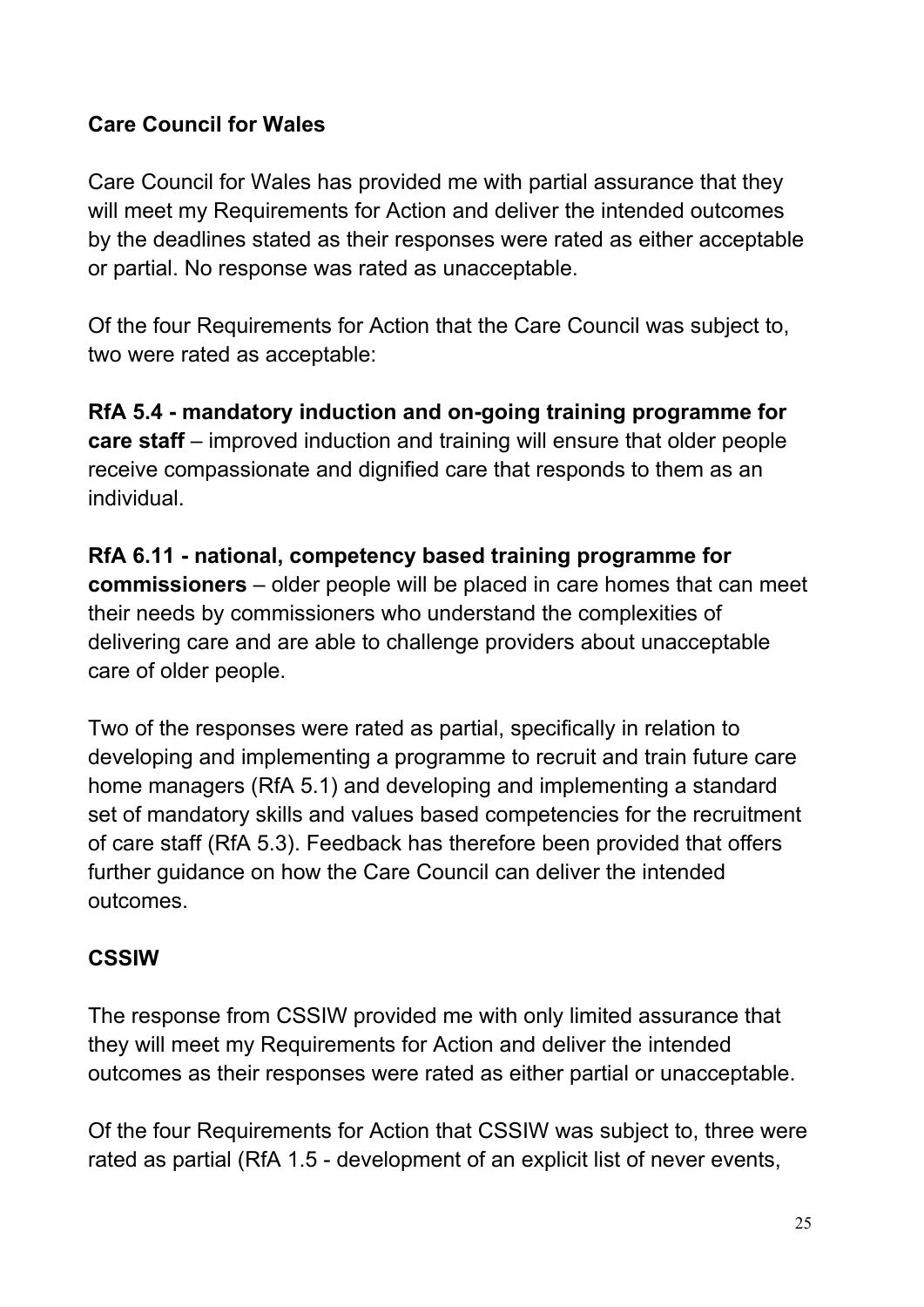## Care Council for Wales

Care Council for Wales has provided me with partial assurance that they will meet my Requirements for Action and deliver the intended outcomes by the deadlines stated as their responses were rated as either acceptable or partial. No response was rated as unacceptable.

Of the four Requirements for Action that the Care Council was subject to, two were rated as acceptable:

**RfA 5.4 - mandatory induction and on-going training programme for care staff** – improved induction and training will ensure that older people receive compassionate and dignified care that responds to them as an individual.

**RfA 6.11 - national, competency based training programme for commissioners** – older people will be placed in care homes that can meet their needs by commissioners who understand the complexities of delivering care and are able to challenge providers about unacceptable care of older people.

Two of the responses were rated as partial, specifically in relation to developing and implementing a programme to recruit and train future care home managers (RfA 5.1) and developing and implementing a standard set of mandatory skills and values based competencies for the recruitment of care staff (RfA 5.3). Feedback has therefore been provided that offers further guidance on how the Care Council can deliver the intended outcomes.

## CSSIW

The response from CSSIW provided me with only limited assurance that they will meet my Requirements for Action and deliver the intended outcomes as their responses were rated as either partial or unacceptable.

Of the four Requirements for Action that CSSIW was subject to, three were rated as partial (RfA 1.5 - development of an explicit list of never events,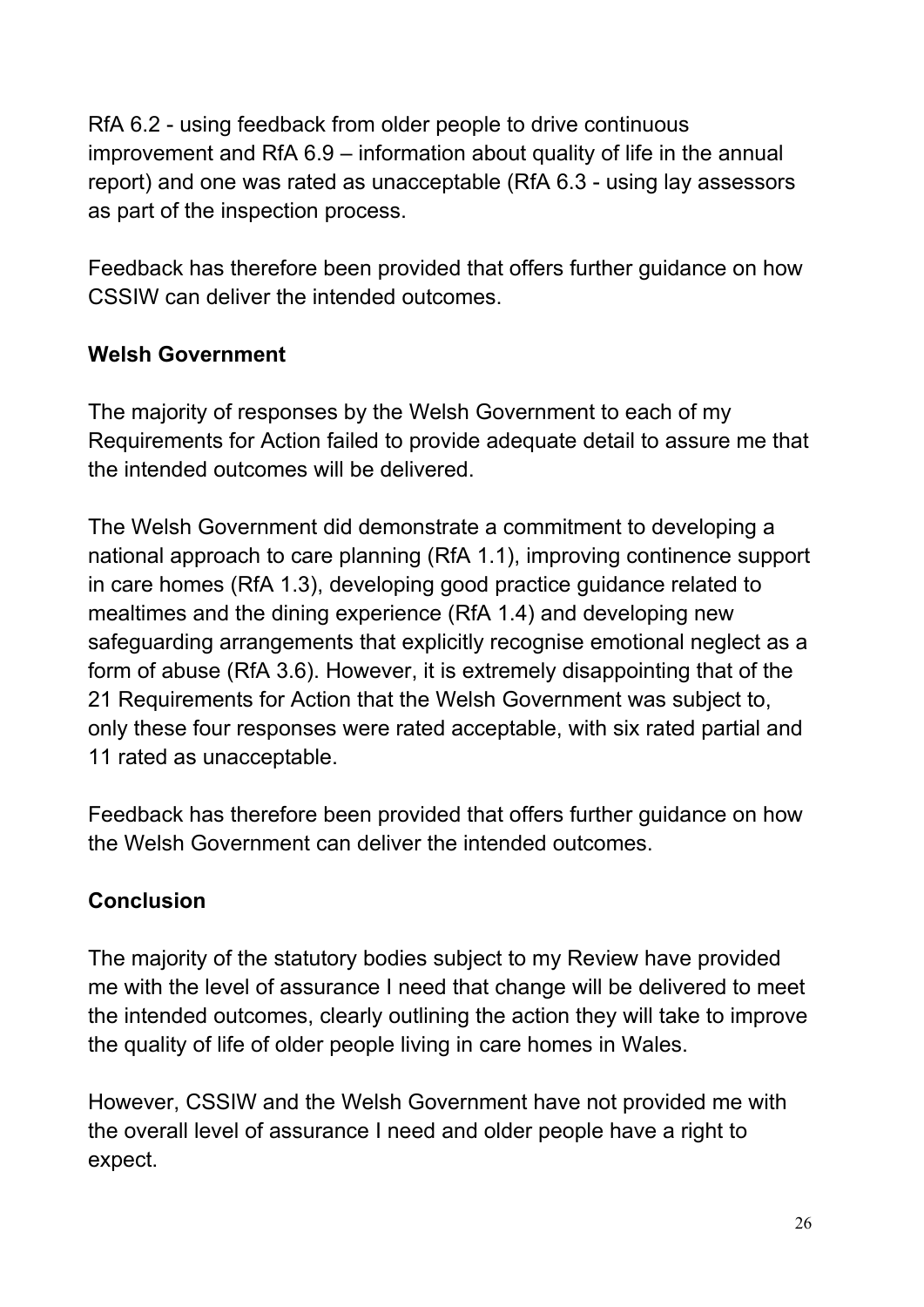RfA 6.2 - using feedback from older people to drive continuous improvement and RfA 6.9 – information about quality of life in the annual report) and one was rated as unacceptable (RfA 6.3 - using lay assessors as part of the inspection process.

Feedback has therefore been provided that offers further guidance on how CSSIW can deliver the intended outcomes.

**Welsh Government**

The majority of responses by the Welsh Government to each of my Requirements for Action failed to provide adequate detail to assure me that the intended outcomes will be delivered.

The Welsh Government did demonstrate a commitment to developing a national approach to care planning (RfA 1.1), improving continence support in care homes (RfA 1.3), developing good practice guidance related to mealtimes and the dining experience (RfA 1.4) and developing new safeguarding arrangements that explicitly recognise emotional neglect as a form of abuse (RfA 3.6). However, it is extremely disappointing that of the 21 Requirements for Action that the Welsh Government was subject to, only these four responses were rated acceptable, with six rated partial and 11 rated as unacceptable.

Feedback has therefore been provided that offers further guidance on how the Welsh Government can deliver the intended outcomes.

**Conclusion**

The majority of the statutory bodies subject to my Review have provided me with the level of assurance I need that change will be delivered to meet the intended outcomes, clearly outlining the action they will take to improve the quality of life of older people living in care homes in Wales.

However, CSSIW and the Welsh Government have not provided me with the overall level of assurance I need and older people have a right to expect.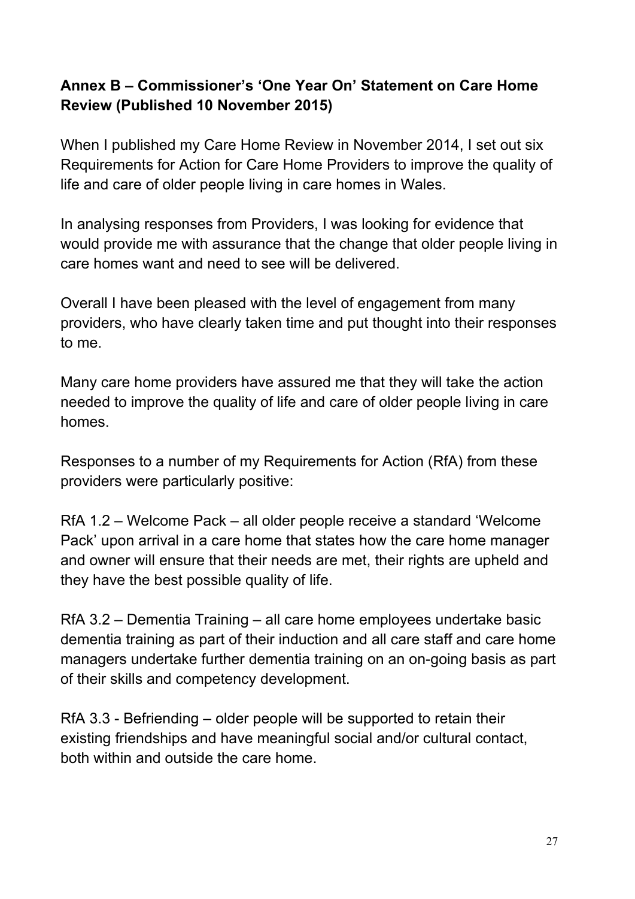## Annex B – Commissioner's 'One Year On' Statement on Care Home Review (Published 10 November 2015)

When I published my Care Home Review in November 2014, I set out six Requirements for Action for Care Home Providers to improve the quality of life and care of older people living in care homes in Wales.

In analysing responses from Providers, I was looking for evidence that would provide me with assurance that the change that older people living in care homes want and need to see will be delivered.

Overall I have been pleased with the level of engagement from many providers, who have clearly taken time and put thought into their responses to me.

Many care home providers have assured me that they will take the action needed to improve the quality of life and care of older people living in care homes.

Responses to a number of my Requirements for Action (RfA) from these providers were particularly positive:

RfA 1.2 – Welcome Pack – all older people receive a standard 'Welcome Pack' upon arrival in a care home that states how the care home manager and owner will ensure that their needs are met, their rights are upheld and they have the best possible quality of life.

RfA 3.2 – Dementia Training – all care home employees undertake basic dementia training as part of their induction and all care staff and care home managers undertake further dementia training on an on-going basis as part of their skills and competency development.

RfA 3.3 - Befriending – older people will be supported to retain their existing friendships and have meaningful social and/or cultural contact, both within and outside the care home.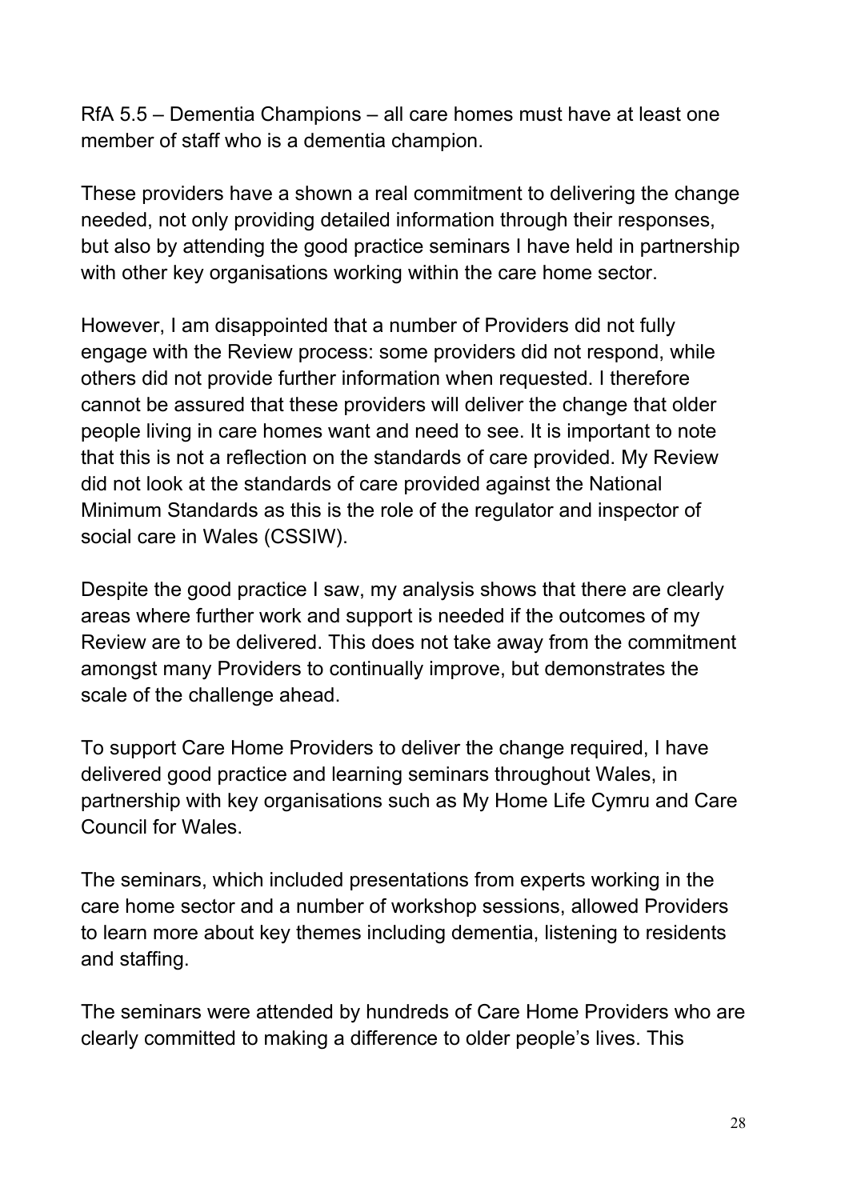RfA 5.5 – Dementia Champions – all care homes must have at least one member of staff who is a dementia champion.

These providers have a shown a real commitment to delivering the change needed, not only providing detailed information through their responses, but also by attending the good practice seminars I have held in partnership with other key organisations working within the care home sector.

However, I am disappointed that a number of Providers did not fully engage with the Review process: some providers did not respond, while others did not provide further information when requested. I therefore cannot be assured that these providers will deliver the change that older people living in care homes want and need to see. It is important to note that this is not a reflection on the standards of care provided. My Review did not look at the standards of care provided against the National Minimum Standards as this is the role of the regulator and inspector of social care in Wales (CSSIW).

Despite the good practice I saw, my analysis shows that there are clearly areas where further work and support is needed if the outcomes of my Review are to be delivered. This does not take away from the commitment amongst many Providers to continually improve, but demonstrates the scale of the challenge ahead.

To support Care Home Providers to deliver the change required, I have delivered good practice and learning seminars throughout Wales, in partnership with key organisations such as My Home Life Cymru and Care Council for Wales.

The seminars, which included presentations from experts working in the care home sector and a number of workshop sessions, allowed Providers to learn more about key themes including dementia, listening to residents and staffing.

The seminars were attended by hundreds of Care Home Providers who are clearly committed to making a difference to older people's lives. This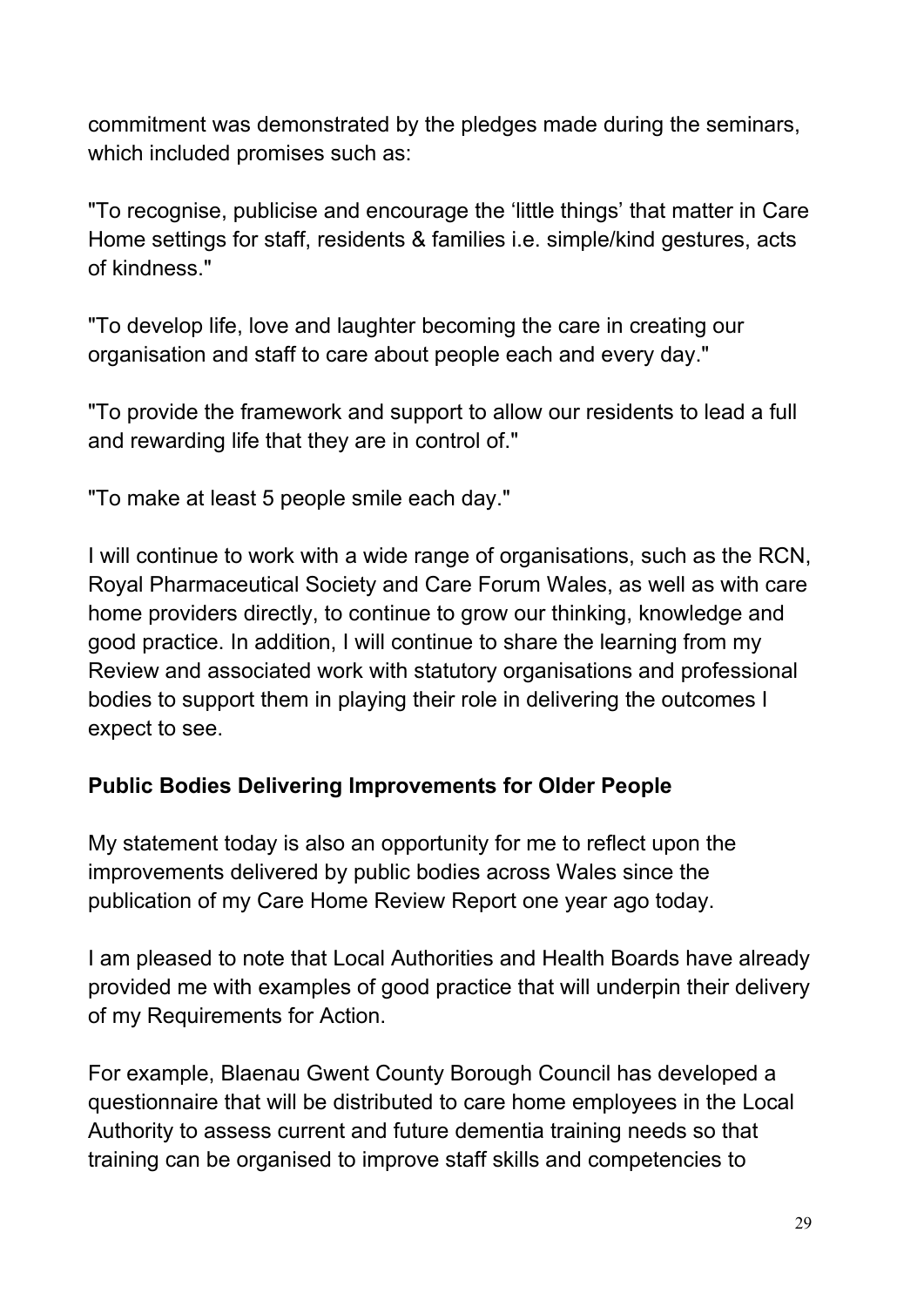commitment was demonstrated by the pledges made during the seminars, which included promises such as:

"To recognise, publicise and encourage the 'little things' that matter in Care Home settings for staff, residents & families i.e. simple/kind gestures, acts of kindness."

"To develop life, love and laughter becoming the care in creating our organisation and staff to care about people each and every day."

"To provide the framework and support to allow our residents to lead a full and rewarding life that they are in control of."

"To make at least 5 people smile each day."

I will continue to work with a wide range of organisations, such as the RCN, Royal Pharmaceutical Society and Care Forum Wales, as well as with care home providers directly, to continue to grow our thinking, knowledge and good practice. In addition, I will continue to share the learning from my Review and associated work with statutory organisations and professional bodies to support them in playing their role in delivering the outcomes I expect to see.

**Public Bodies Delivering Improvements for Older People**

My statement today is also an opportunity for me to reflect upon the improvements delivered by public bodies across Wales since the publication of my Care Home Review Report one year ago today.

I am pleased to note that Local Authorities and Health Boards have already provided me with examples of good practice that will underpin their delivery of my Requirements for Action.

For example, Blaenau Gwent County Borough Council has developed a questionnaire that will be distributed to care home employees in the Local Authority to assess current and future dementia training needs so that training can be organised to improve staff skills and competencies to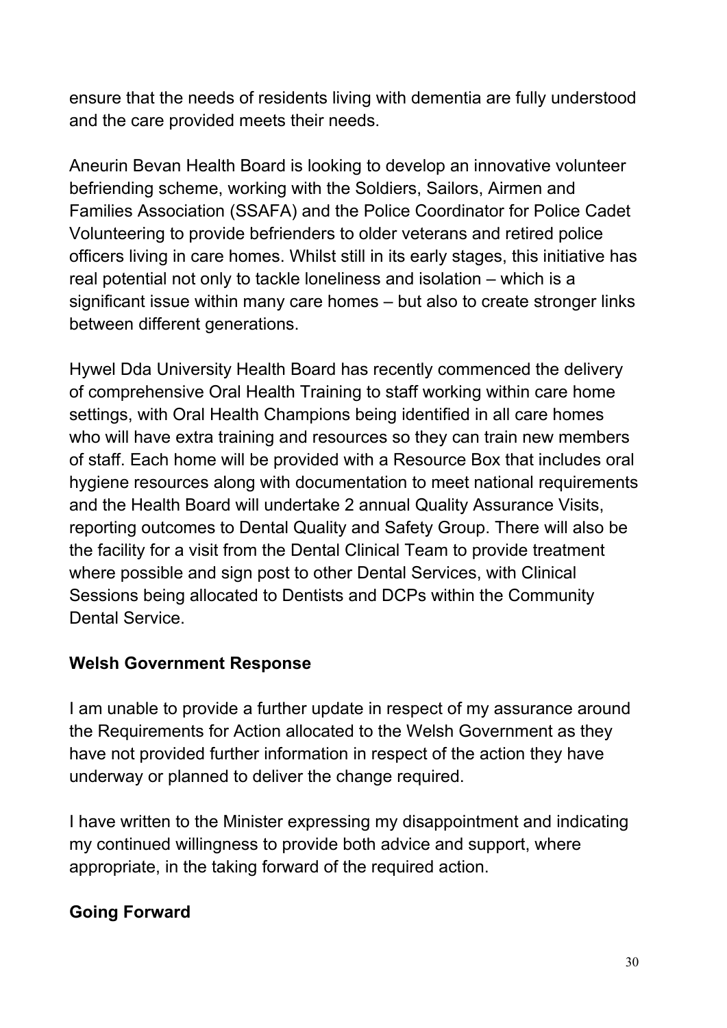ensure that the needs of residents living with dementia are fully understood and the care provided meets their needs.

Aneurin Bevan Health Board is looking to develop an innovative volunteer befriending scheme, working with the Soldiers, Sailors, Airmen and Families Association (SSAFA) and the Police Coordinator for Police Cadet Volunteering to provide befrienders to older veterans and retired police officers living in care homes. Whilst still in its early stages, this initiative has real potential not only to tackle loneliness and isolation – which is a significant issue within many care homes – but also to create stronger links between different generations.

Hywel Dda University Health Board has recently commenced the delivery of comprehensive Oral Health Training to staff working within care home settings, with Oral Health Champions being identified in all care homes who will have extra training and resources so they can train new members of staff. Each home will be provided with a Resource Box that includes oral hygiene resources along with documentation to meet national requirements and the Health Board will undertake 2 annual Quality Assurance Visits, reporting outcomes to Dental Quality and Safety Group. There will also be the facility for a visit from the Dental Clinical Team to provide treatment where possible and sign post to other Dental Services, with Clinical Sessions being allocated to Dentists and DCPs within the Community Dental Service.

## Welsh Government Response

I am unable to provide a further update in respect of my assurance around the Requirements for Action allocated to the Welsh Government as they have not provided further information in respect of the action they have underway or planned to deliver the change required.

I have written to the Minister expressing my disappointment and indicating my continued willingness to provide both advice and support, where appropriate, in the taking forward of the required action.

## Going Forward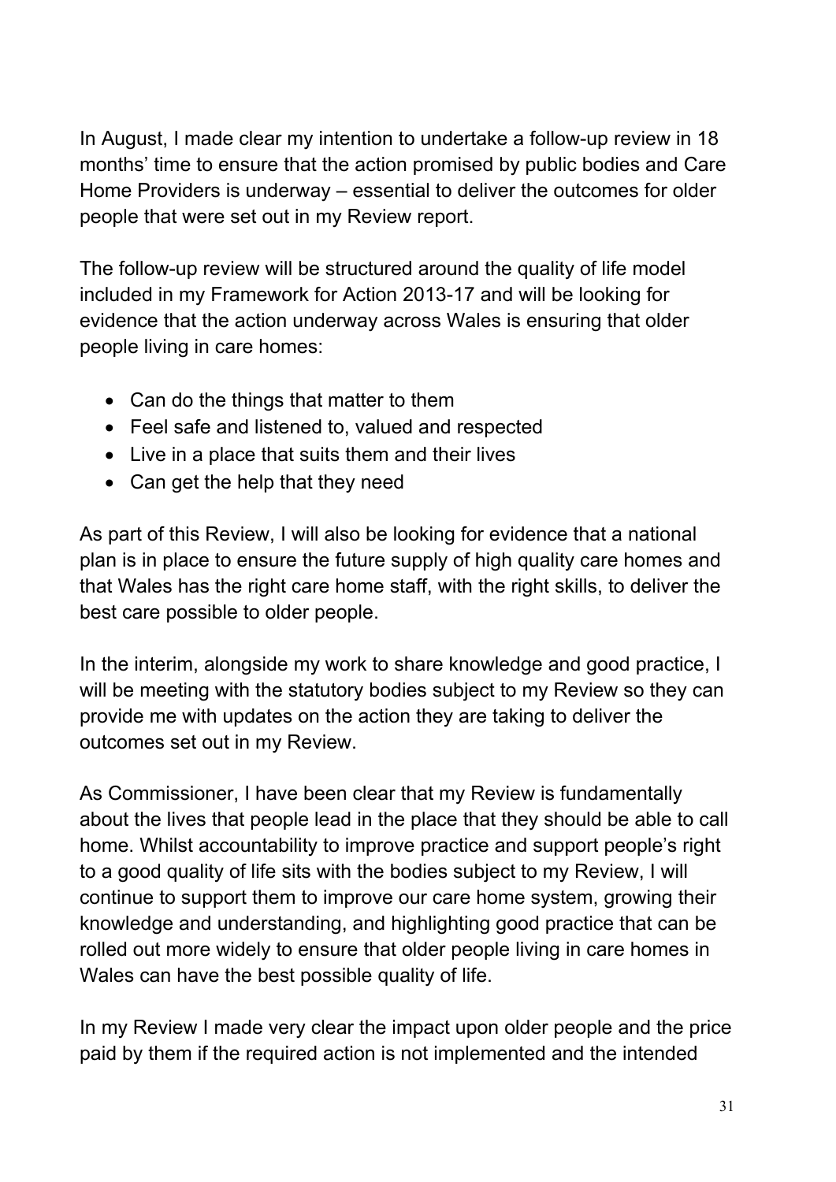In August, I made clear my intention to undertake a follow-up review in 18 months' time to ensure that the action promised by public bodies and Care Home Providers is underway – essential to deliver the outcomes for older people that were set out in my Review report.

The follow-up review will be structured around the quality of life model included in my Framework for Action 2013-17 and will be looking for evidence that the action underway across Wales is ensuring that older people living in care homes:

- Can do the things that matter to them
- Feel safe and listened to, valued and respected
- Live in a place that suits them and their lives
- Can get the help that they need

As part of this Review, I will also be looking for evidence that a national plan is in place to ensure the future supply of high quality care homes and that Wales has the right care home staff, with the right skills, to deliver the best care possible to older people.

In the interim, alongside my work to share knowledge and good practice, I will be meeting with the statutory bodies subject to my Review so they can provide me with updates on the action they are taking to deliver the outcomes set out in my Review.

As Commissioner, I have been clear that my Review is fundamentally about the lives that people lead in the place that they should be able to call home. Whilst accountability to improve practice and support people's right to a good quality of life sits with the bodies subject to my Review, I will continue to support them to improve our care home system, growing their knowledge and understanding, and highlighting good practice that can be rolled out more widely to ensure that older people living in care homes in Wales can have the best possible quality of life.

In my Review I made very clear the impact upon older people and the price paid by them if the required action is not implemented and the intended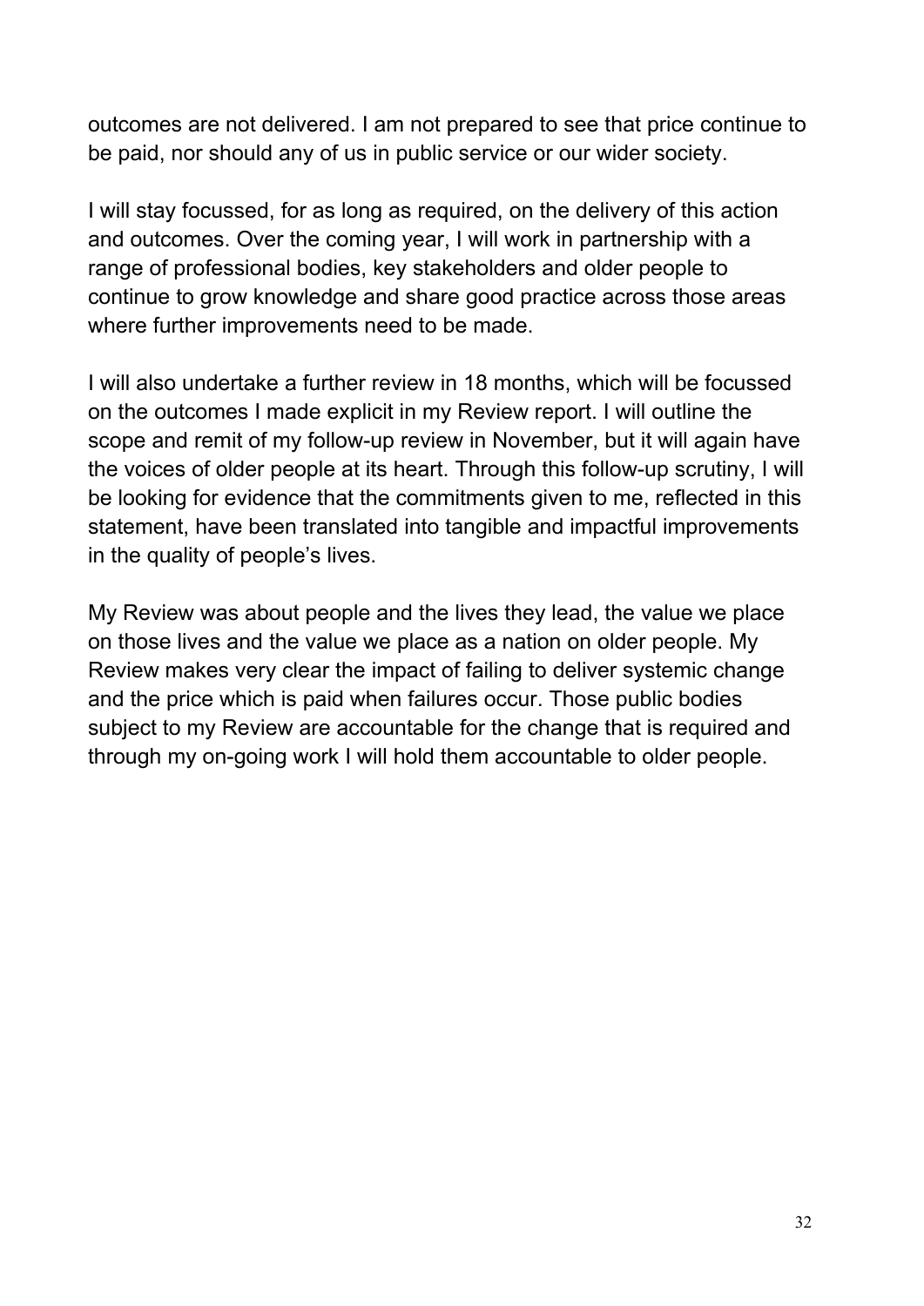outcomes are not delivered. I am not prepared to see that price continue to be paid, nor should any of us in public service or our wider society.

I will stay focussed, for as long as required, on the delivery of this action and outcomes. Over the coming year, I will work in partnership with a range of professional bodies, key stakeholders and older people to continue to grow knowledge and share good practice across those areas where further improvements need to be made.

I will also undertake a further review in 18 months, which will be focussed on the outcomes I made explicit in my Review report. I will outline the scope and remit of my follow-up review in November, but it will again have the voices of older people at its heart. Through this follow-up scrutiny, I will be looking for evidence that the commitments given to me, reflected in this statement, have been translated into tangible and impactful improvements in the quality of people's lives.

My Review was about people and the lives they lead, the value we place on those lives and the value we place as a nation on older people. My Review makes very clear the impact of failing to deliver systemic change and the price which is paid when failures occur. Those public bodies subject to my Review are accountable for the change that is required and through my on-going work I will hold them accountable to older people.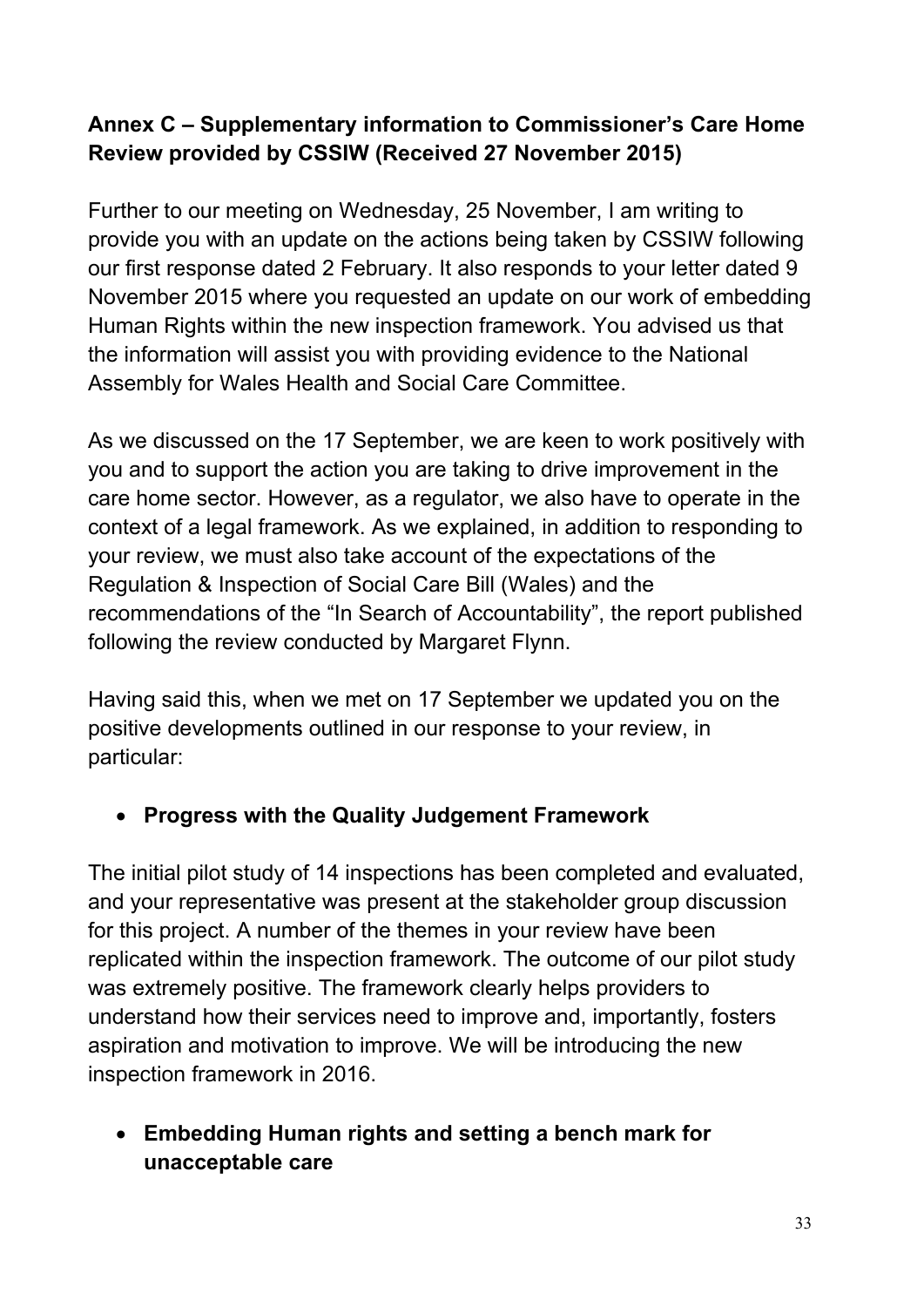**Annex C – Supplementary information to Commissioner's Care Home Review provided by CSSIW (Received 27 November 2015)**

Further to our meeting on Wednesday, 25 November, I am writing to provide you with an update on the actions being taken by CSSIW following our first response dated 2 February. It also responds to your letter dated 9 November 2015 where you requested an update on our work of embedding Human Rights within the new inspection framework. You advised us that the information will assist you with providing evidence to the National Assembly for Wales Health and Social Care Committee.

As we discussed on the 17 September, we are keen to work positively with you and to support the action you are taking to drive improvement in the care home sector. However, as a regulator, we also have to operate in the context of a legal framework. As we explained, in addition to responding to your review, we must also take account of the expectations of the Regulation & Inspection of Social Care Bill (Wales) and the recommendations of the "In Search of Accountability", the report published following the review conducted by Margaret Flynn.

Having said this, when we met on 17 September we updated you on the positive developments outlined in our response to your review, in particular:

- **Progress with the Quality Judgement Framework**

The initial pilot study of 14 inspections has been completed and evaluated, and your representative was present at the stakeholder group discussion for this project. A number of the themes in your review have been replicated within the inspection framework. The outcome of our pilot study was extremely positive. The framework clearly helps providers to understand how their services need to improve and, importantly, fosters aspiration and motivation to improve. We will be introducing the new inspection framework in 2016.

- **Embedding Human rights and setting a bench mark for unacceptable care**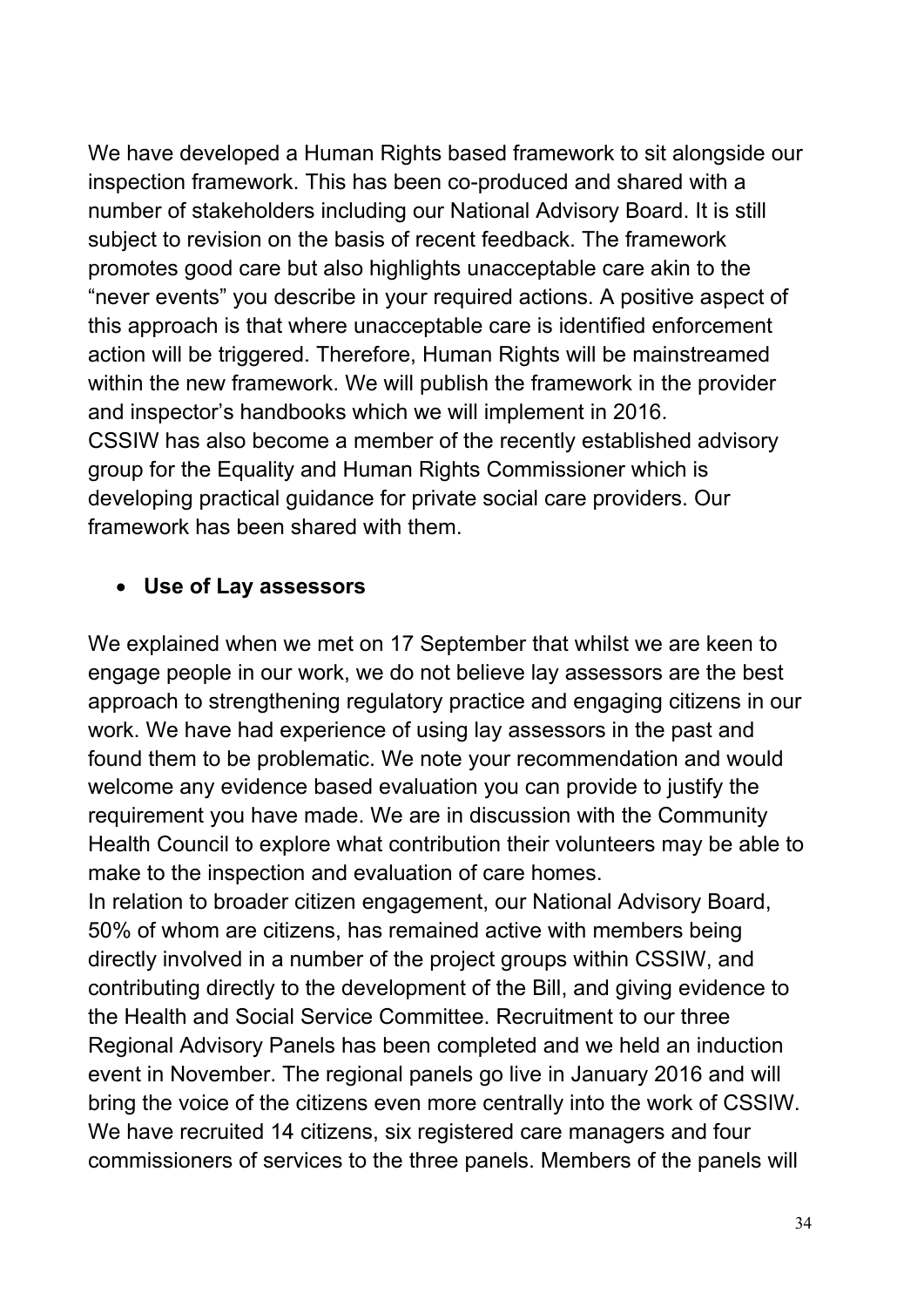We have developed a Human Rights based framework to sit alongside our inspection framework. This has been co-produced and shared with a number of stakeholders including our National Advisory Board. It is still subject to revision on the basis of recent feedback. The framework promotes good care but also highlights unacceptable care akin to the "never events" you describe in your required actions. A positive aspect of this approach is that where unacceptable care is identified enforcement action will be triggered. Therefore, Human Rights will be mainstreamed within the new framework. We will publish the framework in the provider and inspector's handbooks which we will implement in 2016.
CSSIW has also become a member of the recently established advisory group for the Equality and Human Rights Commissioner which is developing practical guidance for private social care providers. Our framework has been shared with them.

- **Use of Lay assessors**

We explained when we met on 17 September that whilst we are keen to engage people in our work, we do not believe lay assessors are the best approach to strengthening regulatory practice and engaging citizens in our work. We have had experience of using lay assessors in the past and found them to be problematic. We note your recommendation and would welcome any evidence based evaluation you can provide to justify the requirement you have made. We are in discussion with the Community Health Council to explore what contribution their volunteers may be able to make to the inspection and evaluation of care homes.
In relation to broader citizen engagement, our National Advisory Board, 50% of whom are citizens, has remained active with members being directly involved in a number of the project groups within CSSIW, and contributing directly to the development of the Bill, and giving evidence to the Health and Social Service Committee. Recruitment to our three Regional Advisory Panels has been completed and we held an induction event in November. The regional panels go live in January 2016 and will bring the voice of the citizens even more centrally into the work of CSSIW. We have recruited 14 citizens, six registered care managers and four commissioners of services to the three panels. Members of the panels will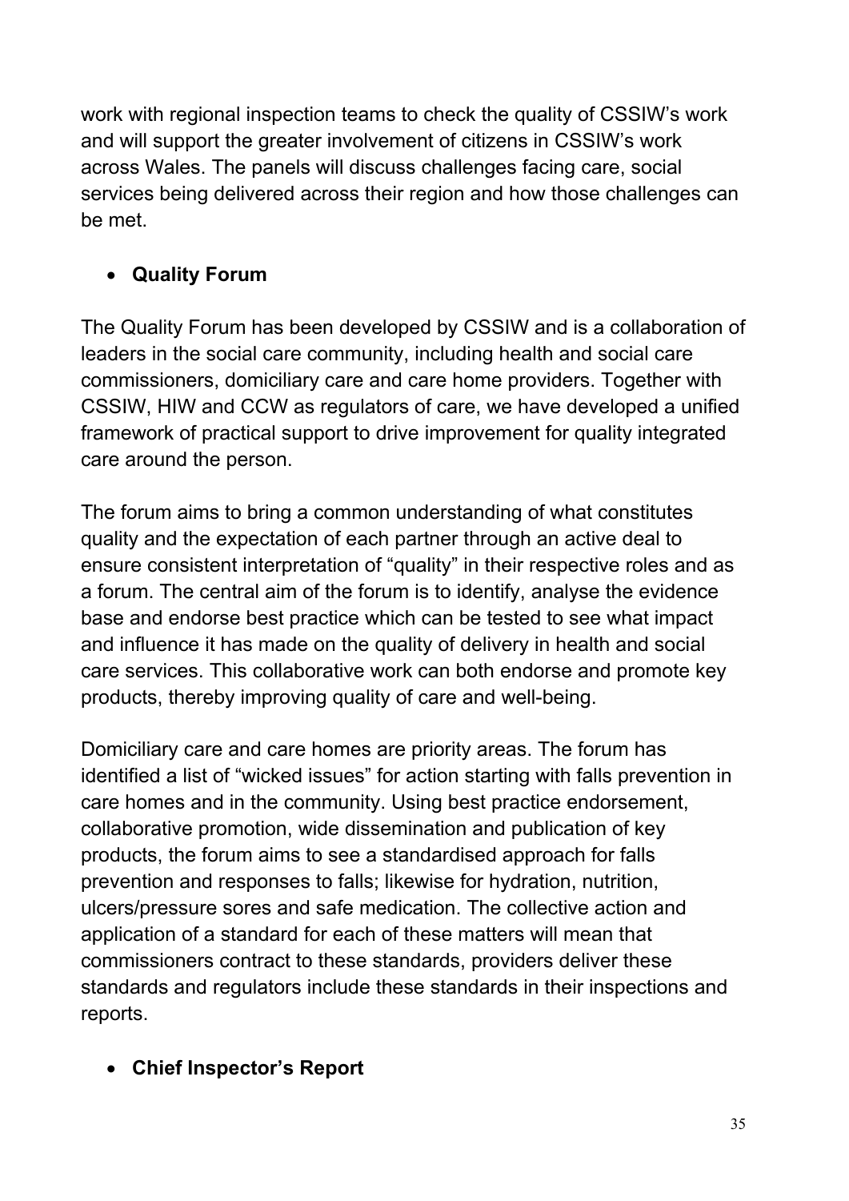work with regional inspection teams to check the quality of CSSIW's work and will support the greater involvement of citizens in CSSIW's work across Wales. The panels will discuss challenges facing care, social services being delivered across their region and how those challenges can be met.

- **Quality Forum**

The Quality Forum has been developed by CSSIW and is a collaboration of leaders in the social care community, including health and social care commissioners, domiciliary care and care home providers. Together with CSSIW, HIW and CCW as regulators of care, we have developed a unified framework of practical support to drive improvement for quality integrated care around the person.

The forum aims to bring a common understanding of what constitutes quality and the expectation of each partner through an active deal to ensure consistent interpretation of "quality" in their respective roles and as a forum. The central aim of the forum is to identify, analyse the evidence base and endorse best practice which can be tested to see what impact and influence it has made on the quality of delivery in health and social care services. This collaborative work can both endorse and promote key products, thereby improving quality of care and well-being.

Domiciliary care and care homes are priority areas. The forum has identified a list of "wicked issues" for action starting with falls prevention in care homes and in the community. Using best practice endorsement, collaborative promotion, wide dissemination and publication of key products, the forum aims to see a standardised approach for falls prevention and responses to falls; likewise for hydration, nutrition, ulcers/pressure sores and safe medication. The collective action and application of a standard for each of these matters will mean that commissioners contract to these standards, providers deliver these standards and regulators include these standards in their inspections and reports.

- **Chief Inspector's Report**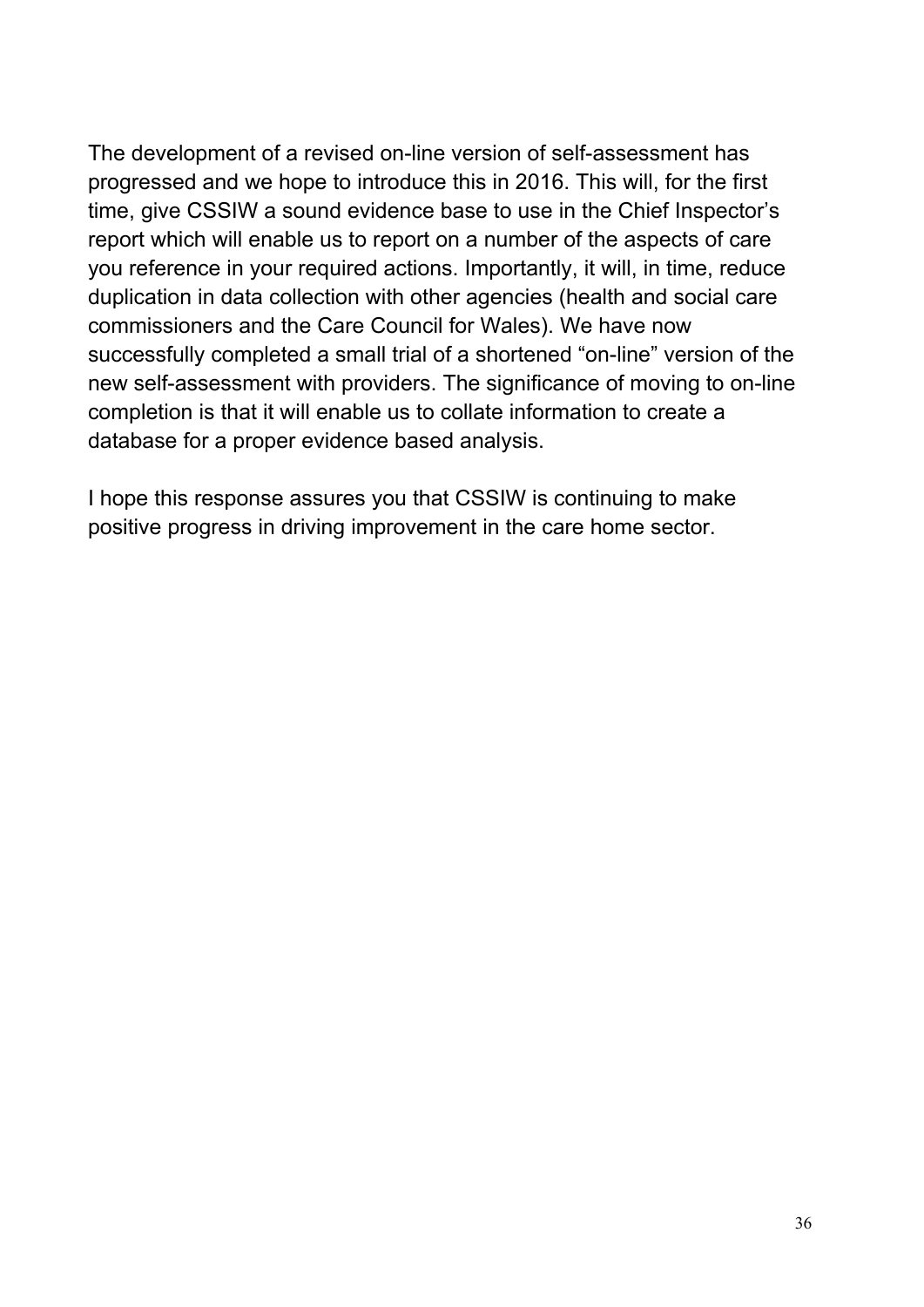The development of a revised on-line version of self-assessment has progressed and we hope to introduce this in 2016. This will, for the first time, give CSSIW a sound evidence base to use in the Chief Inspector's report which will enable us to report on a number of the aspects of care you reference in your required actions. Importantly, it will, in time, reduce duplication in data collection with other agencies (health and social care commissioners and the Care Council for Wales). We have now successfully completed a small trial of a shortened "on-line" version of the new self-assessment with providers. The significance of moving to on-line completion is that it will enable us to collate information to create a database for a proper evidence based analysis.

I hope this response assures you that CSSIW is continuing to make positive progress in driving improvement in the care home sector.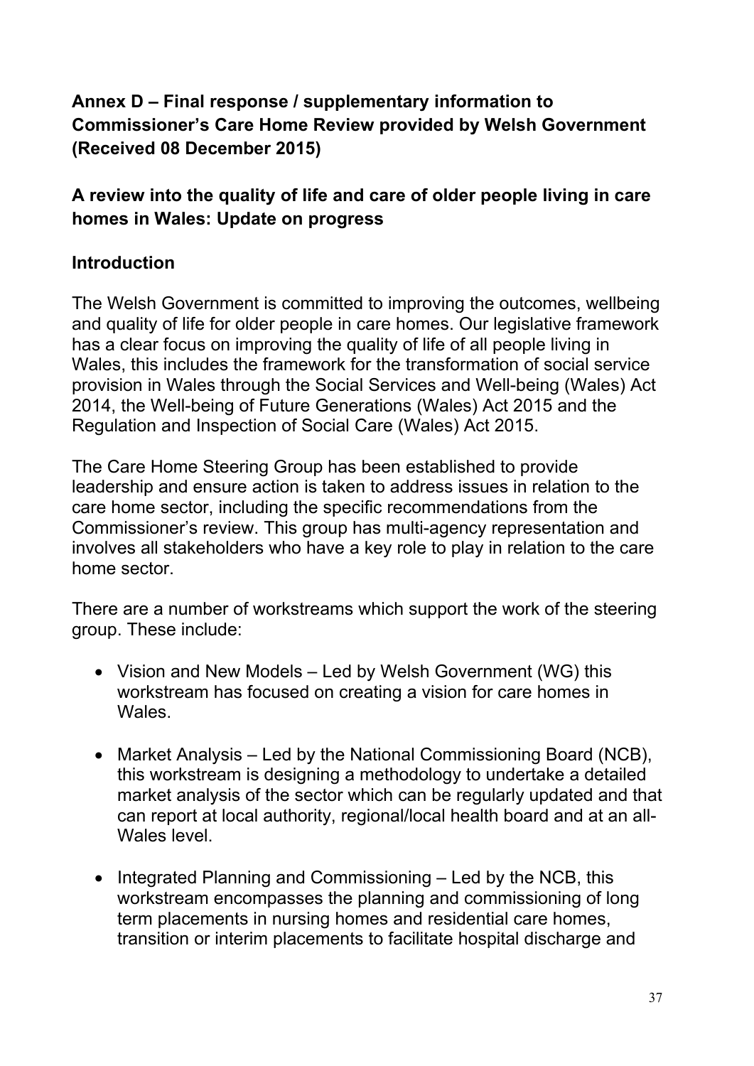## Annex D – Final response / supplementary information to Commissioner's Care Home Review provided by Welsh Government (Received 08 December 2015)

## A review into the quality of life and care of older people living in care homes in Wales: Update on progress

## Introduction

The Welsh Government is committed to improving the outcomes, wellbeing and quality of life for older people in care homes. Our legislative framework has a clear focus on improving the quality of life of all people living in Wales, this includes the framework for the transformation of social service provision in Wales through the Social Services and Well-being (Wales) Act 2014, the Well-being of Future Generations (Wales) Act 2015 and the Regulation and Inspection of Social Care (Wales) Act 2015.

The Care Home Steering Group has been established to provide leadership and ensure action is taken to address issues in relation to the care home sector, including the specific recommendations from the Commissioner's review. This group has multi-agency representation and involves all stakeholders who have a key role to play in relation to the care home sector.

There are a number of workstreams which support the work of the steering group. These include:

- Vision and New Models – Led by Welsh Government (WG) this workstream has focused on creating a vision for care homes in Wales.
- Market Analysis – Led by the National Commissioning Board (NCB), this workstream is designing a methodology to undertake a detailed market analysis of the sector which can be regularly updated and that can report at local authority, regional/local health board and at an all-Wales level.
- Integrated Planning and Commissioning – Led by the NCB, this workstream encompasses the planning and commissioning of long term placements in nursing homes and residential care homes, transition or interim placements to facilitate hospital discharge and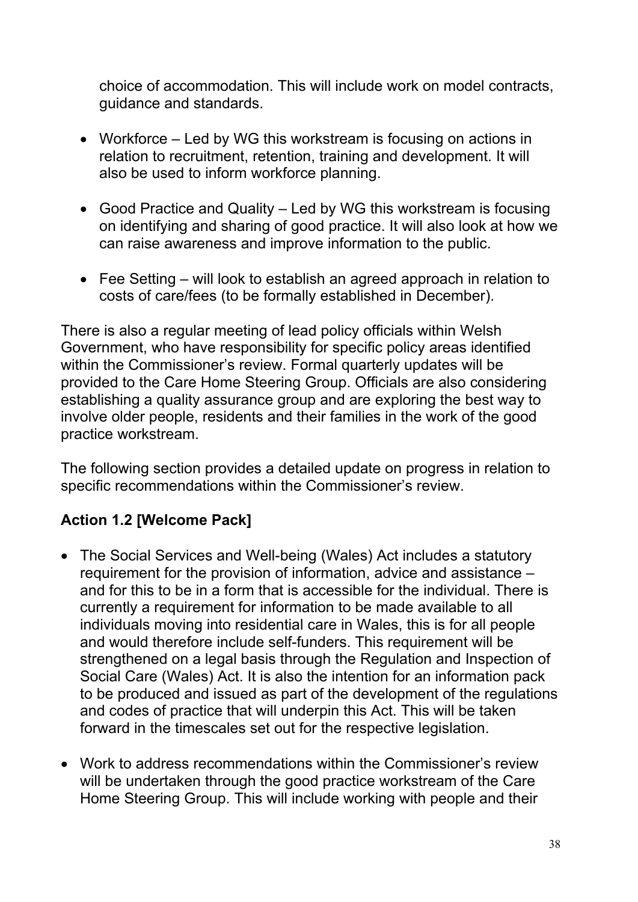choice of accommodation. This will include work on model contracts, guidance and standards.

- Workforce – Led by WG this workstream is focusing on actions in relation to recruitment, retention, training and development. It will also be used to inform workforce planning.

- Good Practice and Quality – Led by WG this workstream is focusing on identifying and sharing of good practice. It will also look at how we can raise awareness and improve information to the public.

- Fee Setting – will look to establish an agreed approach in relation to costs of care/fees (to be formally established in December).

There is also a regular meeting of lead policy officials within Welsh Government, who have responsibility for specific policy areas identified within the Commissioner's review. Formal quarterly updates will be provided to the Care Home Steering Group. Officials are also considering establishing a quality assurance group and are exploring the best way to involve older people, residents and their families in the work of the good practice workstream.

The following section provides a detailed update on progress in relation to specific recommendations within the Commissioner's review.

**Action 1.2 [Welcome Pack]**

- The Social Services and Well-being (Wales) Act includes a statutory requirement for the provision of information, advice and assistance – and for this to be in a form that is accessible for the individual. There is currently a requirement for information to be made available to all individuals moving into residential care in Wales, this is for all people and would therefore include self-funders. This requirement will be strengthened on a legal basis through the Regulation and Inspection of Social Care (Wales) Act. It is also the intention for an information pack to be produced and issued as part of the development of the regulations and codes of practice that will underpin this Act. This will be taken forward in the timescales set out for the respective legislation.

- Work to address recommendations within the Commissioner's review will be undertaken through the good practice workstream of the Care Home Steering Group. This will include working with people and their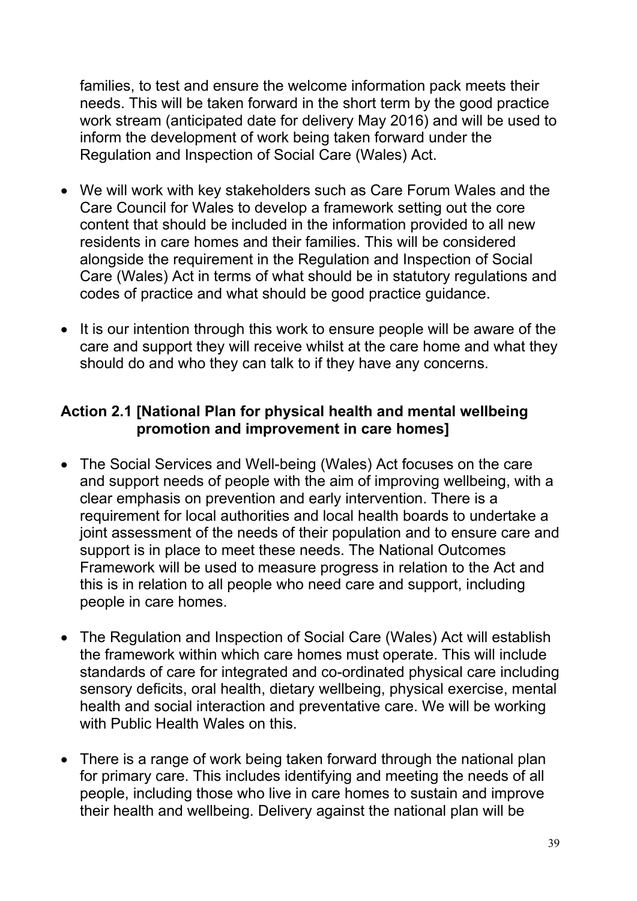families, to test and ensure the welcome information pack meets their needs. This will be taken forward in the short term by the good practice work stream (anticipated date for delivery May 2016) and will be used to inform the development of work being taken forward under the Regulation and Inspection of Social Care (Wales) Act.

- We will work with key stakeholders such as Care Forum Wales and the Care Council for Wales to develop a framework setting out the core content that should be included in the information provided to all new residents in care homes and their families. This will be considered alongside the requirement in the Regulation and Inspection of Social Care (Wales) Act in terms of what should be in statutory regulations and codes of practice and what should be good practice guidance.

- It is our intention through this work to ensure people will be aware of the care and support they will receive whilst at the care home and what they should do and who they can talk to if they have any concerns.

**Action 2.1 [National Plan for physical health and mental wellbeing promotion and improvement in care homes]**

- The Social Services and Well-being (Wales) Act focuses on the care and support needs of people with the aim of improving wellbeing, with a clear emphasis on prevention and early intervention. There is a requirement for local authorities and local health boards to undertake a joint assessment of the needs of their population and to ensure care and support is in place to meet these needs. The National Outcomes Framework will be used to measure progress in relation to the Act and this is in relation to all people who need care and support, including people in care homes.

- The Regulation and Inspection of Social Care (Wales) Act will establish the framework within which care homes must operate. This will include standards of care for integrated and co-ordinated physical care including sensory deficits, oral health, dietary wellbeing, physical exercise, mental health and social interaction and preventative care. We will be working with Public Health Wales on this.

- There is a range of work being taken forward through the national plan for primary care. This includes identifying and meeting the needs of all people, including those who live in care homes to sustain and improve their health and wellbeing. Delivery against the national plan will be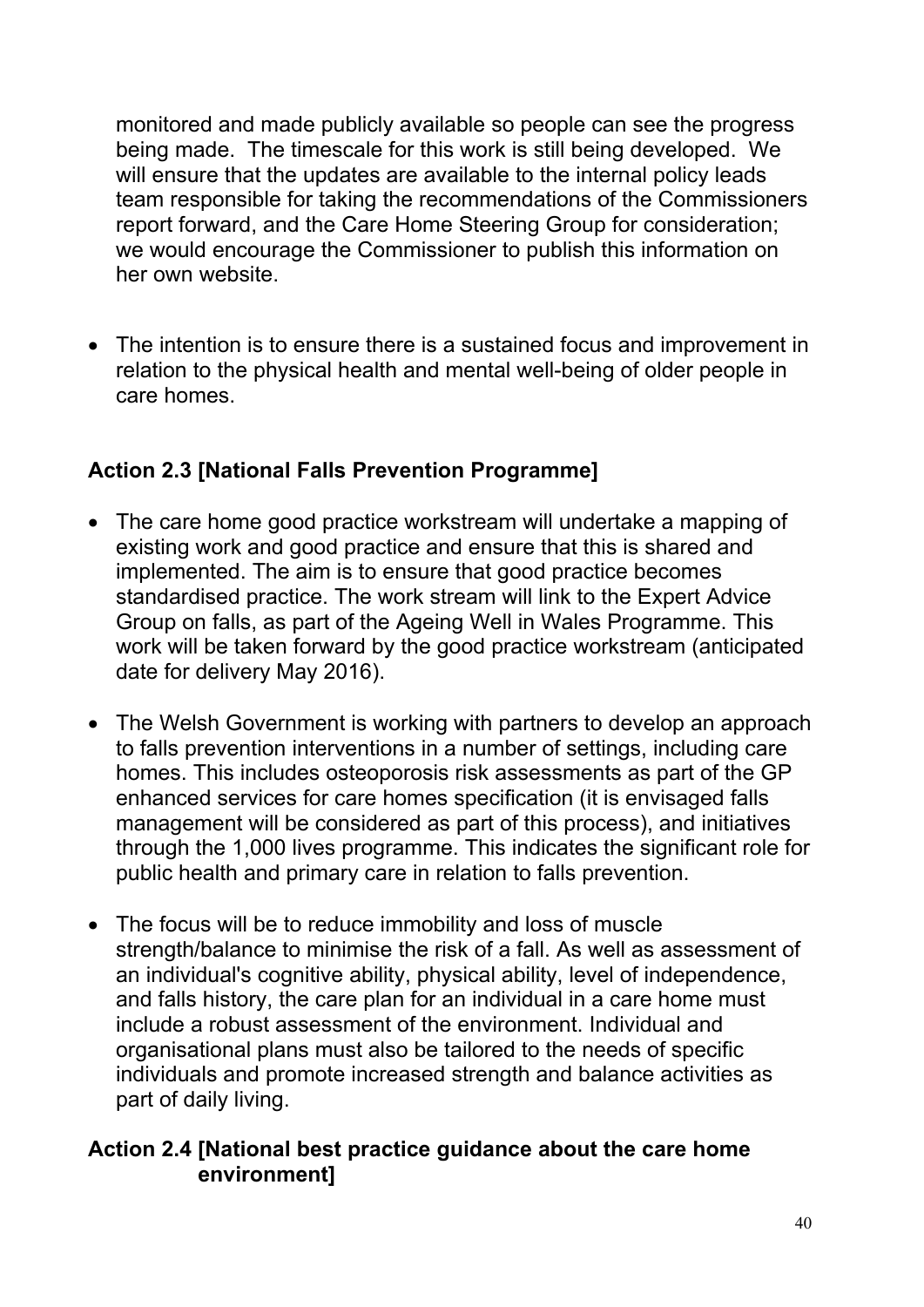monitored and made publicly available so people can see the progress being made. The timescale for this work is still being developed. We will ensure that the updates are available to the internal policy leads team responsible for taking the recommendations of the Commissioners report forward, and the Care Home Steering Group for consideration; we would encourage the Commissioner to publish this information on her own website.

- The intention is to ensure there is a sustained focus and improvement in relation to the physical health and mental well-being of older people in care homes.

**Action 2.3 [National Falls Prevention Programme]**

- The care home good practice workstream will undertake a mapping of existing work and good practice and ensure that this is shared and implemented. The aim is to ensure that good practice becomes standardised practice. The work stream will link to the Expert Advice Group on falls, as part of the Ageing Well in Wales Programme. This work will be taken forward by the good practice workstream (anticipated date for delivery May 2016).

- The Welsh Government is working with partners to develop an approach to falls prevention interventions in a number of settings, including care homes. This includes osteoporosis risk assessments as part of the GP enhanced services for care homes specification (it is envisaged falls management will be considered as part of this process), and initiatives through the 1,000 lives programme. This indicates the significant role for public health and primary care in relation to falls prevention.

- The focus will be to reduce immobility and loss of muscle strength/balance to minimise the risk of a fall. As well as assessment of an individual's cognitive ability, physical ability, level of independence, and falls history, the care plan for an individual in a care home must include a robust assessment of the environment. Individual and organisational plans must also be tailored to the needs of specific individuals and promote increased strength and balance activities as part of daily living.

**Action 2.4 [National best practice guidance about the care home environment]**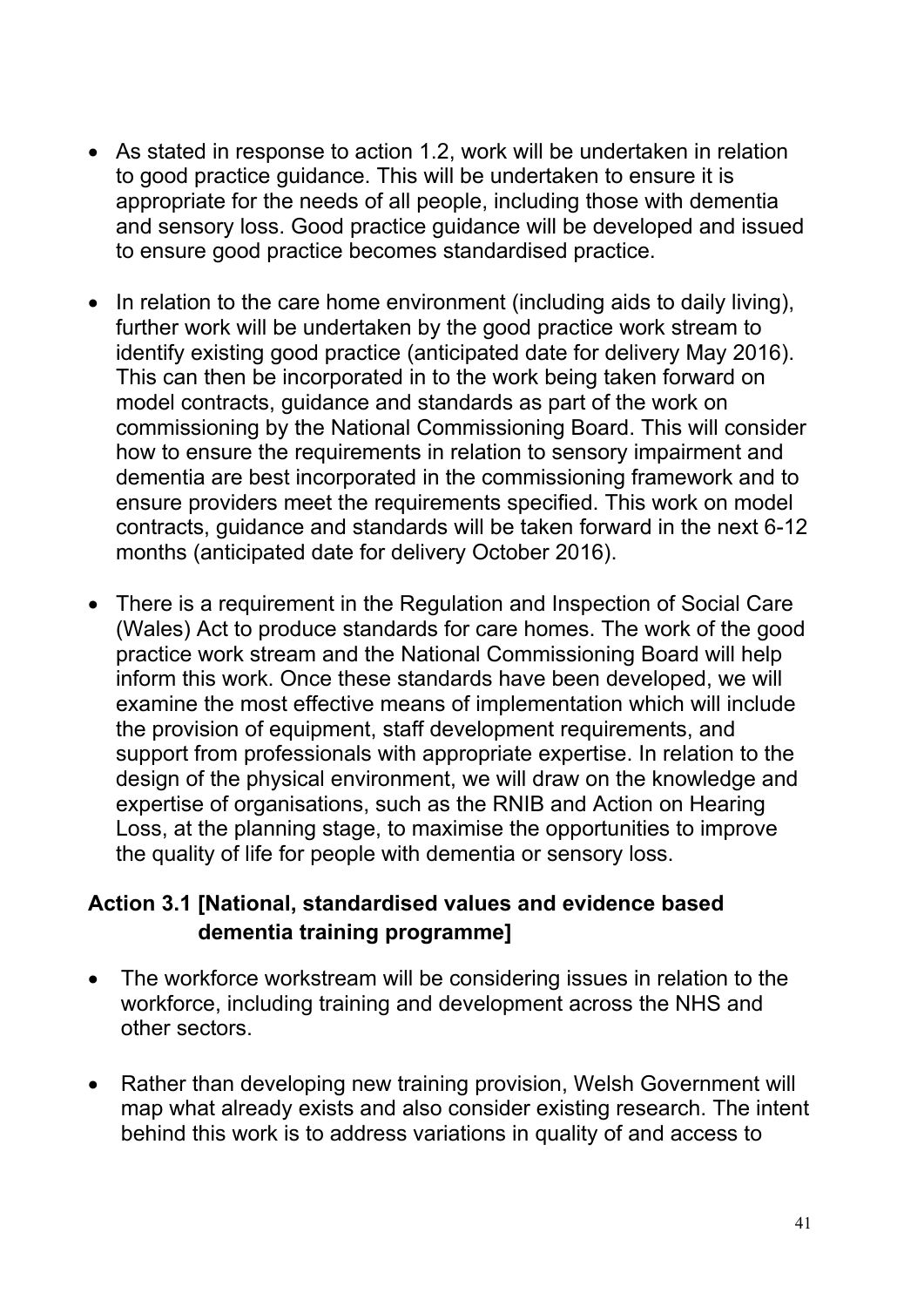- As stated in response to action 1.2, work will be undertaken in relation to good practice guidance. This will be undertaken to ensure it is appropriate for the needs of all people, including those with dementia and sensory loss. Good practice guidance will be developed and issued to ensure good practice becomes standardised practice.

- In relation to the care home environment (including aids to daily living), further work will be undertaken by the good practice work stream to identify existing good practice (anticipated date for delivery May 2016). This can then be incorporated in to the work being taken forward on model contracts, guidance and standards as part of the work on commissioning by the National Commissioning Board. This will consider how to ensure the requirements in relation to sensory impairment and dementia are best incorporated in the commissioning framework and to ensure providers meet the requirements specified. This work on model contracts, guidance and standards will be taken forward in the next 6-12 months (anticipated date for delivery October 2016).

- There is a requirement in the Regulation and Inspection of Social Care (Wales) Act to produce standards for care homes. The work of the good practice work stream and the National Commissioning Board will help inform this work. Once these standards have been developed, we will examine the most effective means of implementation which will include the provision of equipment, staff development requirements, and support from professionals with appropriate expertise. In relation to the design of the physical environment, we will draw on the knowledge and expertise of organisations, such as the RNIB and Action on Hearing Loss, at the planning stage, to maximise the opportunities to improve the quality of life for people with dementia or sensory loss.

**Action 3.1 [National, standardised values and evidence based dementia training programme]**

- The workforce workstream will be considering issues in relation to the workforce, including training and development across the NHS and other sectors.

- Rather than developing new training provision, Welsh Government will map what already exists and also consider existing research. The intent behind this work is to address variations in quality of and access to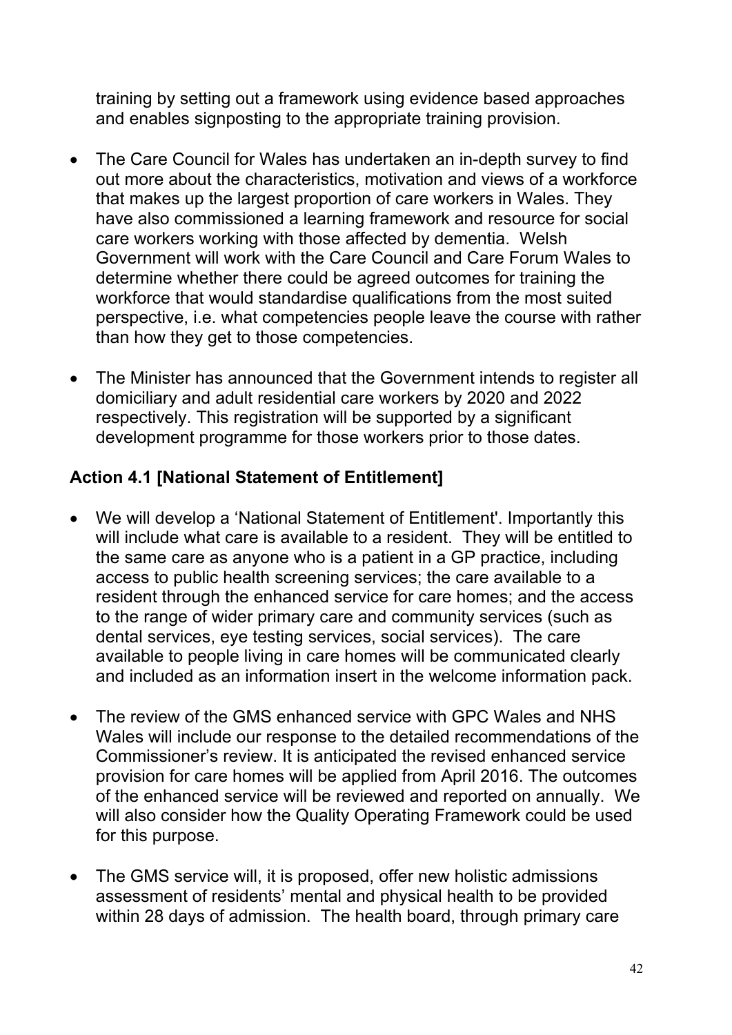training by setting out a framework using evidence based approaches and enables signposting to the appropriate training provision.

- The Care Council for Wales has undertaken an in-depth survey to find out more about the characteristics, motivation and views of a workforce that makes up the largest proportion of care workers in Wales. They have also commissioned a learning framework and resource for social care workers working with those affected by dementia. Welsh Government will work with the Care Council and Care Forum Wales to determine whether there could be agreed outcomes for training the workforce that would standardise qualifications from the most suited perspective, i.e. what competencies people leave the course with rather than how they get to those competencies.

- The Minister has announced that the Government intends to register all domiciliary and adult residential care workers by 2020 and 2022 respectively. This registration will be supported by a significant development programme for those workers prior to those dates.

**Action 4.1 [National Statement of Entitlement]**

- We will develop a 'National Statement of Entitlement'. Importantly this will include what care is available to a resident. They will be entitled to the same care as anyone who is a patient in a GP practice, including access to public health screening services; the care available to a resident through the enhanced service for care homes; and the access to the range of wider primary care and community services (such as dental services, eye testing services, social services). The care available to people living in care homes will be communicated clearly and included as an information insert in the welcome information pack.

- The review of the GMS enhanced service with GPC Wales and NHS Wales will include our response to the detailed recommendations of the Commissioner's review. It is anticipated the revised enhanced service provision for care homes will be applied from April 2016. The outcomes of the enhanced service will be reviewed and reported on annually. We will also consider how the Quality Operating Framework could be used for this purpose.

- The GMS service will, it is proposed, offer new holistic admissions assessment of residents' mental and physical health to be provided within 28 days of admission. The health board, through primary care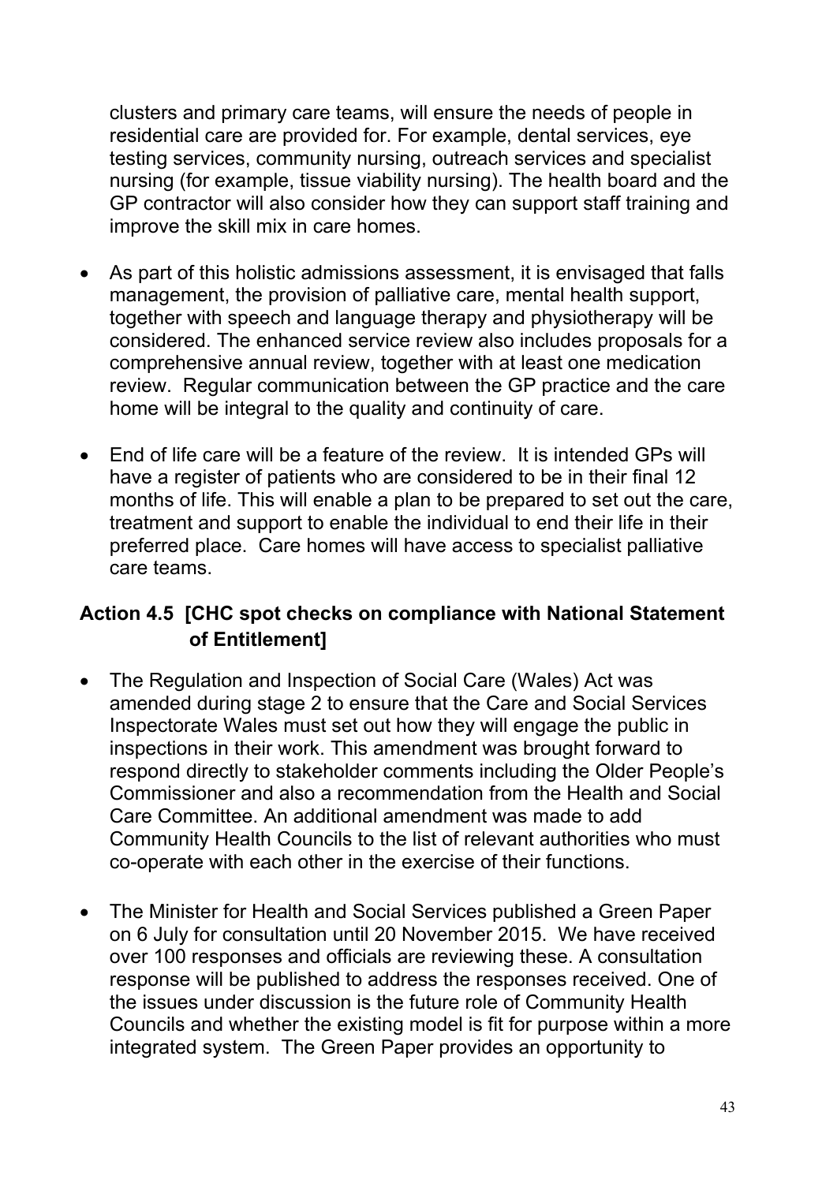clusters and primary care teams, will ensure the needs of people in residential care are provided for. For example, dental services, eye testing services, community nursing, outreach services and specialist nursing (for example, tissue viability nursing). The health board and the GP contractor will also consider how they can support staff training and improve the skill mix in care homes.

- As part of this holistic admissions assessment, it is envisaged that falls management, the provision of palliative care, mental health support, together with speech and language therapy and physiotherapy will be considered. The enhanced service review also includes proposals for a comprehensive annual review, together with at least one medication review. Regular communication between the GP practice and the care home will be integral to the quality and continuity of care.

- End of life care will be a feature of the review. It is intended GPs will have a register of patients who are considered to be in their final 12 months of life. This will enable a plan to be prepared to set out the care, treatment and support to enable the individual to end their life in their preferred place. Care homes will have access to specialist palliative care teams.

### Action 4.5 [CHC spot checks on compliance with National Statement of Entitlement]

- The Regulation and Inspection of Social Care (Wales) Act was amended during stage 2 to ensure that the Care and Social Services Inspectorate Wales must set out how they will engage the public in inspections in their work. This amendment was brought forward to respond directly to stakeholder comments including the Older People's Commissioner and also a recommendation from the Health and Social Care Committee. An additional amendment was made to add Community Health Councils to the list of relevant authorities who must co-operate with each other in the exercise of their functions.

- The Minister for Health and Social Services published a Green Paper on 6 July for consultation until 20 November 2015. We have received over 100 responses and officials are reviewing these. A consultation response will be published to address the responses received. One of the issues under discussion is the future role of Community Health Councils and whether the existing model is fit for purpose within a more integrated system. The Green Paper provides an opportunity to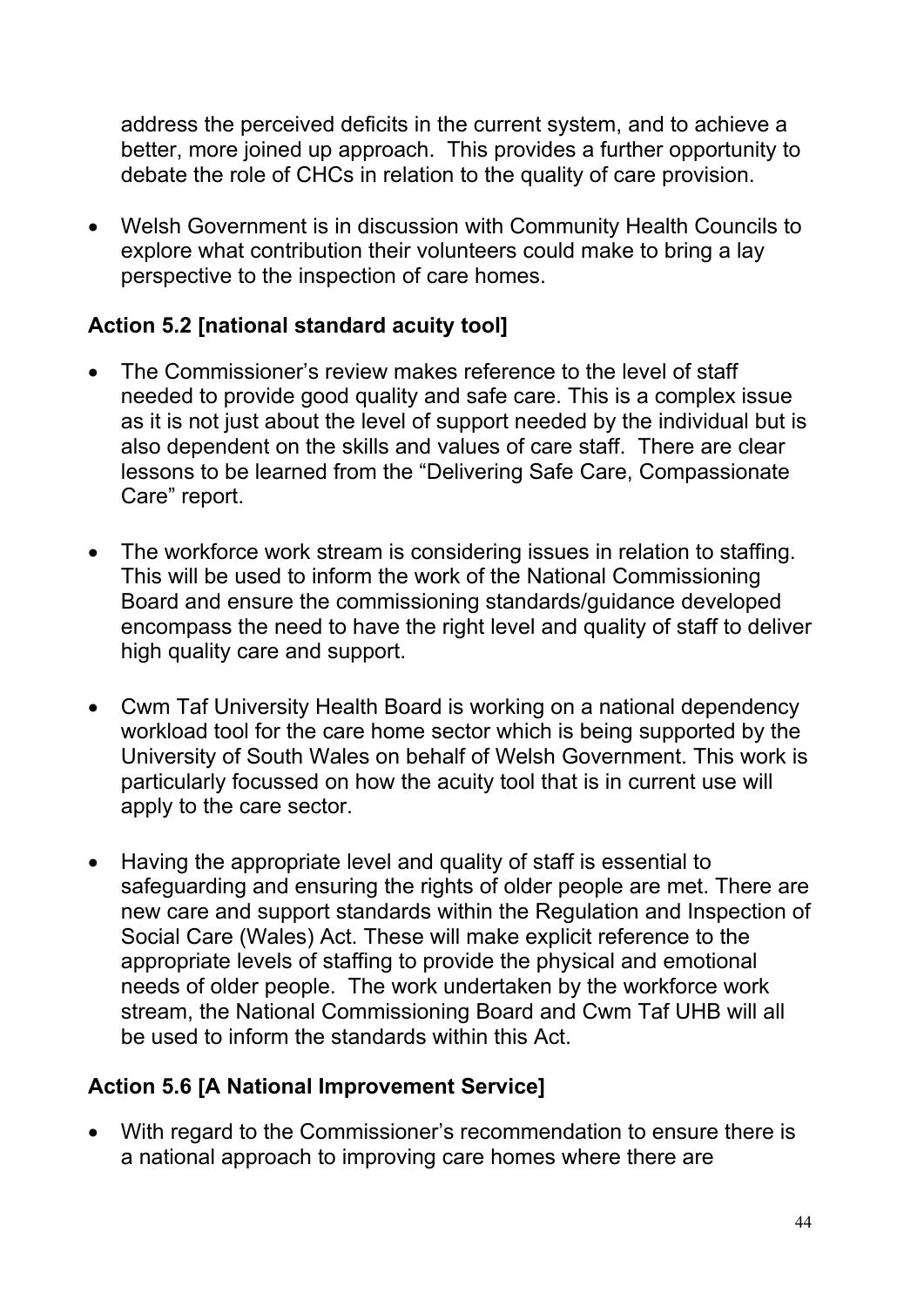address the perceived deficits in the current system, and to achieve a better, more joined up approach. This provides a further opportunity to debate the role of CHCs in relation to the quality of care provision.

- Welsh Government is in discussion with Community Health Councils to explore what contribution their volunteers could make to bring a lay perspective to the inspection of care homes.

**Action 5.2 [national standard acuity tool]**

- The Commissioner's review makes reference to the level of staff needed to provide good quality and safe care. This is a complex issue as it is not just about the level of support needed by the individual but is also dependent on the skills and values of care staff. There are clear lessons to be learned from the "Delivering Safe Care, Compassionate Care" report.

- The workforce work stream is considering issues in relation to staffing. This will be used to inform the work of the National Commissioning Board and ensure the commissioning standards/guidance developed encompass the need to have the right level and quality of staff to deliver high quality care and support.

- Cwm Taf University Health Board is working on a national dependency workload tool for the care home sector which is being supported by the University of South Wales on behalf of Welsh Government. This work is particularly focussed on how the acuity tool that is in current use will apply to the care sector.

- Having the appropriate level and quality of staff is essential to safeguarding and ensuring the rights of older people are met. There are new care and support standards within the Regulation and Inspection of Social Care (Wales) Act. These will make explicit reference to the appropriate levels of staffing to provide the physical and emotional needs of older people. The work undertaken by the workforce work stream, the National Commissioning Board and Cwm Taf UHB will all be used to inform the standards within this Act.

**Action 5.6 [A National Improvement Service]**

- With regard to the Commissioner's recommendation to ensure there is a national approach to improving care homes where there are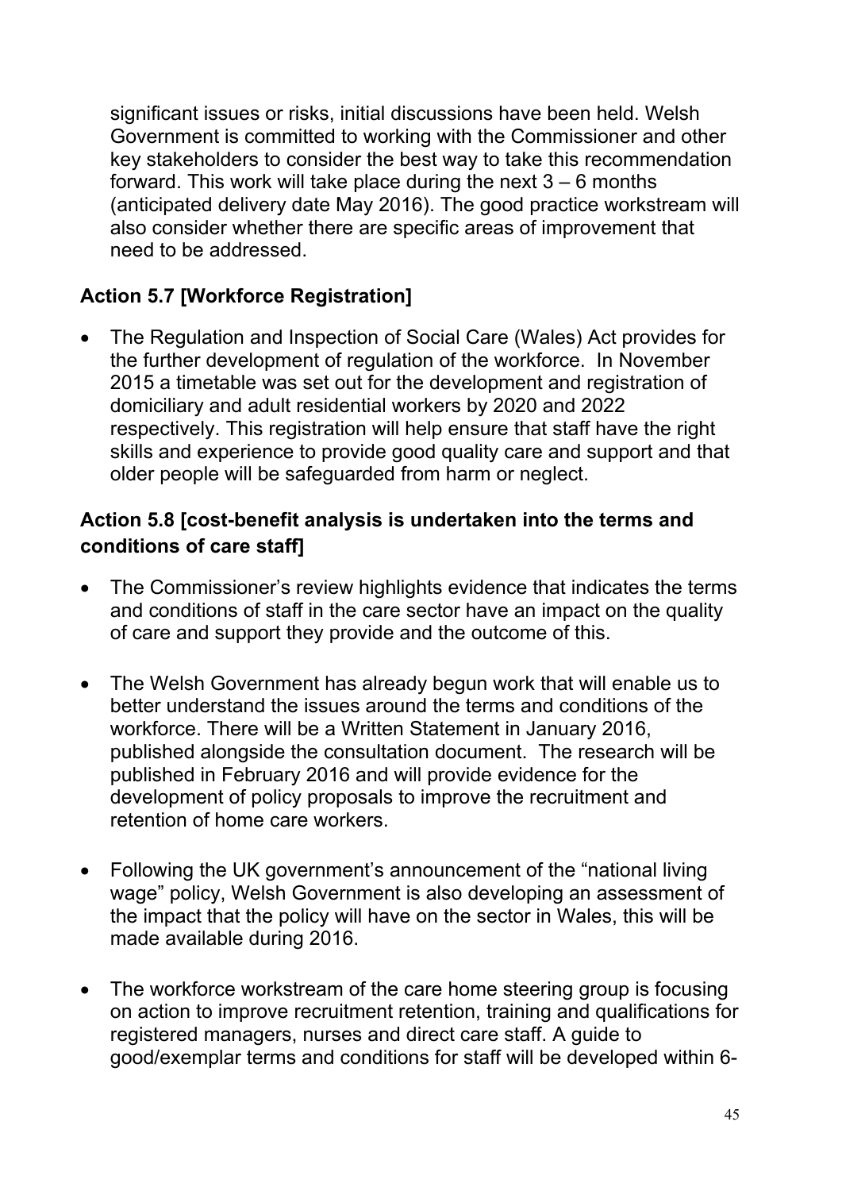significant issues or risks, initial discussions have been held. Welsh Government is committed to working with the Commissioner and other key stakeholders to consider the best way to take this recommendation forward. This work will take place during the next 3 – 6 months (anticipated delivery date May 2016). The good practice workstream will also consider whether there are specific areas of improvement that need to be addressed.

**Action 5.7 [Workforce Registration]**

- The Regulation and Inspection of Social Care (Wales) Act provides for the further development of regulation of the workforce. In November 2015 a timetable was set out for the development and registration of domiciliary and adult residential workers by 2020 and 2022 respectively. This registration will help ensure that staff have the right skills and experience to provide good quality care and support and that older people will be safeguarded from harm or neglect.

**Action 5.8 [cost-benefit analysis is undertaken into the terms and conditions of care staff]**

- The Commissioner's review highlights evidence that indicates the terms and conditions of staff in the care sector have an impact on the quality of care and support they provide and the outcome of this.

- The Welsh Government has already begun work that will enable us to better understand the issues around the terms and conditions of the workforce. There will be a Written Statement in January 2016, published alongside the consultation document. The research will be published in February 2016 and will provide evidence for the development of policy proposals to improve the recruitment and retention of home care workers.

- Following the UK government's announcement of the "national living wage" policy, Welsh Government is also developing an assessment of the impact that the policy will have on the sector in Wales, this will be made available during 2016.

- The workforce workstream of the care home steering group is focusing on action to improve recruitment retention, training and qualifications for registered managers, nurses and direct care staff. A guide to good/exemplar terms and conditions for staff will be developed within 6-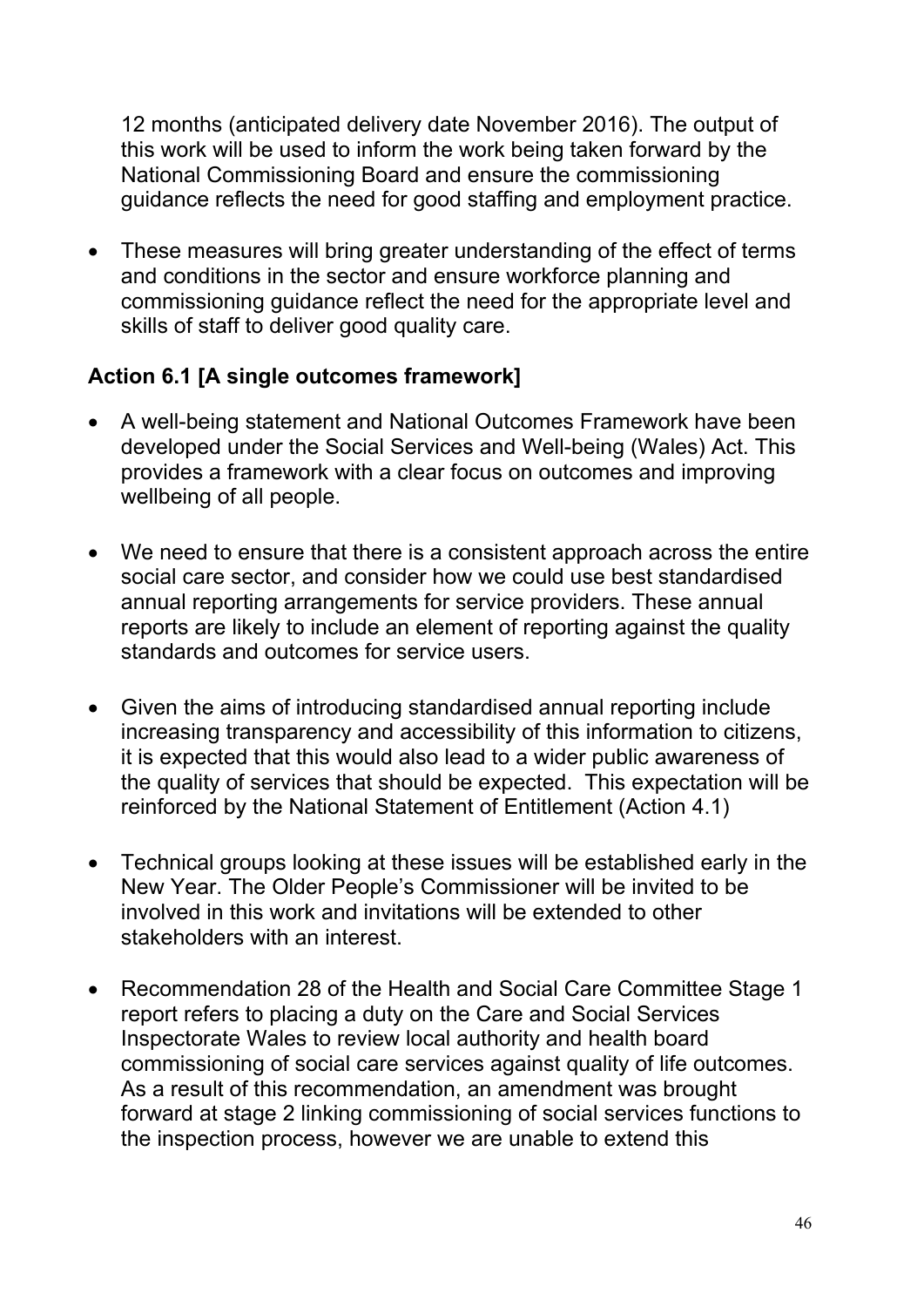12 months (anticipated delivery date November 2016). The output of this work will be used to inform the work being taken forward by the National Commissioning Board and ensure the commissioning guidance reflects the need for good staffing and employment practice.

- These measures will bring greater understanding of the effect of terms and conditions in the sector and ensure workforce planning and commissioning guidance reflect the need for the appropriate level and skills of staff to deliver good quality care.

**Action 6.1 [A single outcomes framework]**

- A well-being statement and National Outcomes Framework have been developed under the Social Services and Well-being (Wales) Act. This provides a framework with a clear focus on outcomes and improving wellbeing of all people.

- We need to ensure that there is a consistent approach across the entire social care sector, and consider how we could use best standardised annual reporting arrangements for service providers. These annual reports are likely to include an element of reporting against the quality standards and outcomes for service users.

- Given the aims of introducing standardised annual reporting include increasing transparency and accessibility of this information to citizens, it is expected that this would also lead to a wider public awareness of the quality of services that should be expected. This expectation will be reinforced by the National Statement of Entitlement (Action 4.1)

- Technical groups looking at these issues will be established early in the New Year. The Older People's Commissioner will be invited to be involved in this work and invitations will be extended to other stakeholders with an interest.

- Recommendation 28 of the Health and Social Care Committee Stage 1 report refers to placing a duty on the Care and Social Services Inspectorate Wales to review local authority and health board commissioning of social care services against quality of life outcomes. As a result of this recommendation, an amendment was brought forward at stage 2 linking commissioning of social services functions to the inspection process, however we are unable to extend this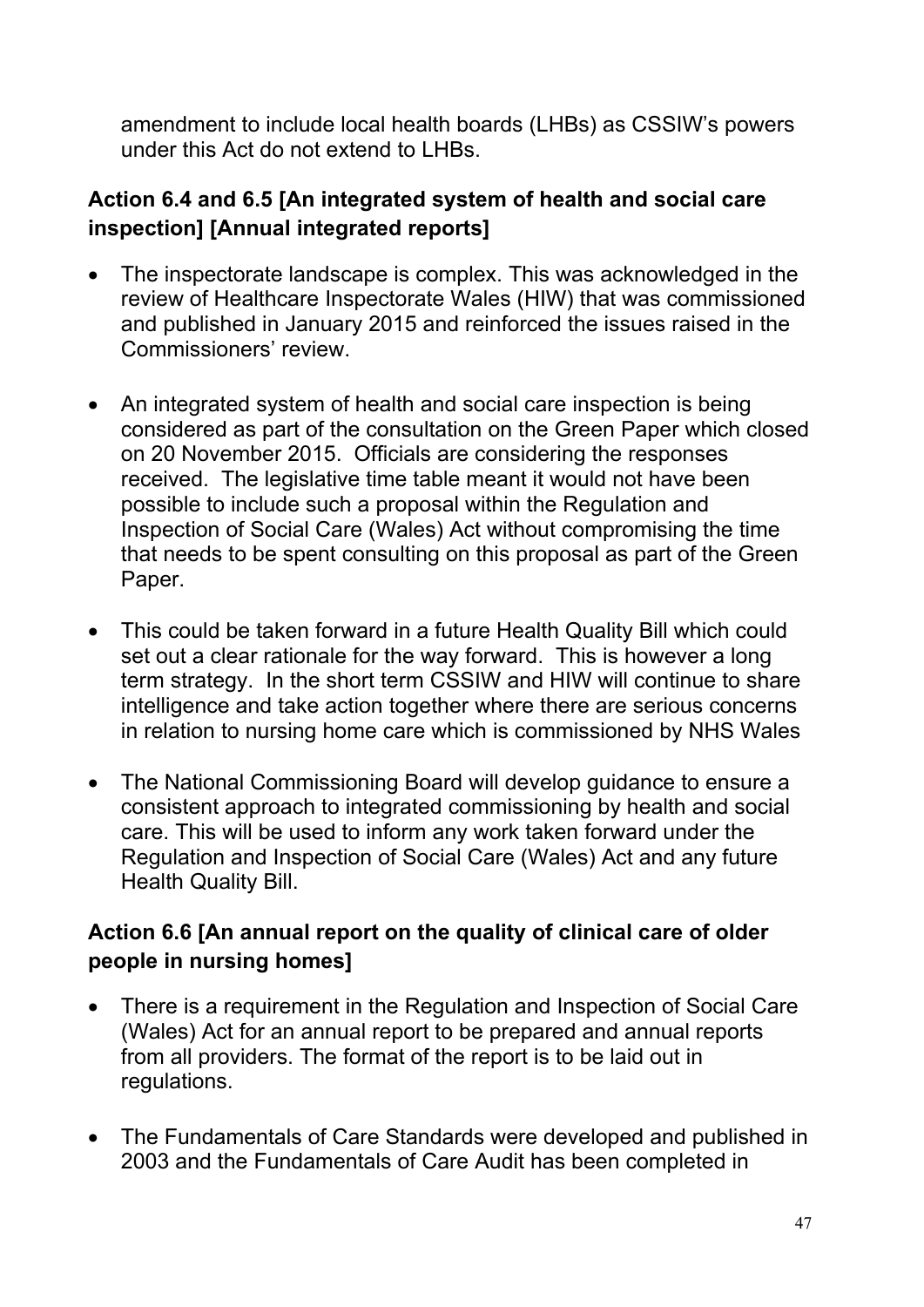amendment to include local health boards (LHBs) as CSSIW's powers under this Act do not extend to LHBs.

### Action 6.4 and 6.5 [An integrated system of health and social care inspection] [Annual integrated reports]

- The inspectorate landscape is complex. This was acknowledged in the review of Healthcare Inspectorate Wales (HIW) that was commissioned and published in January 2015 and reinforced the issues raised in the Commissioners' review.

- An integrated system of health and social care inspection is being considered as part of the consultation on the Green Paper which closed on 20 November 2015. Officials are considering the responses received. The legislative time table meant it would not have been possible to include such a proposal within the Regulation and Inspection of Social Care (Wales) Act without compromising the time that needs to be spent consulting on this proposal as part of the Green Paper.

- This could be taken forward in a future Health Quality Bill which could set out a clear rationale for the way forward. This is however a long term strategy. In the short term CSSIW and HIW will continue to share intelligence and take action together where there are serious concerns in relation to nursing home care which is commissioned by NHS Wales

- The National Commissioning Board will develop guidance to ensure a consistent approach to integrated commissioning by health and social care. This will be used to inform any work taken forward under the Regulation and Inspection of Social Care (Wales) Act and any future Health Quality Bill.

### Action 6.6 [An annual report on the quality of clinical care of older people in nursing homes]

- There is a requirement in the Regulation and Inspection of Social Care (Wales) Act for an annual report to be prepared and annual reports from all providers. The format of the report is to be laid out in regulations.

- The Fundamentals of Care Standards were developed and published in 2003 and the Fundamentals of Care Audit has been completed in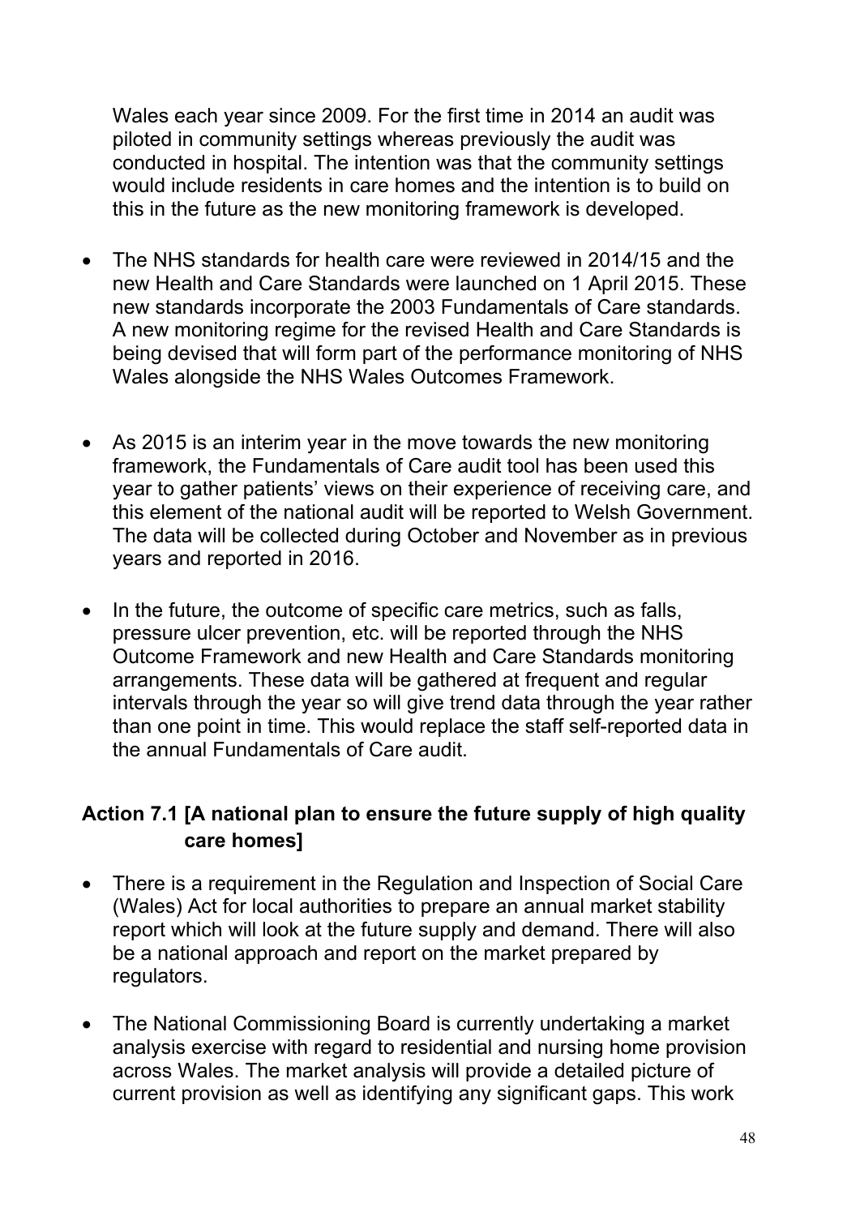Wales each year since 2009. For the first time in 2014 an audit was piloted in community settings whereas previously the audit was conducted in hospital. The intention was that the community settings would include residents in care homes and the intention is to build on this in the future as the new monitoring framework is developed.

- The NHS standards for health care were reviewed in 2014/15 and the new Health and Care Standards were launched on 1 April 2015. These new standards incorporate the 2003 Fundamentals of Care standards. A new monitoring regime for the revised Health and Care Standards is being devised that will form part of the performance monitoring of NHS Wales alongside the NHS Wales Outcomes Framework.

- As 2015 is an interim year in the move towards the new monitoring framework, the Fundamentals of Care audit tool has been used this year to gather patients' views on their experience of receiving care, and this element of the national audit will be reported to Welsh Government. The data will be collected during October and November as in previous years and reported in 2016.

- In the future, the outcome of specific care metrics, such as falls, pressure ulcer prevention, etc. will be reported through the NHS Outcome Framework and new Health and Care Standards monitoring arrangements. These data will be gathered at frequent and regular intervals through the year so will give trend data through the year rather than one point in time. This would replace the staff self-reported data in the annual Fundamentals of Care audit.

### Action 7.1 [A national plan to ensure the future supply of high quality care homes]

- There is a requirement in the Regulation and Inspection of Social Care (Wales) Act for local authorities to prepare an annual market stability report which will look at the future supply and demand. There will also be a national approach and report on the market prepared by regulators.

- The National Commissioning Board is currently undertaking a market analysis exercise with regard to residential and nursing home provision across Wales. The market analysis will provide a detailed picture of current provision as well as identifying any significant gaps. This work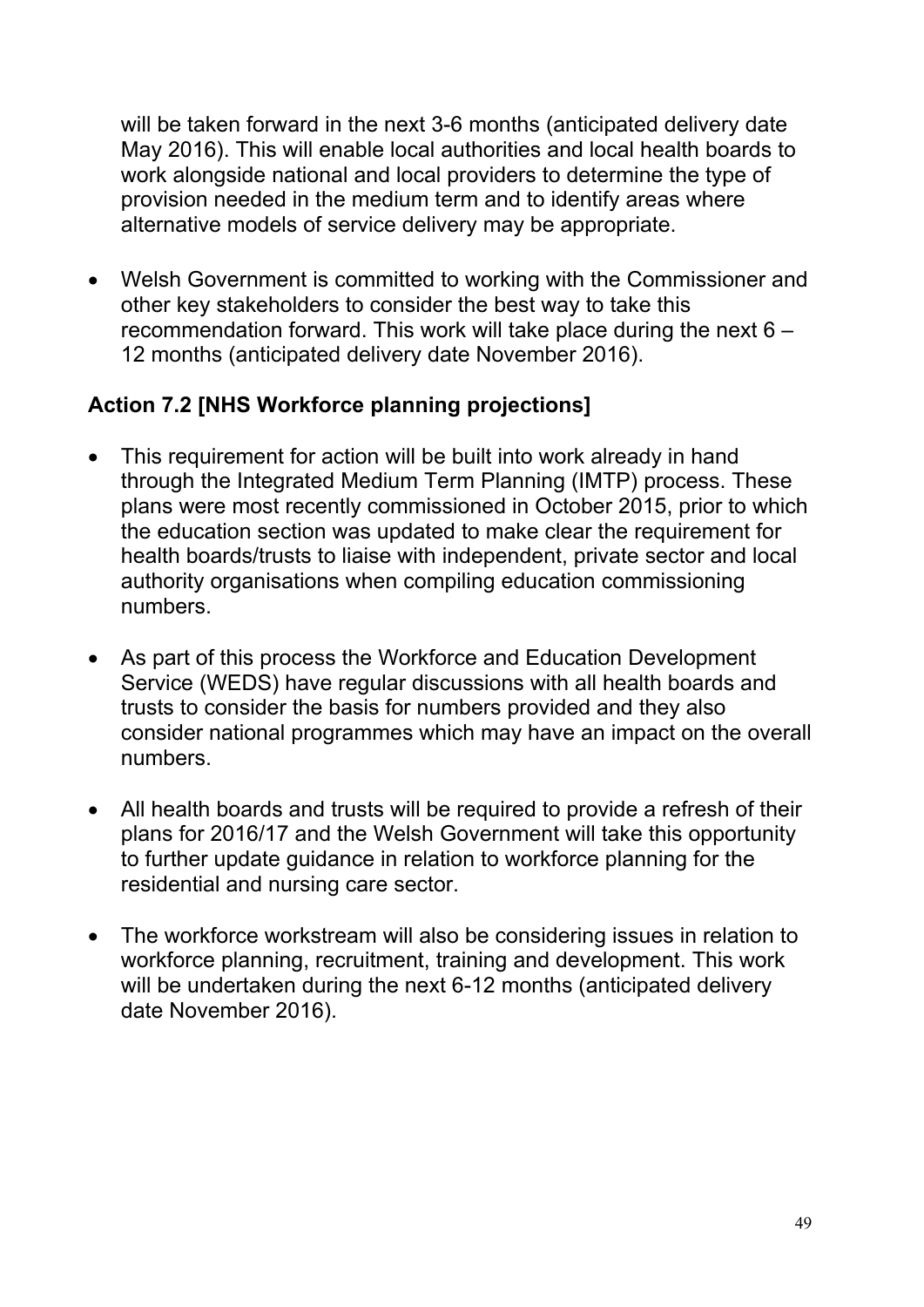will be taken forward in the next 3-6 months (anticipated delivery date May 2016). This will enable local authorities and local health boards to work alongside national and local providers to determine the type of provision needed in the medium term and to identify areas where alternative models of service delivery may be appropriate.

- Welsh Government is committed to working with the Commissioner and other key stakeholders to consider the best way to take this recommendation forward. This work will take place during the next 6 – 12 months (anticipated delivery date November 2016).

**Action 7.2 [NHS Workforce planning projections]**

- This requirement for action will be built into work already in hand through the Integrated Medium Term Planning (IMTP) process. These plans were most recently commissioned in October 2015, prior to which the education section was updated to make clear the requirement for health boards/trusts to liaise with independent, private sector and local authority organisations when compiling education commissioning numbers.

- As part of this process the Workforce and Education Development Service (WEDS) have regular discussions with all health boards and trusts to consider the basis for numbers provided and they also consider national programmes which may have an impact on the overall numbers.

- All health boards and trusts will be required to provide a refresh of their plans for 2016/17 and the Welsh Government will take this opportunity to further update guidance in relation to workforce planning for the residential and nursing care sector.

- The workforce workstream will also be considering issues in relation to workforce planning, recruitment, training and development. This work will be undertaken during the next 6-12 months (anticipated delivery date November 2016).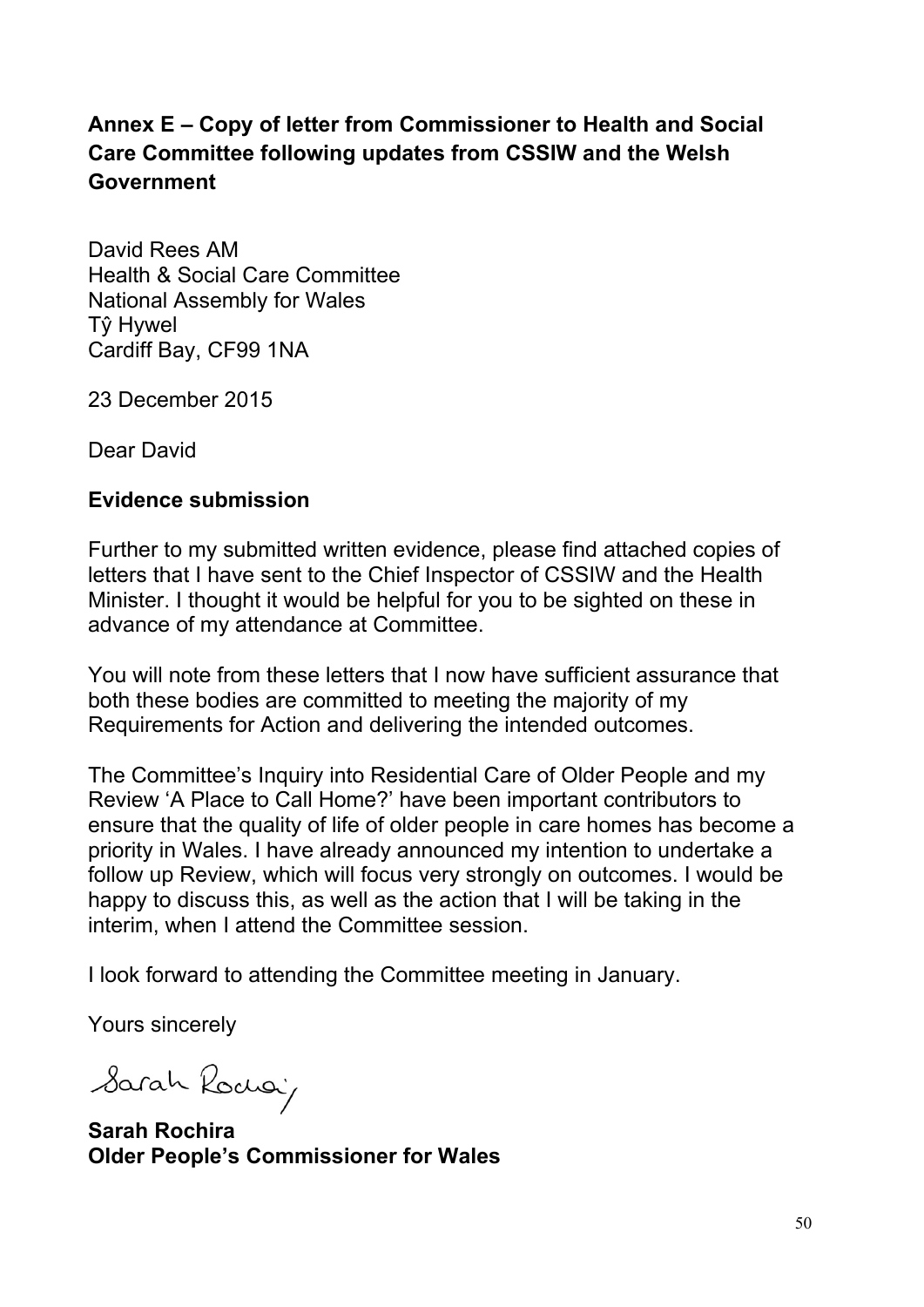**Annex E – Copy of letter from Commissioner to Health and Social Care Committee following updates from CSSIW and the Welsh Government**

David Rees AM
Health & Social Care Committee
National Assembly for Wales
Tŷ Hywel
Cardiff Bay, CF99 1NA

23 December 2015

Dear David

**Evidence submission**

Further to my submitted written evidence, please find attached copies of letters that I have sent to the Chief Inspector of CSSIW and the Health Minister. I thought it would be helpful for you to be sighted on these in advance of my attendance at Committee.

You will note from these letters that I now have sufficient assurance that both these bodies are committed to meeting the majority of my Requirements for Action and delivering the intended outcomes.

The Committee's Inquiry into Residential Care of Older People and my Review 'A Place to Call Home?' have been important contributors to ensure that the quality of life of older people in care homes has become a priority in Wales. I have already announced my intention to undertake a follow up Review, which will focus very strongly on outcomes. I would be happy to discuss this, as well as the action that I will be taking in the interim, when I attend the Committee session.

I look forward to attending the Committee meeting in January.

Yours sincerely

Sarah Rochira

**Sarah Rochira**
**Older People's Commissioner for Wales**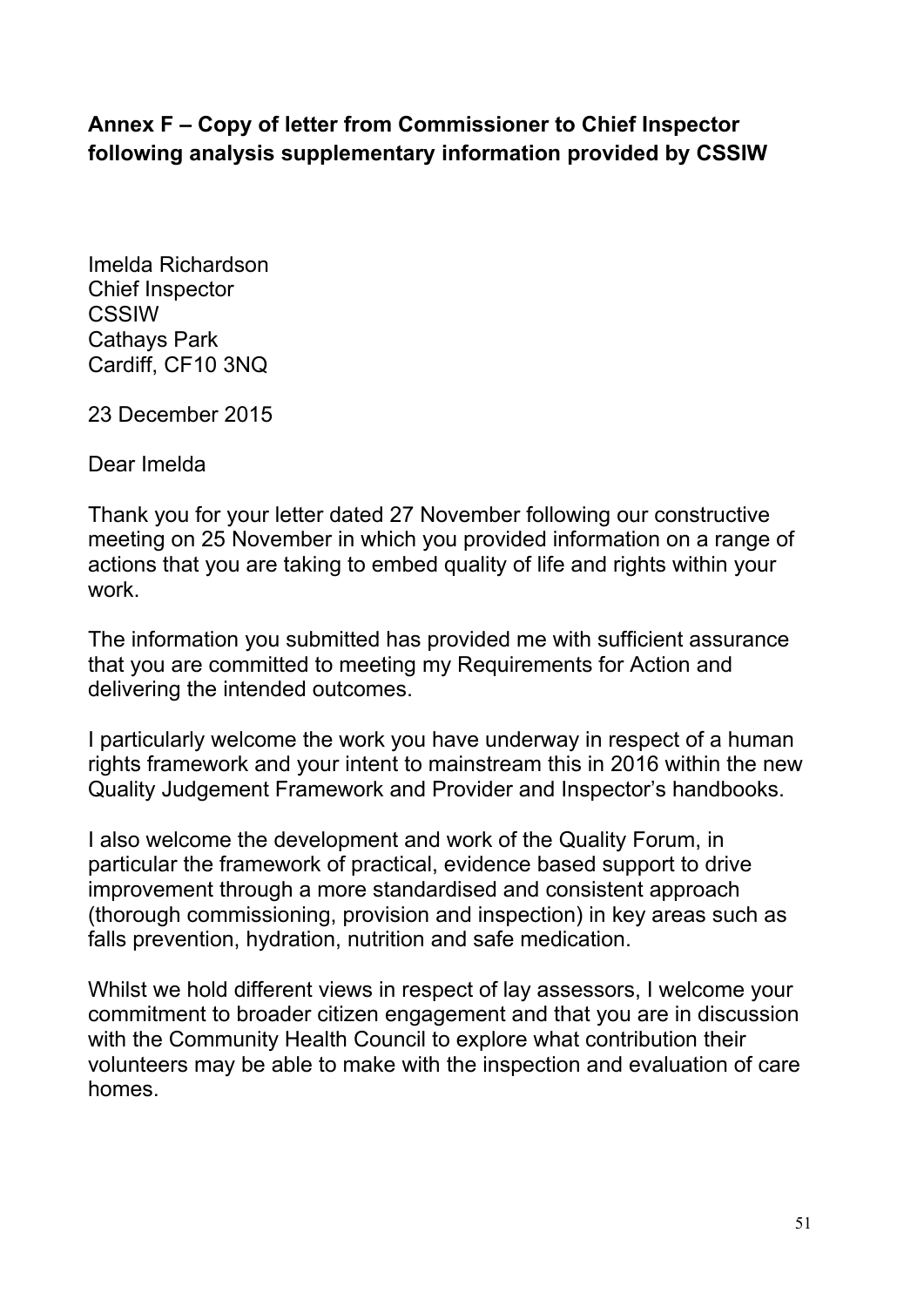**Annex F – Copy of letter from Commissioner to Chief Inspector following analysis supplementary information provided by CSSIW**

Imelda Richardson
Chief Inspector
CSSIW
Cathays Park
Cardiff, CF10 3NQ

23 December 2015

Dear Imelda

Thank you for your letter dated 27 November following our constructive meeting on 25 November in which you provided information on a range of actions that you are taking to embed quality of life and rights within your work.

The information you submitted has provided me with sufficient assurance that you are committed to meeting my Requirements for Action and delivering the intended outcomes.

I particularly welcome the work you have underway in respect of a human rights framework and your intent to mainstream this in 2016 within the new Quality Judgement Framework and Provider and Inspector's handbooks.

I also welcome the development and work of the Quality Forum, in particular the framework of practical, evidence based support to drive improvement through a more standardised and consistent approach (thorough commissioning, provision and inspection) in key areas such as falls prevention, hydration, nutrition and safe medication.

Whilst we hold different views in respect of lay assessors, I welcome your commitment to broader citizen engagement and that you are in discussion with the Community Health Council to explore what contribution their volunteers may be able to make with the inspection and evaluation of care homes.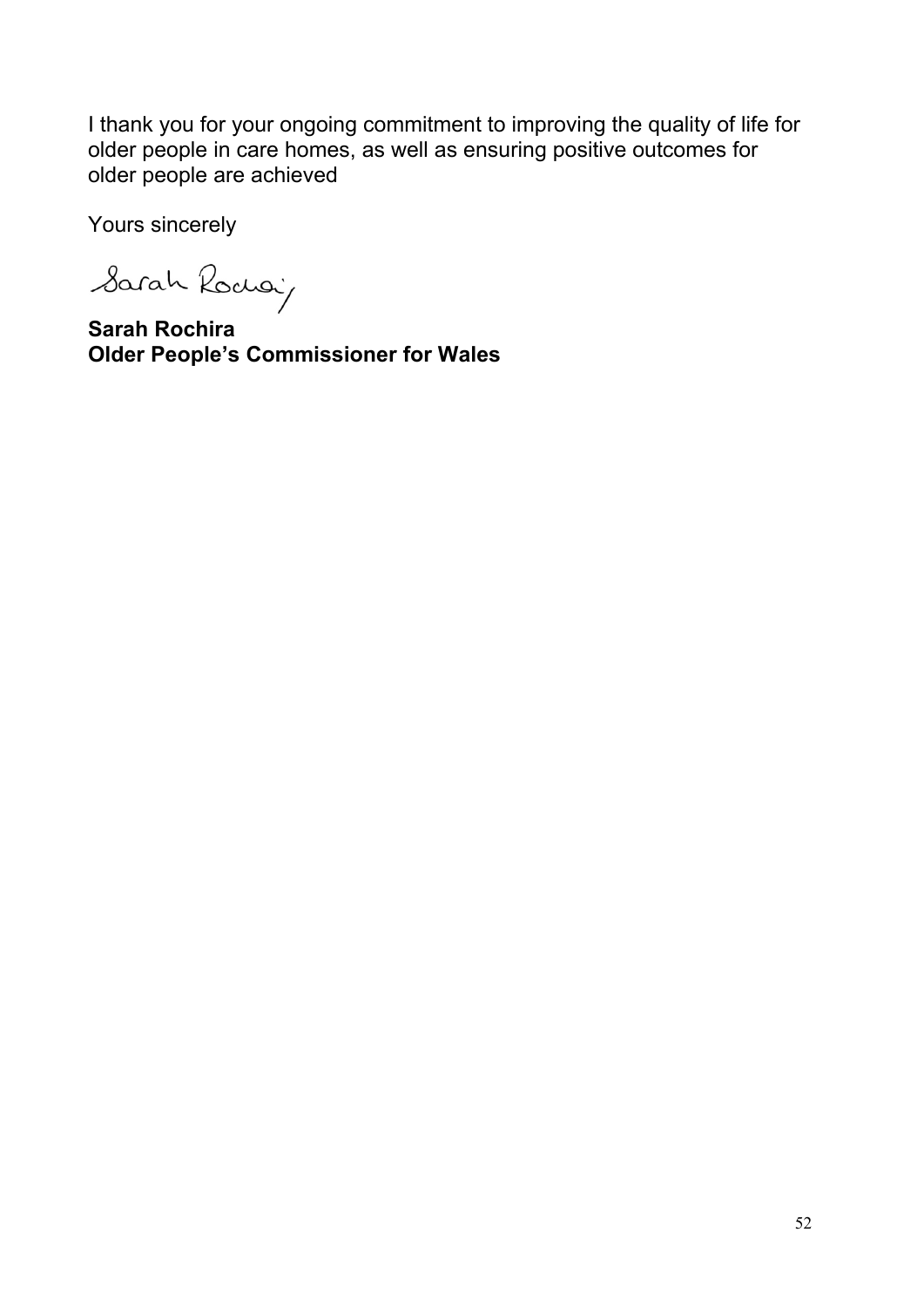I thank you for your ongoing commitment to improving the quality of life for older people in care homes, as well as ensuring positive outcomes for older people are achieved

Yours sincerely

**Sarah Rochira**
**Older People's Commissioner for Wales**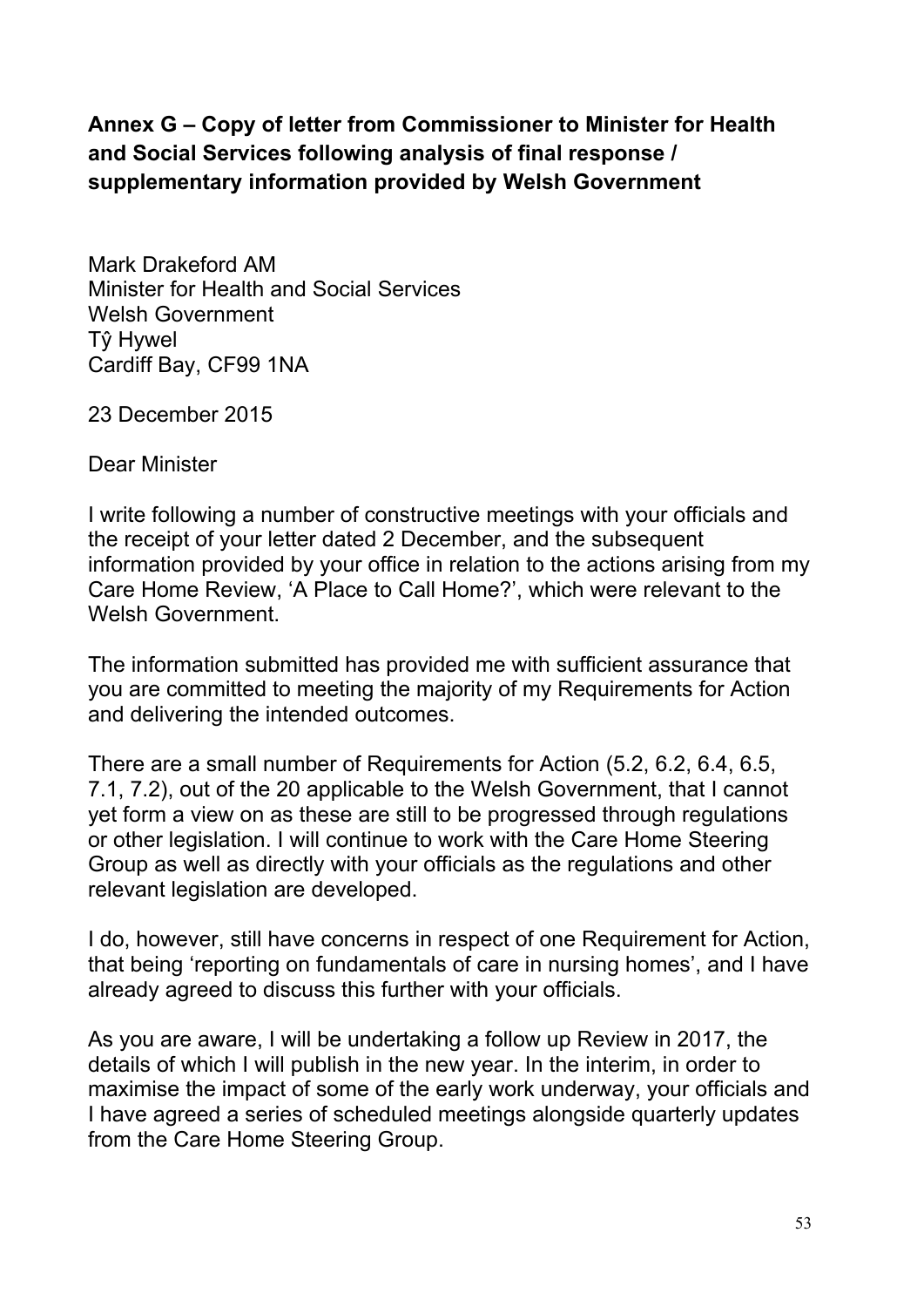**Annex G – Copy of letter from Commissioner to Minister for Health and Social Services following analysis of final response / supplementary information provided by Welsh Government**

Mark Drakeford AM
Minister for Health and Social Services
Welsh Government
Tŷ Hywel
Cardiff Bay, CF99 1NA

23 December 2015

Dear Minister

I write following a number of constructive meetings with your officials and the receipt of your letter dated 2 December, and the subsequent information provided by your office in relation to the actions arising from my Care Home Review, 'A Place to Call Home?', which were relevant to the Welsh Government.

The information submitted has provided me with sufficient assurance that you are committed to meeting the majority of my Requirements for Action and delivering the intended outcomes.

There are a small number of Requirements for Action (5.2, 6.2, 6.4, 6.5, 7.1, 7.2), out of the 20 applicable to the Welsh Government, that I cannot yet form a view on as these are still to be progressed through regulations or other legislation. I will continue to work with the Care Home Steering Group as well as directly with your officials as the regulations and other relevant legislation are developed.

I do, however, still have concerns in respect of one Requirement for Action, that being 'reporting on fundamentals of care in nursing homes', and I have already agreed to discuss this further with your officials.

As you are aware, I will be undertaking a follow up Review in 2017, the details of which I will publish in the new year. In the interim, in order to maximise the impact of some of the early work underway, your officials and I have agreed a series of scheduled meetings alongside quarterly updates from the Care Home Steering Group.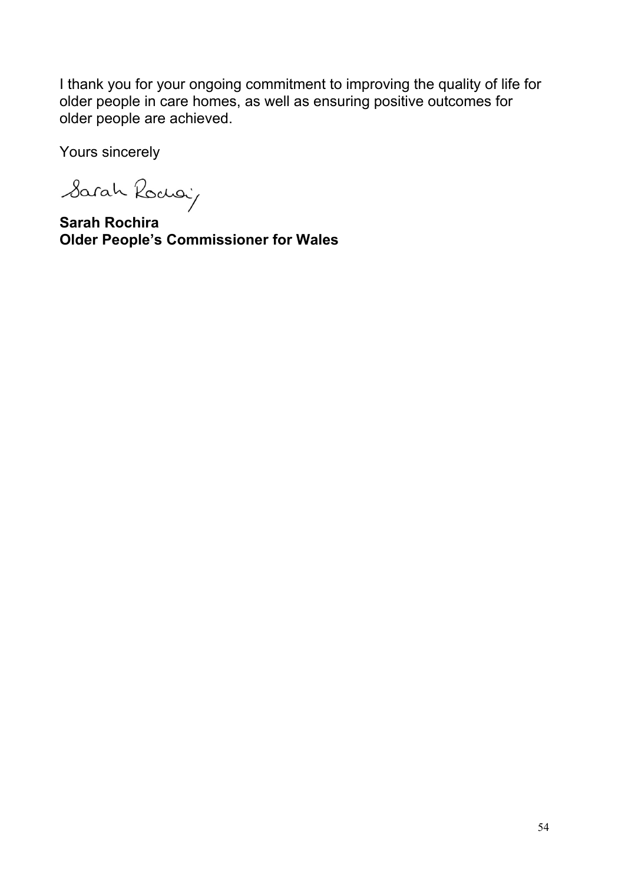I thank you for your ongoing commitment to improving the quality of life for older people in care homes, as well as ensuring positive outcomes for older people are achieved.

Yours sincerely

**Sarah Rochira**
**Older People's Commissioner for Wales**